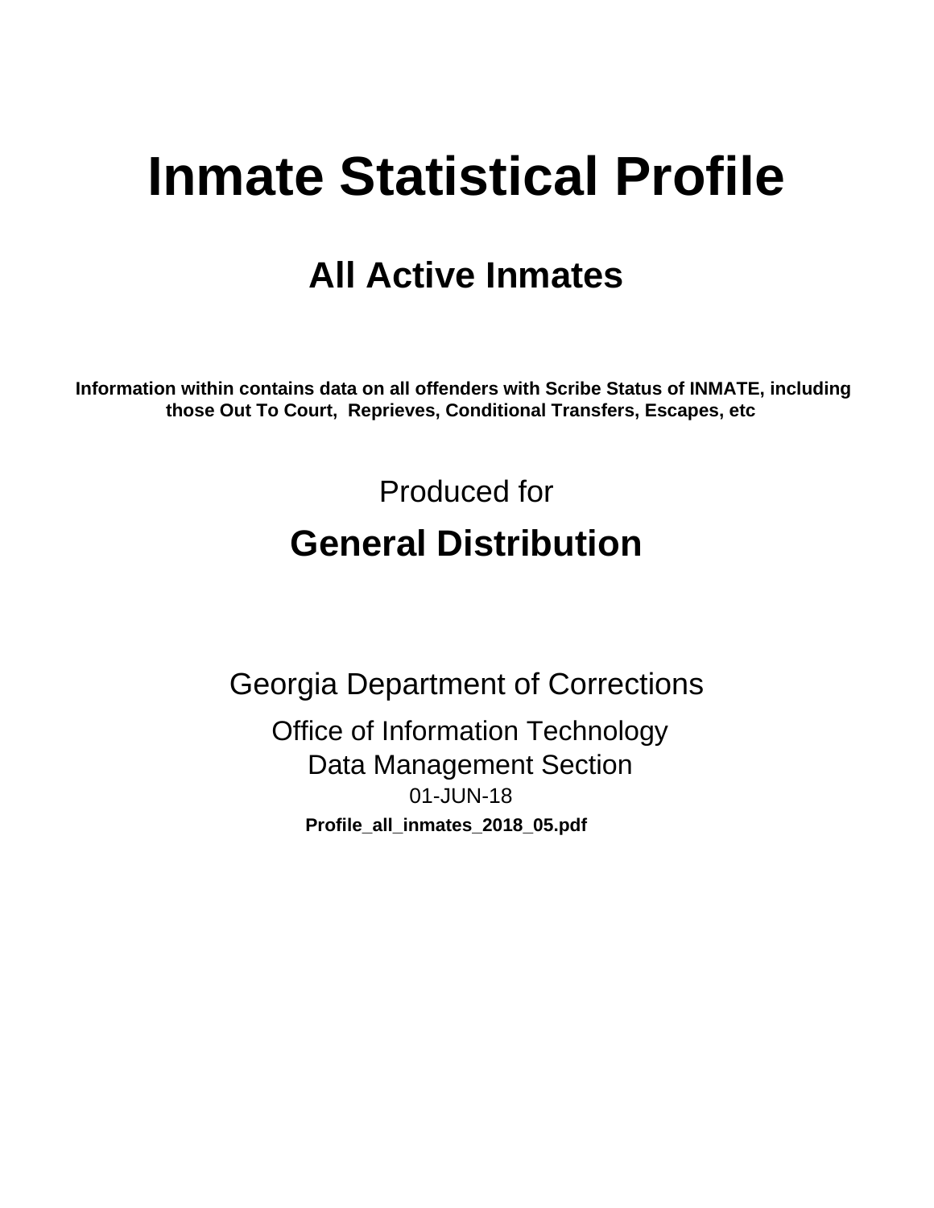# Inmate Statistical Profile

## All Active Inmates

**Information within contains data on all offenders with Scribe Status of INMATE, including those Out To Court, Reprieves, Conditional Transfers, Escapes, etc**

Produced for

## General Distribution

Georgia Department of Corrections

Office of Information Technology
Data Management Section
01-JUN-18

**Profile_all_inmates_2018_05.pdf**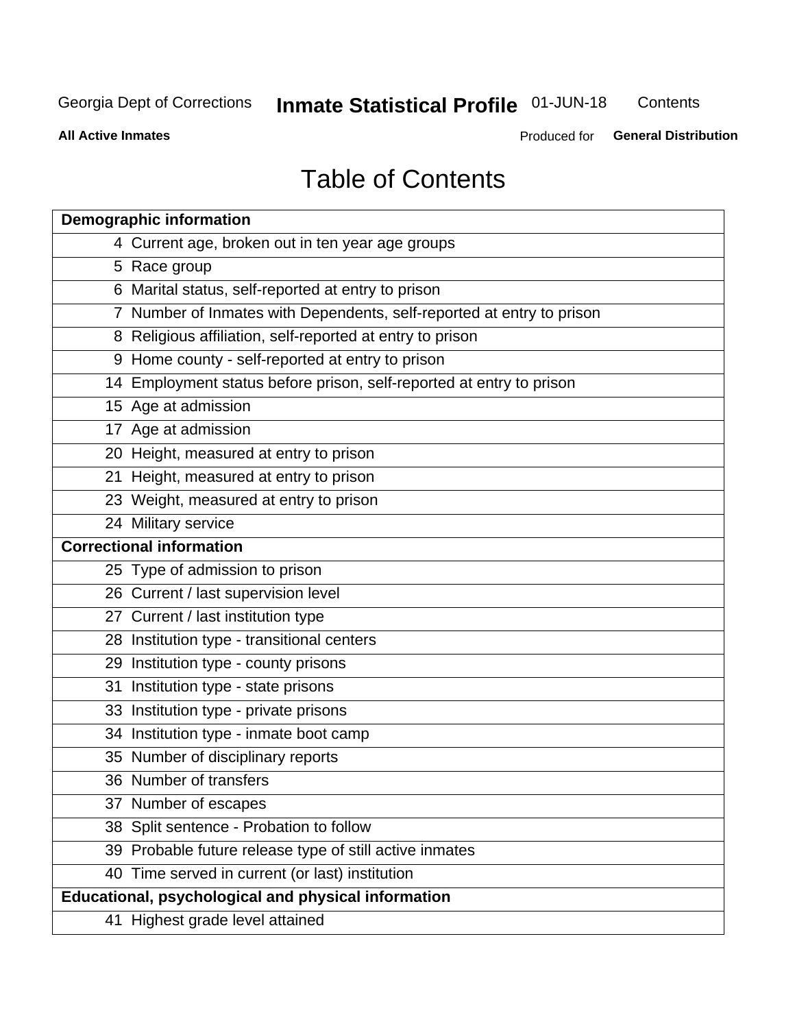# Table of Contents

| Page | Section |
|---|---|
| **Demographic information** | |
| 4 | Current age, broken out in ten year age groups |
| 5 | Race group |
| 6 | Marital status, self-reported at entry to prison |
| 7 | Number of Inmates with Dependents, self-reported at entry to prison |
| 8 | Religious affiliation, self-reported at entry to prison |
| 9 | Home county - self-reported at entry to prison |
| 14 | Employment status before prison, self-reported at entry to prison |
| 15 | Age at admission |
| 17 | Age at admission |
| 20 | Height, measured at entry to prison |
| 21 | Height, measured at entry to prison |
| 23 | Weight, measured at entry to prison |
| 24 | Military service |
| **Correctional information** | |
| 25 | Type of admission to prison |
| 26 | Current / last supervision level |
| 27 | Current / last institution type |
| 28 | Institution type - transitional centers |
| 29 | Institution type - county prisons |
| 31 | Institution type - state prisons |
| 33 | Institution type - private prisons |
| 34 | Institution type - inmate boot camp |
| 35 | Number of disciplinary reports |
| 36 | Number of transfers |
| 37 | Number of escapes |
| 38 | Split sentence - Probation to follow |
| 39 | Probable future release type of still active inmates |
| 40 | Time served in current (or last) institution |
| **Educational, psychological and physical information** | |
| 41 | Highest grade level attained |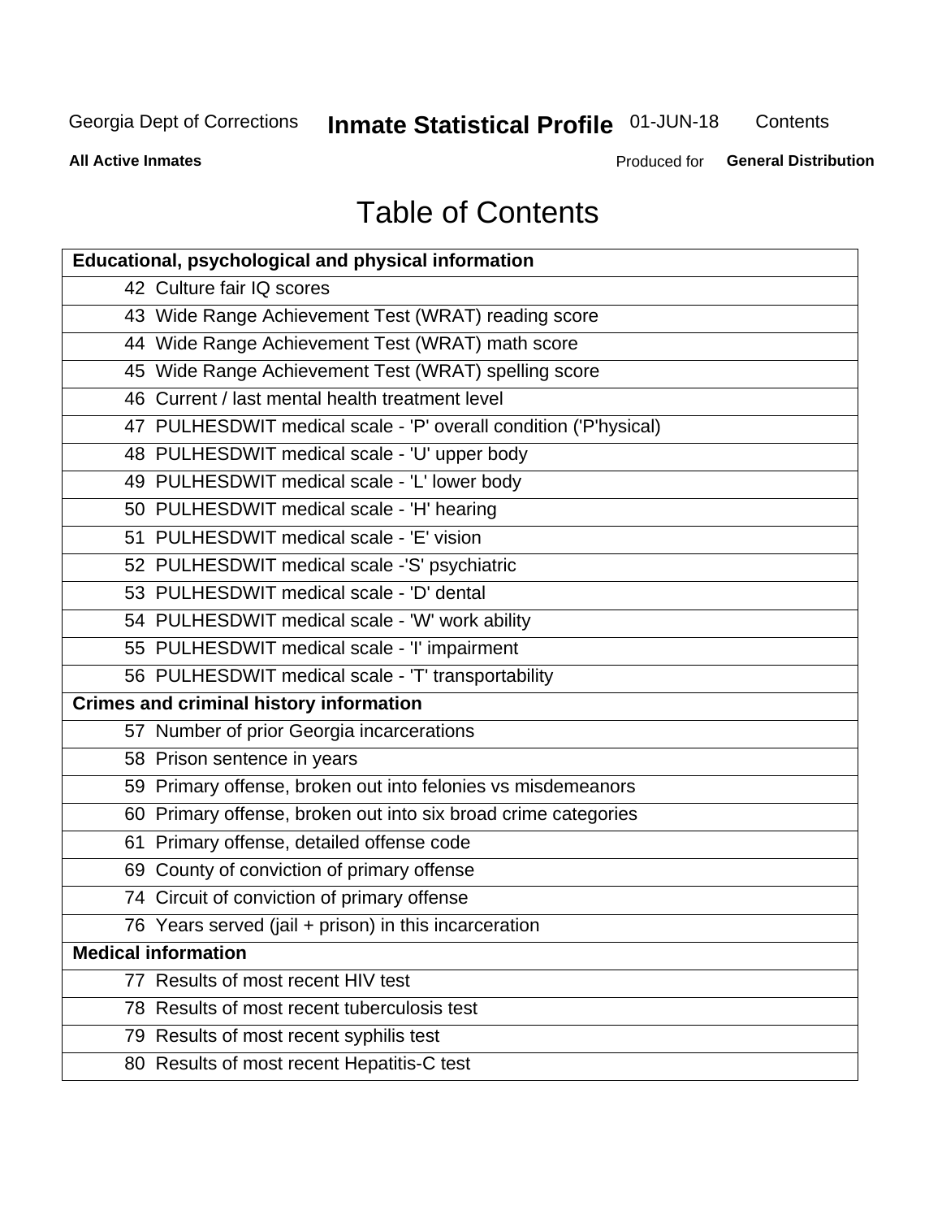# Table of Contents

| Educational, psychological and physical information | |
|---|---|
| 42 | Culture fair IQ scores |
| 43 | Wide Range Achievement Test (WRAT) reading score |
| 44 | Wide Range Achievement Test (WRAT) math score |
| 45 | Wide Range Achievement Test (WRAT) spelling score |
| 46 | Current / last mental health treatment level |
| 47 | PULHESDWIT medical scale - 'P' overall condition ('P'hysical) |
| 48 | PULHESDWIT medical scale - 'U' upper body |
| 49 | PULHESDWIT medical scale - 'L' lower body |
| 50 | PULHESDWIT medical scale - 'H' hearing |
| 51 | PULHESDWIT medical scale - 'E' vision |
| 52 | PULHESDWIT medical scale -'S' psychiatric |
| 53 | PULHESDWIT medical scale - 'D' dental |
| 54 | PULHESDWIT medical scale - 'W' work ability |
| 55 | PULHESDWIT medical scale - 'I' impairment |
| 56 | PULHESDWIT medical scale - 'T' transportability |
| **Crimes and criminal history information** | |
| 57 | Number of prior Georgia incarcerations |
| 58 | Prison sentence in years |
| 59 | Primary offense, broken out into felonies vs misdemeanors |
| 60 | Primary offense, broken out into six broad crime categories |
| 61 | Primary offense, detailed offense code |
| 69 | County of conviction of primary offense |
| 74 | Circuit of conviction of primary offense |
| 76 | Years served (jail + prison) in this incarceration |
| **Medical information** | |
| 77 | Results of most recent HIV test |
| 78 | Results of most recent tuberculosis test |
| 79 | Results of most recent syphilis test |
| 80 | Results of most recent Hepatitis-C test |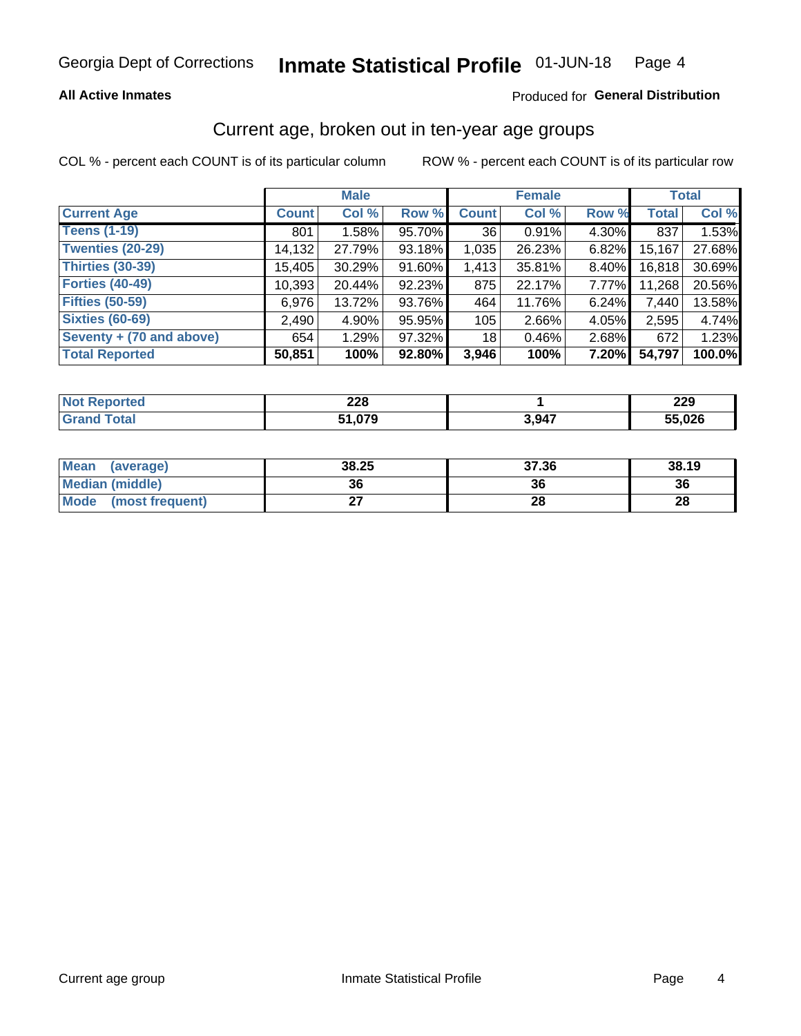Georgia Dept of Corrections **Inmate Statistical Profile** 01-JUN-18

**All Active Inmates**

Produced for **General Distribution**

## Current age, broken out in ten-year age groups

COL % - percent each COUNT is of its particular column ROW % - percent each COUNT is of its particular row

| | Male | | | Female | | | Total | |
|---|---|---|---|---|---|---|---|---|
| **Current Age** | **Count** | **Col %** | **Row %** | **Count** | **Col %** | **Row %** | **Total** | **Col %** |
| **Teens (1-19)** | 801 | 1.58% | 95.70% | 36 | 0.91% | 4.30% | 837 | 1.53% |
| **Twenties (20-29)** | 14,132 | 27.79% | 93.18% | 1,035 | 26.23% | 6.82% | 15,167 | 27.68% |
| **Thirties (30-39)** | 15,405 | 30.29% | 91.60% | 1,413 | 35.81% | 8.40% | 16,818 | 30.69% |
| **Forties (40-49)** | 10,393 | 20.44% | 92.23% | 875 | 22.17% | 7.77% | 11,268 | 20.56% |
| **Fifties (50-59)** | 6,976 | 13.72% | 93.76% | 464 | 11.76% | 6.24% | 7,440 | 13.58% |
| **Sixties (60-69)** | 2,490 | 4.90% | 95.95% | 105 | 2.66% | 4.05% | 2,595 | 4.74% |
| **Seventy + (70 and above)** | 654 | 1.29% | 97.32% | 18 | 0.46% | 2.68% | 672 | 1.23% |
| **Total Reported** | **50,851** | **100%** | **92.80%** | **3,946** | **100%** | **7.20%** | **54,797** | **100.0%** |

| | Male | Female | Total |
|---|---|---|---|
| **Not Reported** | **228** | **1** | **229** |
| **Grand Total** | **51,079** | **3,947** | **55,026** |

| | Male | Female | Total |
|---|---|---|---|
| **Mean (average)** | **38.25** | **37.36** | **38.19** |
| **Median (middle)** | **36** | **36** | **36** |
| **Mode (most frequent)** | **27** | **28** | **28** |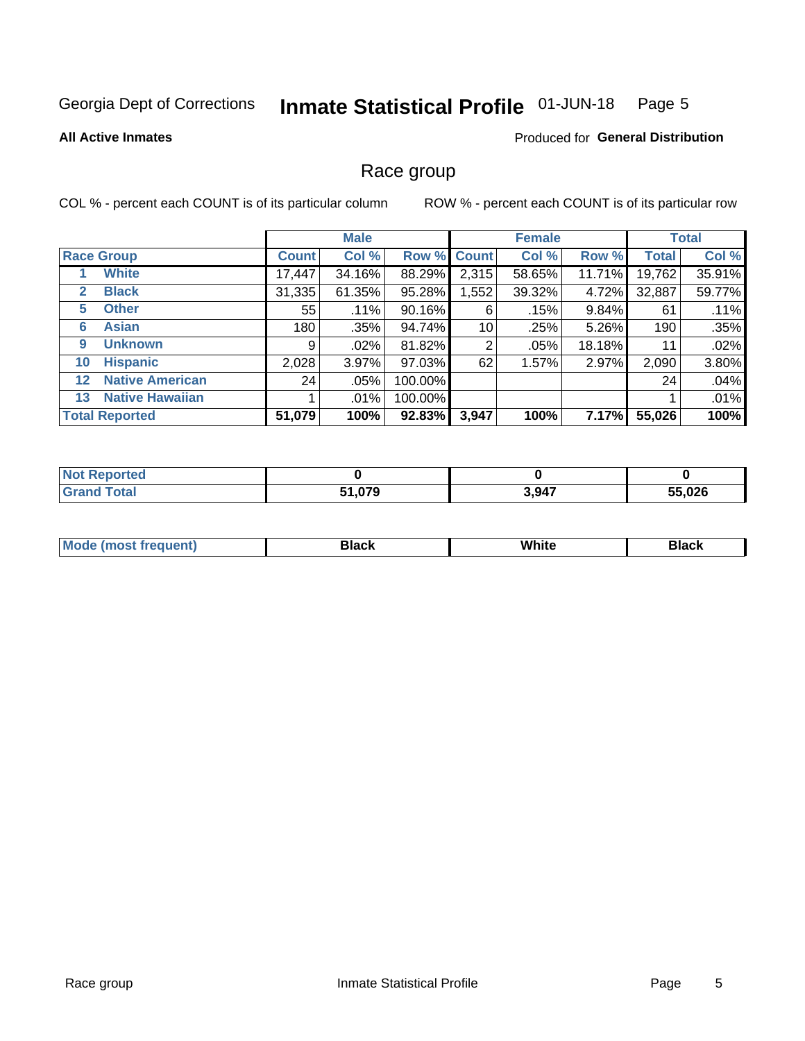Georgia Dept of Corrections **Inmate Statistical Profile** 01-JUN-18

**All Active Inmates**

Produced for **General Distribution**

## Race group

COL % - percent each COUNT is of its particular column ROW % - percent each COUNT is of its particular row

| | Male | | | Female | | | Total | |
|---|---|---|---|---|---|---|---|---|
| **Race Group** | **Count** | **Col %** | **Row %** | **Count** | **Col %** | **Row %** | **Total** | **Col %** |
| 1 White | 17,447 | 34.16% | 88.29% | 2,315 | 58.65% | 11.71% | 19,762 | 35.91% |
| 2 Black | 31,335 | 61.35% | 95.28% | 1,552 | 39.32% | 4.72% | 32,887 | 59.77% |
| 5 Other | 55 | .11% | 90.16% | 6 | .15% | 9.84% | 61 | .11% |
| 6 Asian | 180 | .35% | 94.74% | 10 | .25% | 5.26% | 190 | .35% |
| 9 Unknown | 9 | .02% | 81.82% | 2 | .05% | 18.18% | 11 | .02% |
| 10 Hispanic | 2,028 | 3.97% | 97.03% | 62 | 1.57% | 2.97% | 2,090 | 3.80% |
| 12 Native American | 24 | .05% | 100.00% | | | | 24 | .04% |
| 13 Native Hawaiian | 1 | .01% | 100.00% | | | | 1 | .01% |
| **Total Reported** | **51,079** | **100%** | **92.83%** | **3,947** | **100%** | **7.17%** | **55,026** | **100%** |

| | Male | Female | Total |
|---|---|---|---|
| **Not Reported** | **0** | **0** | **0** |
| **Grand Total** | **51,079** | **3,947** | **55,026** |

| | Male | Female | Total |
|---|---|---|---|
| **Mode (most frequent)** | **Black** | **White** | **Black** |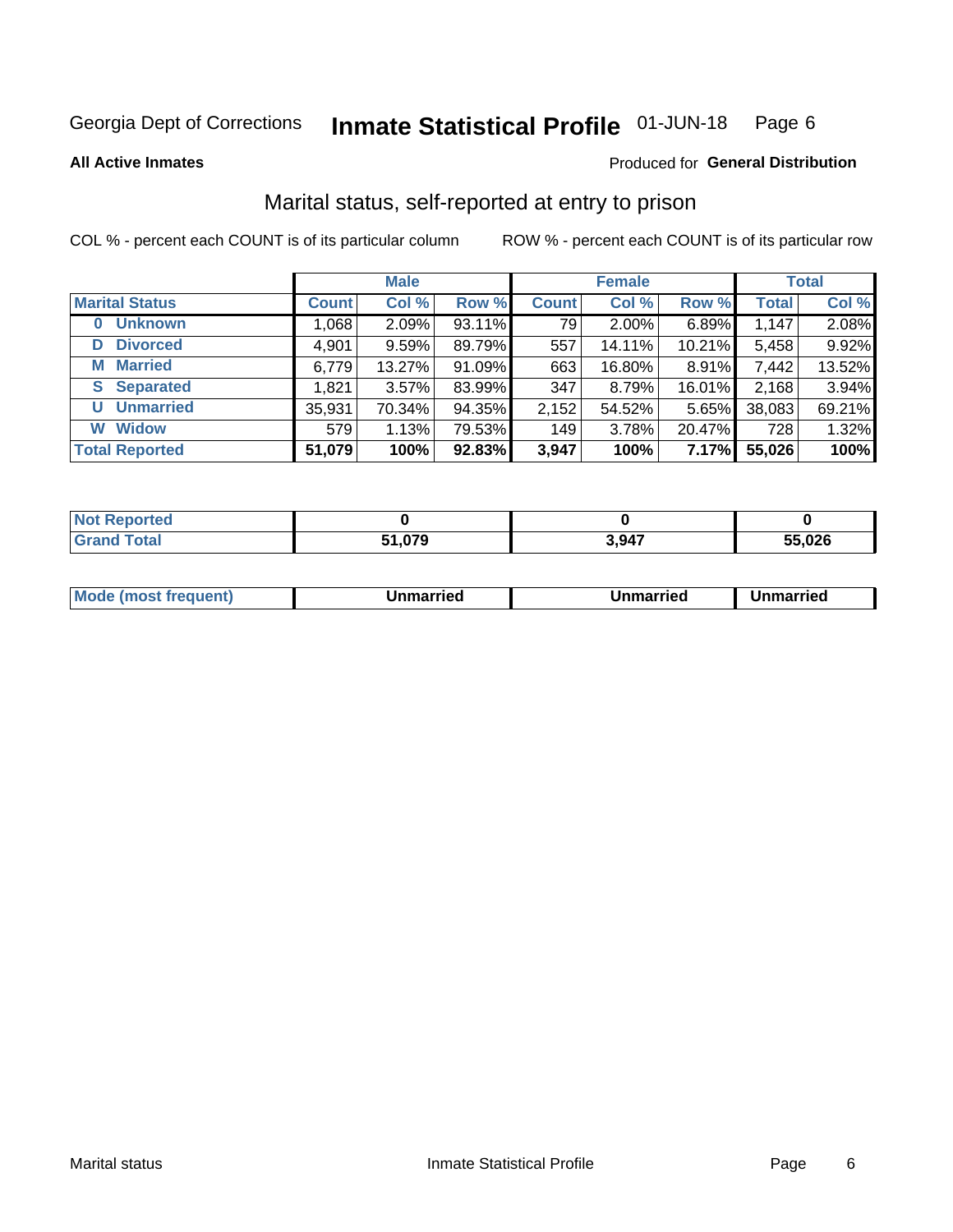Georgia Dept of Corrections **Inmate Statistical Profile** 01-JUN-18

**All Active Inmates**

Produced for **General Distribution**

## Marital status, self-reported at entry to prison

COL % - percent each COUNT is of its particular column

ROW % - percent each COUNT is of its particular row

| | Male | | | Female | | | Total | |
|---|---|---|---|---|---|---|---|---|
| **Marital Status** | **Count** | **Col %** | **Row %** | **Count** | **Col %** | **Row %** | **Total** | **Col %** |
| **0 Unknown** | 1,068 | 2.09% | 93.11% | 79 | 2.00% | 6.89% | 1,147 | 2.08% |
| **D Divorced** | 4,901 | 9.59% | 89.79% | 557 | 14.11% | 10.21% | 5,458 | 9.92% |
| **M Married** | 6,779 | 13.27% | 91.09% | 663 | 16.80% | 8.91% | 7,442 | 13.52% |
| **S Separated** | 1,821 | 3.57% | 83.99% | 347 | 8.79% | 16.01% | 2,168 | 3.94% |
| **U Unmarried** | 35,931 | 70.34% | 94.35% | 2,152 | 54.52% | 5.65% | 38,083 | 69.21% |
| **W Widow** | 579 | 1.13% | 79.53% | 149 | 3.78% | 20.47% | 728 | 1.32% |
| **Total Reported** | **51,079** | **100%** | **92.83%** | **3,947** | **100%** | **7.17%** | **55,026** | **100%** |

| | Male | Female | Total |
|---|---|---|---|
| **Not Reported** | **0** | **0** | **0** |
| **Grand Total** | **51,079** | **3,947** | **55,026** |

| | Male | Female | Total |
|---|---|---|---|
| **Mode (most frequent)** | **Unmarried** | **Unmarried** | **Unmarried** |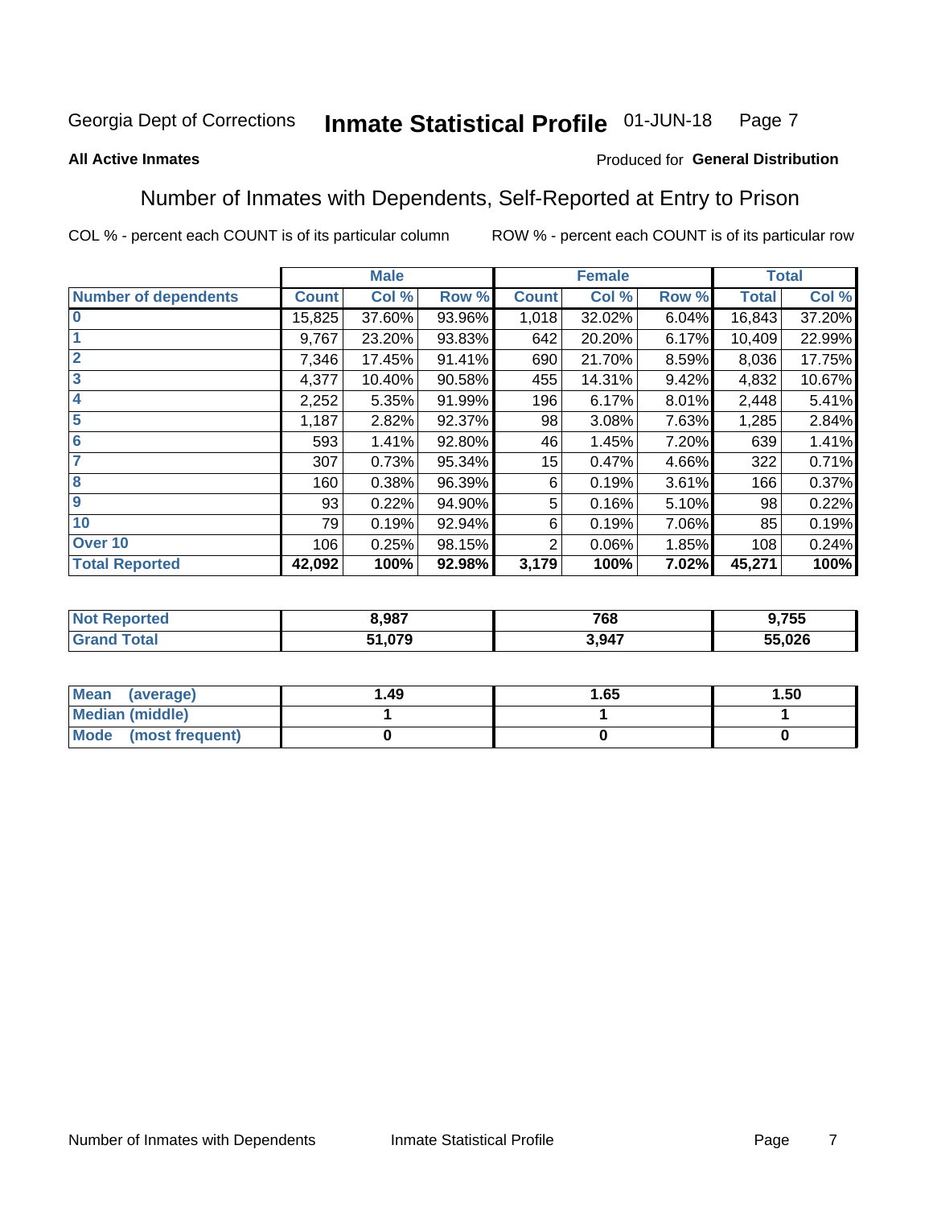Georgia Dept of Corrections **Inmate Statistical Profile** 01-JUN-18

**All Active Inmates**

Produced for **General Distribution**

## Number of Inmates with Dependents, Self-Reported at Entry to Prison

COL % - percent each COUNT is of its particular column ROW % - percent each COUNT is of its particular row

| | Male | | | Female | | | Total | |
|---|---|---|---|---|---|---|---|---|
| **Number of dependents** | **Count** | **Col %** | **Row %** | **Count** | **Col %** | **Row %** | **Total** | **Col %** |
| **0** | 15,825 | 37.60% | 93.96% | 1,018 | 32.02% | 6.04% | 16,843 | 37.20% |
| **1** | 9,767 | 23.20% | 93.83% | 642 | 20.20% | 6.17% | 10,409 | 22.99% |
| **2** | 7,346 | 17.45% | 91.41% | 690 | 21.70% | 8.59% | 8,036 | 17.75% |
| **3** | 4,377 | 10.40% | 90.58% | 455 | 14.31% | 9.42% | 4,832 | 10.67% |
| **4** | 2,252 | 5.35% | 91.99% | 196 | 6.17% | 8.01% | 2,448 | 5.41% |
| **5** | 1,187 | 2.82% | 92.37% | 98 | 3.08% | 7.63% | 1,285 | 2.84% |
| **6** | 593 | 1.41% | 92.80% | 46 | 1.45% | 7.20% | 639 | 1.41% |
| **7** | 307 | 0.73% | 95.34% | 15 | 0.47% | 4.66% | 322 | 0.71% |
| **8** | 160 | 0.38% | 96.39% | 6 | 0.19% | 3.61% | 166 | 0.37% |
| **9** | 93 | 0.22% | 94.90% | 5 | 0.16% | 5.10% | 98 | 0.22% |
| **10** | 79 | 0.19% | 92.94% | 6 | 0.19% | 7.06% | 85 | 0.19% |
| **Over 10** | 106 | 0.25% | 98.15% | 2 | 0.06% | 1.85% | 108 | 0.24% |
| **Total Reported** | **42,092** | **100%** | **92.98%** | **3,179** | **100%** | **7.02%** | **45,271** | **100%** |

| | Male | Female | Total |
|---|---|---|---|
| **Not Reported** | **8,987** | **768** | **9,755** |
| **Grand Total** | **51,079** | **3,947** | **55,026** |

| | Male | Female | Total |
|---|---|---|---|
| **Mean (average)** | **1.49** | **1.65** | **1.50** |
| **Median (middle)** | **1** | **1** | **1** |
| **Mode (most frequent)** | **0** | **0** | **0** |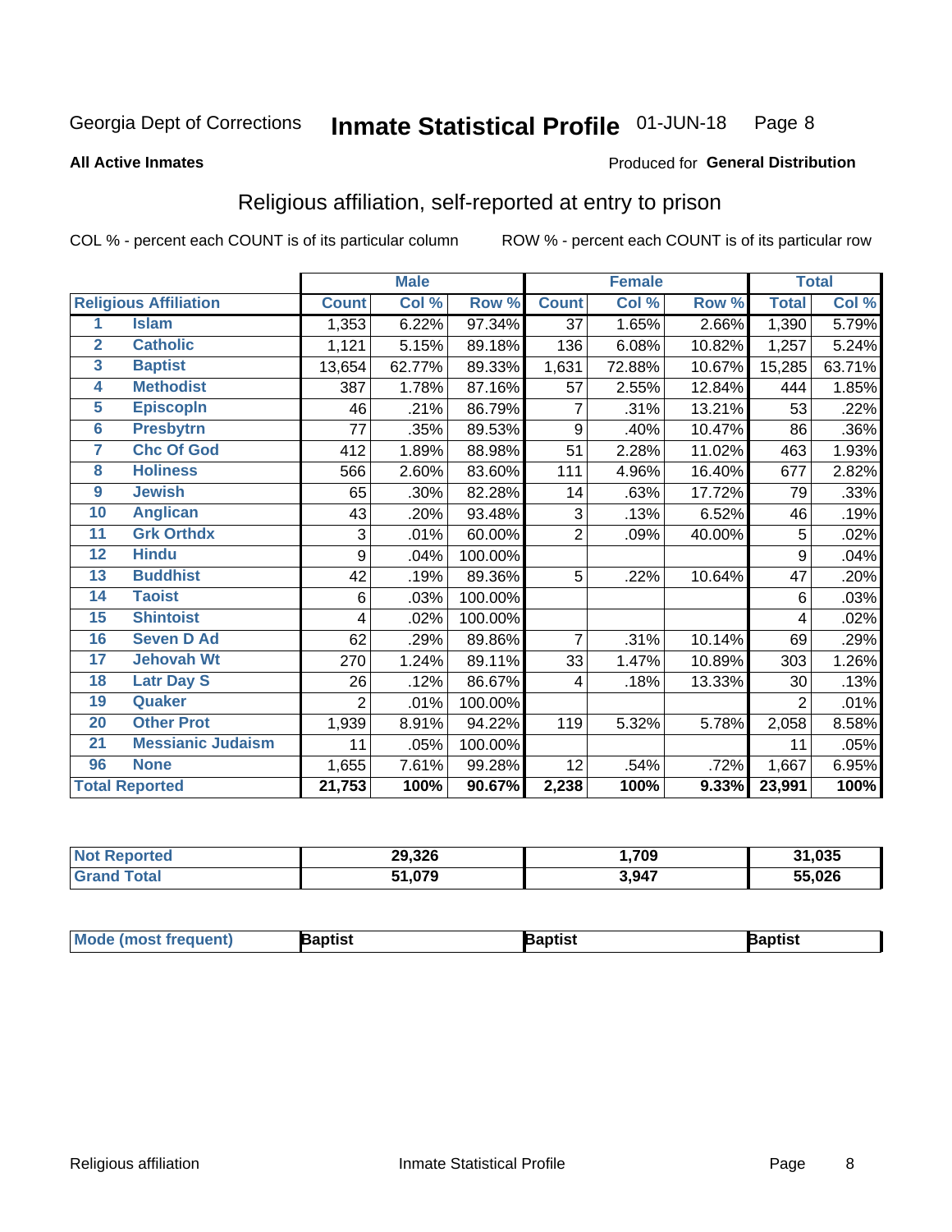Georgia Dept of Corrections **Inmate Statistical Profile** 01-JUN-18

**All Active Inmates**

Produced for **General Distribution**

## Religious affiliation, self-reported at entry to prison

COL % - percent each COUNT is of its particular column ROW % - percent each COUNT is of its particular row

| | Religious Affiliation | Male | | | Female | | | Total | |
|---|---|---|---|---|---|---|---|---|---|
| | | Count | Col % | Row % | Count | Col % | Row % | Total | Col % |
| 1 | Islam | 1,353 | 6.22% | 97.34% | 37 | 1.65% | 2.66% | 1,390 | 5.79% |
| 2 | Catholic | 1,121 | 5.15% | 89.18% | 136 | 6.08% | 10.82% | 1,257 | 5.24% |
| 3 | Baptist | 13,654 | 62.77% | 89.33% | 1,631 | 72.88% | 10.67% | 15,285 | 63.71% |
| 4 | Methodist | 387 | 1.78% | 87.16% | 57 | 2.55% | 12.84% | 444 | 1.85% |
| 5 | Episcopln | 46 | .21% | 86.79% | 7 | .31% | 13.21% | 53 | .22% |
| 6 | Presbytrn | 77 | .35% | 89.53% | 9 | .40% | 10.47% | 86 | .36% |
| 7 | Chc Of God | 412 | 1.89% | 88.98% | 51 | 2.28% | 11.02% | 463 | 1.93% |
| 8 | Holiness | 566 | 2.60% | 83.60% | 111 | 4.96% | 16.40% | 677 | 2.82% |
| 9 | Jewish | 65 | .30% | 82.28% | 14 | .63% | 17.72% | 79 | .33% |
| 10 | Anglican | 43 | .20% | 93.48% | 3 | .13% | 6.52% | 46 | .19% |
| 11 | Grk Orthdx | 3 | .01% | 60.00% | 2 | .09% | 40.00% | 5 | .02% |
| 12 | Hindu | 9 | .04% | 100.00% | | | | 9 | .04% |
| 13 | Buddhist | 42 | .19% | 89.36% | 5 | .22% | 10.64% | 47 | .20% |
| 14 | Taoist | 6 | .03% | 100.00% | | | | 6 | .03% |
| 15 | Shintoist | 4 | .02% | 100.00% | | | | 4 | .02% |
| 16 | Seven D Ad | 62 | .29% | 89.86% | 7 | .31% | 10.14% | 69 | .29% |
| 17 | Jehovah Wt | 270 | 1.24% | 89.11% | 33 | 1.47% | 10.89% | 303 | 1.26% |
| 18 | Latr Day S | 26 | .12% | 86.67% | 4 | .18% | 13.33% | 30 | .13% |
| 19 | Quaker | 2 | .01% | 100.00% | | | | 2 | .01% |
| 20 | Other Prot | 1,939 | 8.91% | 94.22% | 119 | 5.32% | 5.78% | 2,058 | 8.58% |
| 21 | Messianic Judaism | 11 | .05% | 100.00% | | | | 11 | .05% |
| 96 | None | 1,655 | 7.61% | 99.28% | 12 | .54% | .72% | 1,667 | 6.95% |
| Total Reported | | 21,753 | 100% | 90.67% | 2,238 | 100% | 9.33% | 23,991 | 100% |

| | Male | Female | Total |
|---|---|---|---|
| Not Reported | 29,326 | 1,709 | 31,035 |
| Grand Total | 51,079 | 3,947 | 55,026 |

| | Male | Female | Total |
|---|---|---|---|
| Mode (most frequent) | Baptist | Baptist | Baptist |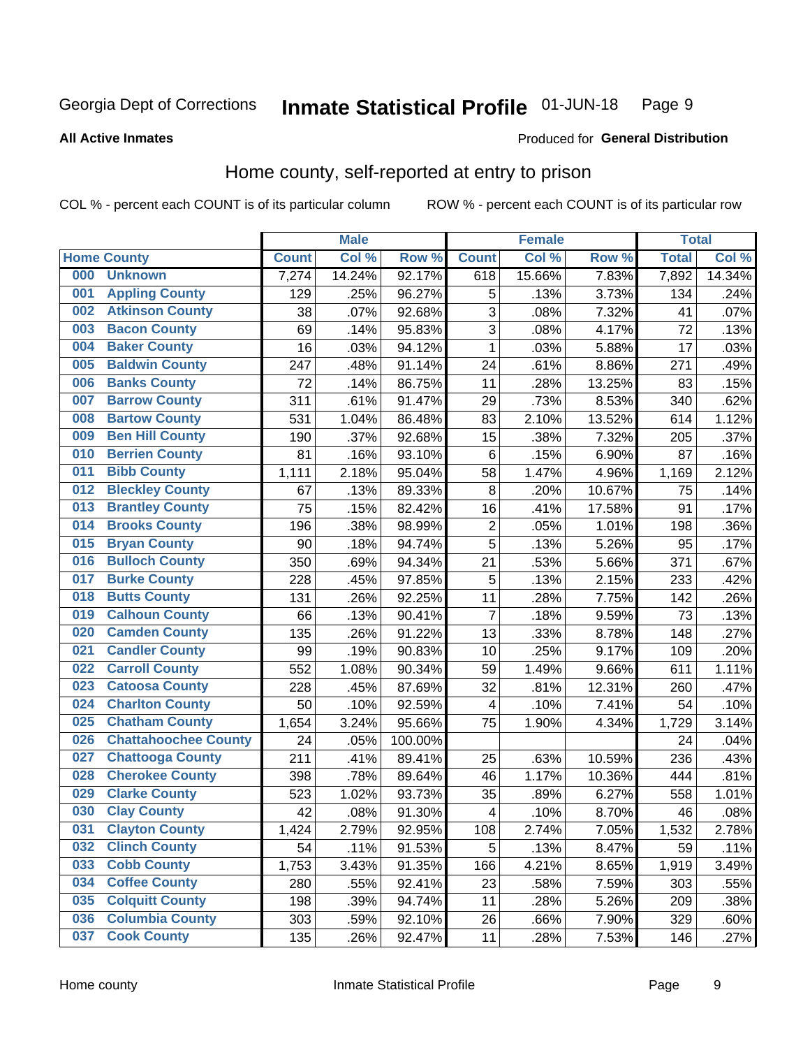Georgia Dept of Corrections **Inmate Statistical Profile** 01-JUN-18

**All Active Inmates**

Produced for **General Distribution**

## Home county, self-reported at entry to prison

COL % - percent each COUNT is of its particular column ROW % - percent each COUNT is of its particular row

| Home County | | Male | | | Female | | | Total | |
|---|---|---|---|---|---|---|---|---|---|
| | | Count | Col % | Row % | Count | Col % | Row % | Total | Col % |
| 000 | Unknown | 7,274 | 14.24% | 92.17% | 618 | 15.66% | 7.83% | 7,892 | 14.34% |
| 001 | Appling County | 129 | .25% | 96.27% | 5 | .13% | 3.73% | 134 | .24% |
| 002 | Atkinson County | 38 | .07% | 92.68% | 3 | .08% | 7.32% | 41 | .07% |
| 003 | Bacon County | 69 | .14% | 95.83% | 3 | .08% | 4.17% | 72 | .13% |
| 004 | Baker County | 16 | .03% | 94.12% | 1 | .03% | 5.88% | 17 | .03% |
| 005 | Baldwin County | 247 | .48% | 91.14% | 24 | .61% | 8.86% | 271 | .49% |
| 006 | Banks County | 72 | .14% | 86.75% | 11 | .28% | 13.25% | 83 | .15% |
| 007 | Barrow County | 311 | .61% | 91.47% | 29 | .73% | 8.53% | 340 | .62% |
| 008 | Bartow County | 531 | 1.04% | 86.48% | 83 | 2.10% | 13.52% | 614 | 1.12% |
| 009 | Ben Hill County | 190 | .37% | 92.68% | 15 | .38% | 7.32% | 205 | .37% |
| 010 | Berrien County | 81 | .16% | 93.10% | 6 | .15% | 6.90% | 87 | .16% |
| 011 | Bibb County | 1,111 | 2.18% | 95.04% | 58 | 1.47% | 4.96% | 1,169 | 2.12% |
| 012 | Bleckley County | 67 | .13% | 89.33% | 8 | .20% | 10.67% | 75 | .14% |
| 013 | Brantley County | 75 | .15% | 82.42% | 16 | .41% | 17.58% | 91 | .17% |
| 014 | Brooks County | 196 | .38% | 98.99% | 2 | .05% | 1.01% | 198 | .36% |
| 015 | Bryan County | 90 | .18% | 94.74% | 5 | .13% | 5.26% | 95 | .17% |
| 016 | Bulloch County | 350 | .69% | 94.34% | 21 | .53% | 5.66% | 371 | .67% |
| 017 | Burke County | 228 | .45% | 97.85% | 5 | .13% | 2.15% | 233 | .42% |
| 018 | Butts County | 131 | .26% | 92.25% | 11 | .28% | 7.75% | 142 | .26% |
| 019 | Calhoun County | 66 | .13% | 90.41% | 7 | .18% | 9.59% | 73 | .13% |
| 020 | Camden County | 135 | .26% | 91.22% | 13 | .33% | 8.78% | 148 | .27% |
| 021 | Candler County | 99 | .19% | 90.83% | 10 | .25% | 9.17% | 109 | .20% |
| 022 | Carroll County | 552 | 1.08% | 90.34% | 59 | 1.49% | 9.66% | 611 | 1.11% |
| 023 | Catoosa County | 228 | .45% | 87.69% | 32 | .81% | 12.31% | 260 | .47% |
| 024 | Charlton County | 50 | .10% | 92.59% | 4 | .10% | 7.41% | 54 | .10% |
| 025 | Chatham County | 1,654 | 3.24% | 95.66% | 75 | 1.90% | 4.34% | 1,729 | 3.14% |
| 026 | Chattahoochee County | 24 | .05% | 100.00% | | | | 24 | .04% |
| 027 | Chattooga County | 211 | .41% | 89.41% | 25 | .63% | 10.59% | 236 | .43% |
| 028 | Cherokee County | 398 | .78% | 89.64% | 46 | 1.17% | 10.36% | 444 | .81% |
| 029 | Clarke County | 523 | 1.02% | 93.73% | 35 | .89% | 6.27% | 558 | 1.01% |
| 030 | Clay County | 42 | .08% | 91.30% | 4 | .10% | 8.70% | 46 | .08% |
| 031 | Clayton County | 1,424 | 2.79% | 92.95% | 108 | 2.74% | 7.05% | 1,532 | 2.78% |
| 032 | Clinch County | 54 | .11% | 91.53% | 5 | .13% | 8.47% | 59 | .11% |
| 033 | Cobb County | 1,753 | 3.43% | 91.35% | 166 | 4.21% | 8.65% | 1,919 | 3.49% |
| 034 | Coffee County | 280 | .55% | 92.41% | 23 | .58% | 7.59% | 303 | .55% |
| 035 | Colquitt County | 198 | .39% | 94.74% | 11 | .28% | 5.26% | 209 | .38% |
| 036 | Columbia County | 303 | .59% | 92.10% | 26 | .66% | 7.90% | 329 | .60% |
| 037 | Cook County | 135 | .26% | 92.47% | 11 | .28% | 7.53% | 146 | .27% |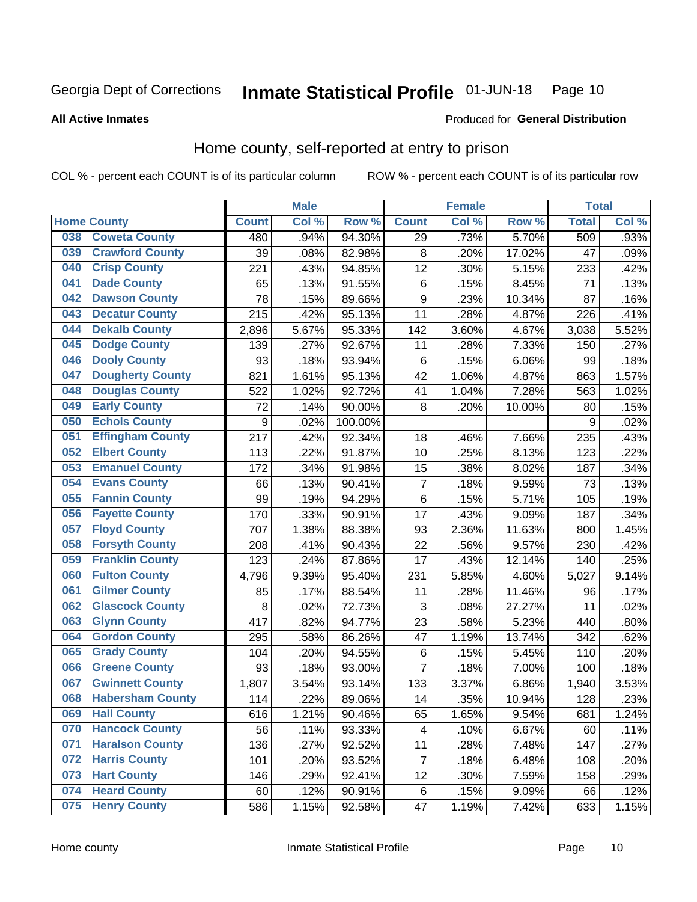Georgia Dept of Corrections **Inmate Statistical Profile** 01-JUN-18

**All Active Inmates**

Produced for **General Distribution**

## Home county, self-reported at entry to prison

COL % - percent each COUNT is of its particular column ROW % - percent each COUNT is of its particular row

| Home County | | Male | | | Female | | | Total | |
|---|---|---|---|---|---|---|---|---|---|
| | | Count | Col % | Row % | Count | Col % | Row % | Total | Col % |
| 038 | Coweta County | 480 | .94% | 94.30% | 29 | .73% | 5.70% | 509 | .93% |
| 039 | Crawford County | 39 | .08% | 82.98% | 8 | .20% | 17.02% | 47 | .09% |
| 040 | Crisp County | 221 | .43% | 94.85% | 12 | .30% | 5.15% | 233 | .42% |
| 041 | Dade County | 65 | .13% | 91.55% | 6 | .15% | 8.45% | 71 | .13% |
| 042 | Dawson County | 78 | .15% | 89.66% | 9 | .23% | 10.34% | 87 | .16% |
| 043 | Decatur County | 215 | .42% | 95.13% | 11 | .28% | 4.87% | 226 | .41% |
| 044 | Dekalb County | 2,896 | 5.67% | 95.33% | 142 | 3.60% | 4.67% | 3,038 | 5.52% |
| 045 | Dodge County | 139 | .27% | 92.67% | 11 | .28% | 7.33% | 150 | .27% |
| 046 | Dooly County | 93 | .18% | 93.94% | 6 | .15% | 6.06% | 99 | .18% |
| 047 | Dougherty County | 821 | 1.61% | 95.13% | 42 | 1.06% | 4.87% | 863 | 1.57% |
| 048 | Douglas County | 522 | 1.02% | 92.72% | 41 | 1.04% | 7.28% | 563 | 1.02% |
| 049 | Early County | 72 | .14% | 90.00% | 8 | .20% | 10.00% | 80 | .15% |
| 050 | Echols County | 9 | .02% | 100.00% | | | | 9 | .02% |
| 051 | Effingham County | 217 | .42% | 92.34% | 18 | .46% | 7.66% | 235 | .43% |
| 052 | Elbert County | 113 | .22% | 91.87% | 10 | .25% | 8.13% | 123 | .22% |
| 053 | Emanuel County | 172 | .34% | 91.98% | 15 | .38% | 8.02% | 187 | .34% |
| 054 | Evans County | 66 | .13% | 90.41% | 7 | .18% | 9.59% | 73 | .13% |
| 055 | Fannin County | 99 | .19% | 94.29% | 6 | .15% | 5.71% | 105 | .19% |
| 056 | Fayette County | 170 | .33% | 90.91% | 17 | .43% | 9.09% | 187 | .34% |
| 057 | Floyd County | 707 | 1.38% | 88.38% | 93 | 2.36% | 11.63% | 800 | 1.45% |
| 058 | Forsyth County | 208 | .41% | 90.43% | 22 | .56% | 9.57% | 230 | .42% |
| 059 | Franklin County | 123 | .24% | 87.86% | 17 | .43% | 12.14% | 140 | .25% |
| 060 | Fulton County | 4,796 | 9.39% | 95.40% | 231 | 5.85% | 4.60% | 5,027 | 9.14% |
| 061 | Gilmer County | 85 | .17% | 88.54% | 11 | .28% | 11.46% | 96 | .17% |
| 062 | Glascock County | 8 | .02% | 72.73% | 3 | .08% | 27.27% | 11 | .02% |
| 063 | Glynn County | 417 | .82% | 94.77% | 23 | .58% | 5.23% | 440 | .80% |
| 064 | Gordon County | 295 | .58% | 86.26% | 47 | 1.19% | 13.74% | 342 | .62% |
| 065 | Grady County | 104 | .20% | 94.55% | 6 | .15% | 5.45% | 110 | .20% |
| 066 | Greene County | 93 | .18% | 93.00% | 7 | .18% | 7.00% | 100 | .18% |
| 067 | Gwinnett County | 1,807 | 3.54% | 93.14% | 133 | 3.37% | 6.86% | 1,940 | 3.53% |
| 068 | Habersham County | 114 | .22% | 89.06% | 14 | .35% | 10.94% | 128 | .23% |
| 069 | Hall County | 616 | 1.21% | 90.46% | 65 | 1.65% | 9.54% | 681 | 1.24% |
| 070 | Hancock County | 56 | .11% | 93.33% | 4 | .10% | 6.67% | 60 | .11% |
| 071 | Haralson County | 136 | .27% | 92.52% | 11 | .28% | 7.48% | 147 | .27% |
| 072 | Harris County | 101 | .20% | 93.52% | 7 | .18% | 6.48% | 108 | .20% |
| 073 | Hart County | 146 | .29% | 92.41% | 12 | .30% | 7.59% | 158 | .29% |
| 074 | Heard County | 60 | .12% | 90.91% | 6 | .15% | 9.09% | 66 | .12% |
| 075 | Henry County | 586 | 1.15% | 92.58% | 47 | 1.19% | 7.42% | 633 | 1.15% |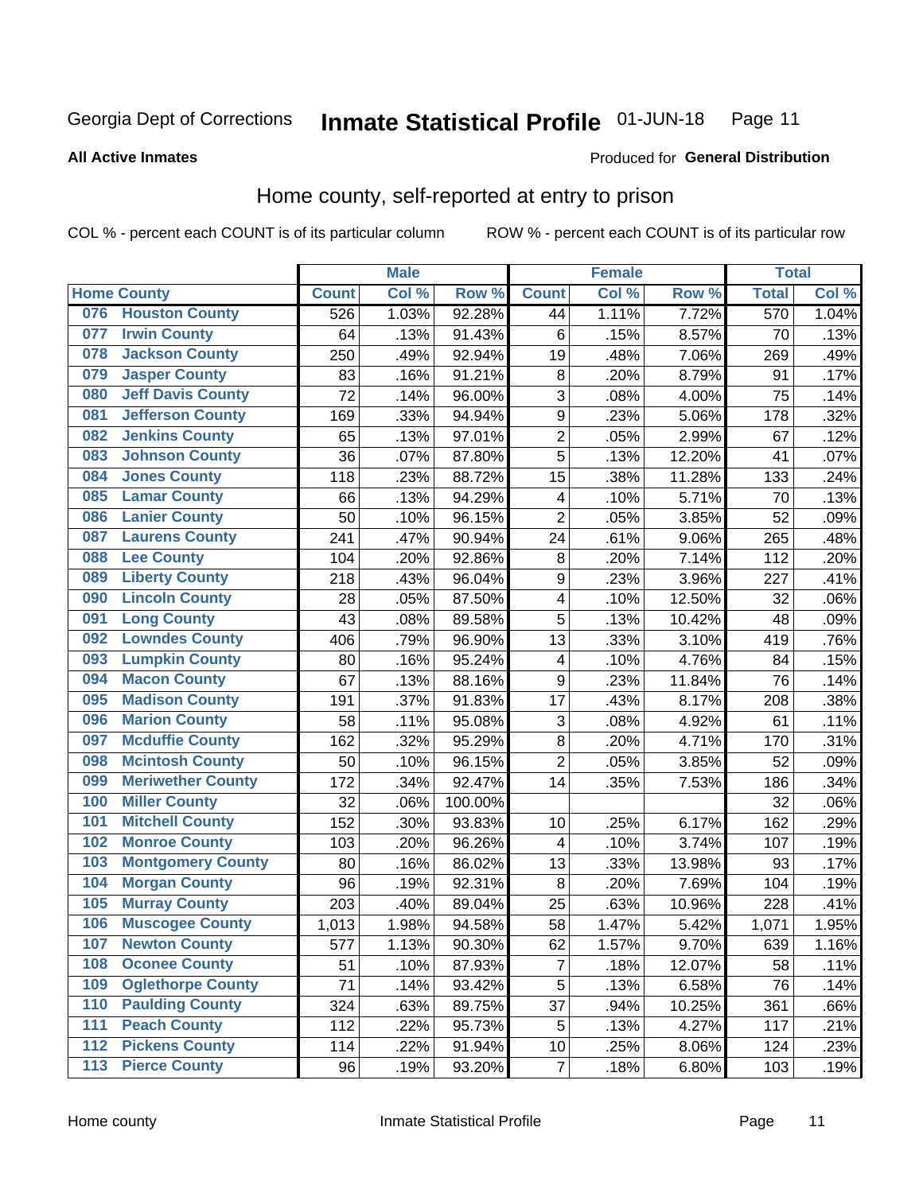Georgia Dept of Corrections **Inmate Statistical Profile** 01-JUN-18 Page 11

**All Active Inmates**

Produced for **General Distribution**

## Home county, self-reported at entry to prison

COL % - percent each COUNT is of its particular column ROW % - percent each COUNT is of its particular row

| Home County | | Male | | | Female | | | Total | |
|---|---|---|---|---|---|---|---|---|---|
| | | Count | Col % | Row % | Count | Col % | Row % | Total | Col % |
| 076 | Houston County | 526 | 1.03% | 92.28% | 44 | 1.11% | 7.72% | 570 | 1.04% |
| 077 | Irwin County | 64 | .13% | 91.43% | 6 | .15% | 8.57% | 70 | .13% |
| 078 | Jackson County | 250 | .49% | 92.94% | 19 | .48% | 7.06% | 269 | .49% |
| 079 | Jasper County | 83 | .16% | 91.21% | 8 | .20% | 8.79% | 91 | .17% |
| 080 | Jeff Davis County | 72 | .14% | 96.00% | 3 | .08% | 4.00% | 75 | .14% |
| 081 | Jefferson County | 169 | .33% | 94.94% | 9 | .23% | 5.06% | 178 | .32% |
| 082 | Jenkins County | 65 | .13% | 97.01% | 2 | .05% | 2.99% | 67 | .12% |
| 083 | Johnson County | 36 | .07% | 87.80% | 5 | .13% | 12.20% | 41 | .07% |
| 084 | Jones County | 118 | .23% | 88.72% | 15 | .38% | 11.28% | 133 | .24% |
| 085 | Lamar County | 66 | .13% | 94.29% | 4 | .10% | 5.71% | 70 | .13% |
| 086 | Lanier County | 50 | .10% | 96.15% | 2 | .05% | 3.85% | 52 | .09% |
| 087 | Laurens County | 241 | .47% | 90.94% | 24 | .61% | 9.06% | 265 | .48% |
| 088 | Lee County | 104 | .20% | 92.86% | 8 | .20% | 7.14% | 112 | .20% |
| 089 | Liberty County | 218 | .43% | 96.04% | 9 | .23% | 3.96% | 227 | .41% |
| 090 | Lincoln County | 28 | .05% | 87.50% | 4 | .10% | 12.50% | 32 | .06% |
| 091 | Long County | 43 | .08% | 89.58% | 5 | .13% | 10.42% | 48 | .09% |
| 092 | Lowndes County | 406 | .79% | 96.90% | 13 | .33% | 3.10% | 419 | .76% |
| 093 | Lumpkin County | 80 | .16% | 95.24% | 4 | .10% | 4.76% | 84 | .15% |
| 094 | Macon County | 67 | .13% | 88.16% | 9 | .23% | 11.84% | 76 | .14% |
| 095 | Madison County | 191 | .37% | 91.83% | 17 | .43% | 8.17% | 208 | .38% |
| 096 | Marion County | 58 | .11% | 95.08% | 3 | .08% | 4.92% | 61 | .11% |
| 097 | Mcduffie County | 162 | .32% | 95.29% | 8 | .20% | 4.71% | 170 | .31% |
| 098 | Mcintosh County | 50 | .10% | 96.15% | 2 | .05% | 3.85% | 52 | .09% |
| 099 | Meriwether County | 172 | .34% | 92.47% | 14 | .35% | 7.53% | 186 | .34% |
| 100 | Miller County | 32 | .06% | 100.00% | | | | 32 | .06% |
| 101 | Mitchell County | 152 | .30% | 93.83% | 10 | .25% | 6.17% | 162 | .29% |
| 102 | Monroe County | 103 | .20% | 96.26% | 4 | .10% | 3.74% | 107 | .19% |
| 103 | Montgomery County | 80 | .16% | 86.02% | 13 | .33% | 13.98% | 93 | .17% |
| 104 | Morgan County | 96 | .19% | 92.31% | 8 | .20% | 7.69% | 104 | .19% |
| 105 | Murray County | 203 | .40% | 89.04% | 25 | .63% | 10.96% | 228 | .41% |
| 106 | Muscogee County | 1,013 | 1.98% | 94.58% | 58 | 1.47% | 5.42% | 1,071 | 1.95% |
| 107 | Newton County | 577 | 1.13% | 90.30% | 62 | 1.57% | 9.70% | 639 | 1.16% |
| 108 | Oconee County | 51 | .10% | 87.93% | 7 | .18% | 12.07% | 58 | .11% |
| 109 | Oglethorpe County | 71 | .14% | 93.42% | 5 | .13% | 6.58% | 76 | .14% |
| 110 | Paulding County | 324 | .63% | 89.75% | 37 | .94% | 10.25% | 361 | .66% |
| 111 | Peach County | 112 | .22% | 95.73% | 5 | .13% | 4.27% | 117 | .21% |
| 112 | Pickens County | 114 | .22% | 91.94% | 10 | .25% | 8.06% | 124 | .23% |
| 113 | Pierce County | 96 | .19% | 93.20% | 7 | .18% | 6.80% | 103 | .19% |

Home county Inmate Statistical Profile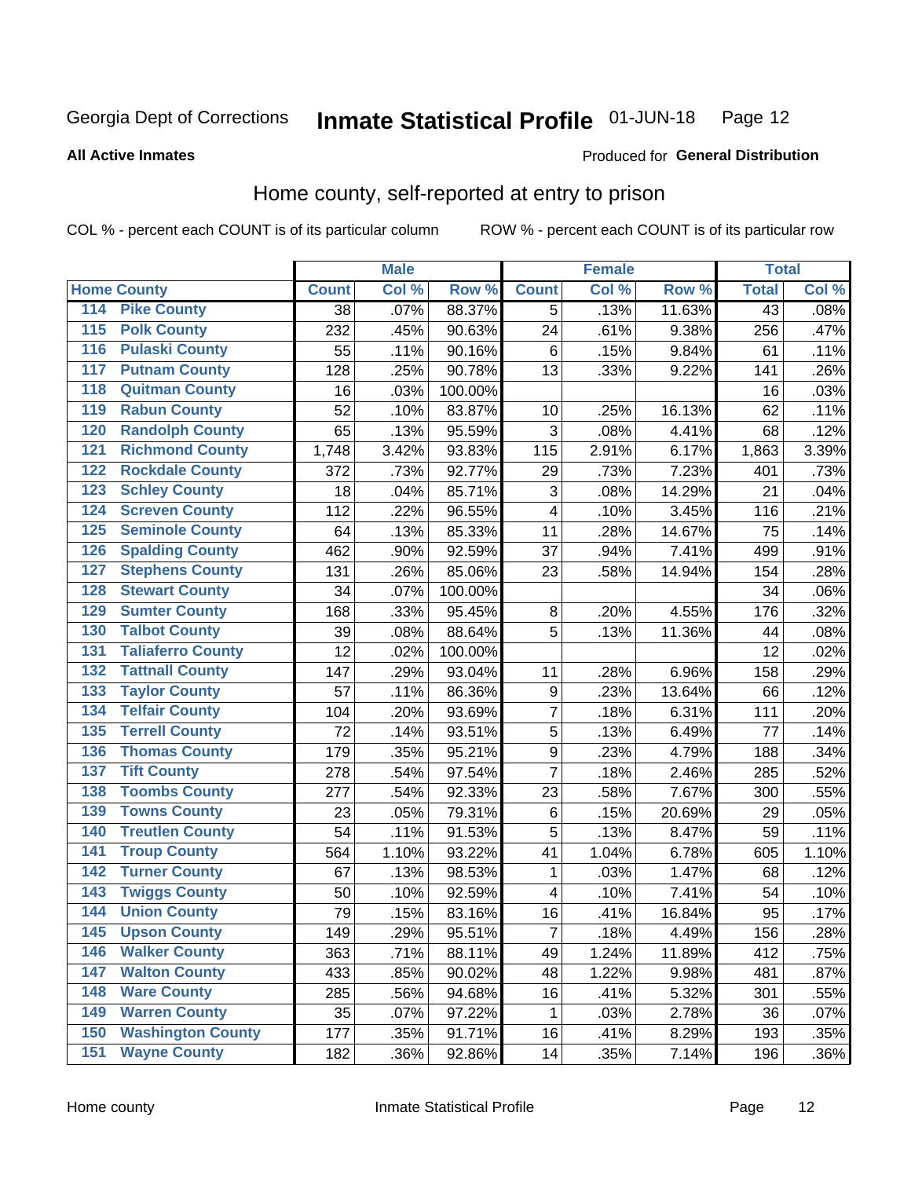Georgia Dept of Corrections **Inmate Statistical Profile** 01-JUN-18 Page 12

**All Active Inmates**

Produced for **General Distribution**

## Home county, self-reported at entry to prison

COL % - percent each COUNT is of its particular column ROW % - percent each COUNT is of its particular row

| Home County | | Male | | | Female | | | Total | |
|---|---|---|---|---|---|---|---|---|---|
| | | Count | Col % | Row % | Count | Col % | Row % | Total | Col % |
| 114 | Pike County | 38 | .07% | 88.37% | 5 | .13% | 11.63% | 43 | .08% |
| 115 | Polk County | 232 | .45% | 90.63% | 24 | .61% | 9.38% | 256 | .47% |
| 116 | Pulaski County | 55 | .11% | 90.16% | 6 | .15% | 9.84% | 61 | .11% |
| 117 | Putnam County | 128 | .25% | 90.78% | 13 | .33% | 9.22% | 141 | .26% |
| 118 | Quitman County | 16 | .03% | 100.00% | | | | 16 | .03% |
| 119 | Rabun County | 52 | .10% | 83.87% | 10 | .25% | 16.13% | 62 | .11% |
| 120 | Randolph County | 65 | .13% | 95.59% | 3 | .08% | 4.41% | 68 | .12% |
| 121 | Richmond County | 1,748 | 3.42% | 93.83% | 115 | 2.91% | 6.17% | 1,863 | 3.39% |
| 122 | Rockdale County | 372 | .73% | 92.77% | 29 | .73% | 7.23% | 401 | .73% |
| 123 | Schley County | 18 | .04% | 85.71% | 3 | .08% | 14.29% | 21 | .04% |
| 124 | Screven County | 112 | .22% | 96.55% | 4 | .10% | 3.45% | 116 | .21% |
| 125 | Seminole County | 64 | .13% | 85.33% | 11 | .28% | 14.67% | 75 | .14% |
| 126 | Spalding County | 462 | .90% | 92.59% | 37 | .94% | 7.41% | 499 | .91% |
| 127 | Stephens County | 131 | .26% | 85.06% | 23 | .58% | 14.94% | 154 | .28% |
| 128 | Stewart County | 34 | .07% | 100.00% | | | | 34 | .06% |
| 129 | Sumter County | 168 | .33% | 95.45% | 8 | .20% | 4.55% | 176 | .32% |
| 130 | Talbot County | 39 | .08% | 88.64% | 5 | .13% | 11.36% | 44 | .08% |
| 131 | Taliaferro County | 12 | .02% | 100.00% | | | | 12 | .02% |
| 132 | Tattnall County | 147 | .29% | 93.04% | 11 | .28% | 6.96% | 158 | .29% |
| 133 | Taylor County | 57 | .11% | 86.36% | 9 | .23% | 13.64% | 66 | .12% |
| 134 | Telfair County | 104 | .20% | 93.69% | 7 | .18% | 6.31% | 111 | .20% |
| 135 | Terrell County | 72 | .14% | 93.51% | 5 | .13% | 6.49% | 77 | .14% |
| 136 | Thomas County | 179 | .35% | 95.21% | 9 | .23% | 4.79% | 188 | .34% |
| 137 | Tift County | 278 | .54% | 97.54% | 7 | .18% | 2.46% | 285 | .52% |
| 138 | Toombs County | 277 | .54% | 92.33% | 23 | .58% | 7.67% | 300 | .55% |
| 139 | Towns County | 23 | .05% | 79.31% | 6 | .15% | 20.69% | 29 | .05% |
| 140 | Treutlen County | 54 | .11% | 91.53% | 5 | .13% | 8.47% | 59 | .11% |
| 141 | Troup County | 564 | 1.10% | 93.22% | 41 | 1.04% | 6.78% | 605 | 1.10% |
| 142 | Turner County | 67 | .13% | 98.53% | 1 | .03% | 1.47% | 68 | .12% |
| 143 | Twiggs County | 50 | .10% | 92.59% | 4 | .10% | 7.41% | 54 | .10% |
| 144 | Union County | 79 | .15% | 83.16% | 16 | .41% | 16.84% | 95 | .17% |
| 145 | Upson County | 149 | .29% | 95.51% | 7 | .18% | 4.49% | 156 | .28% |
| 146 | Walker County | 363 | .71% | 88.11% | 49 | 1.24% | 11.89% | 412 | .75% |
| 147 | Walton County | 433 | .85% | 90.02% | 48 | 1.22% | 9.98% | 481 | .87% |
| 148 | Ware County | 285 | .56% | 94.68% | 16 | .41% | 5.32% | 301 | .55% |
| 149 | Warren County | 35 | .07% | 97.22% | 1 | .03% | 2.78% | 36 | .07% |
| 150 | Washington County | 177 | .35% | 91.71% | 16 | .41% | 8.29% | 193 | .35% |
| 151 | Wayne County | 182 | .36% | 92.86% | 14 | .35% | 7.14% | 196 | .36% |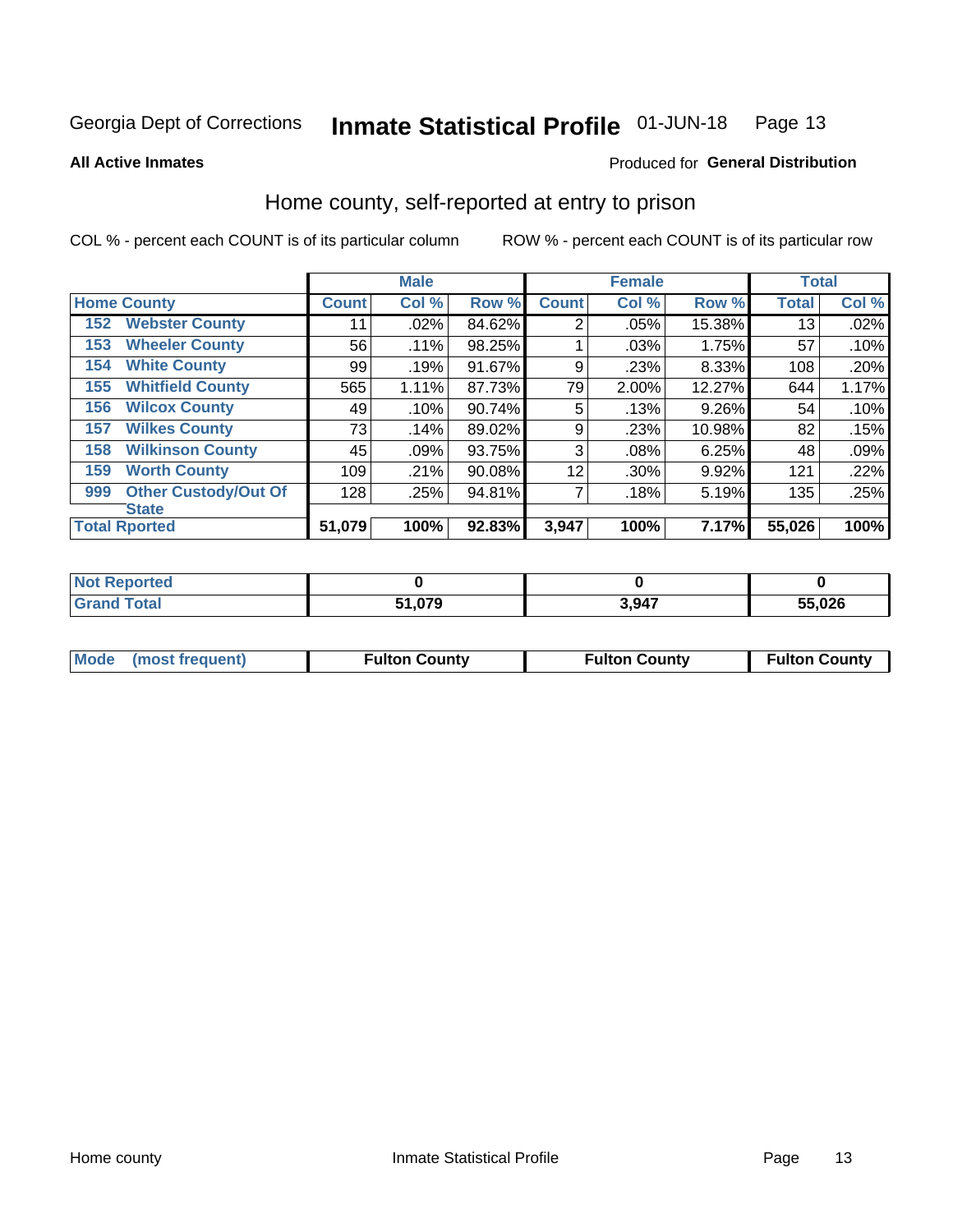Georgia Dept of Corrections **Inmate Statistical Profile** 01-JUN-18

**All Active Inmates**

Produced for **General Distribution**

## Home county, self-reported at entry to prison

COL % - percent each COUNT is of its particular column ROW % - percent each COUNT is of its particular row

| Home County | | Male | | | Female | | | Total | |
|---|---|---|---|---|---|---|---|---|---|
| | | Count | Col % | Row % | Count | Col % | Row % | Total | Col % |
| 152 | Webster County | 11 | .02% | 84.62% | 2 | .05% | 15.38% | 13 | .02% |
| 153 | Wheeler County | 56 | .11% | 98.25% | 1 | .03% | 1.75% | 57 | .10% |
| 154 | White County | 99 | .19% | 91.67% | 9 | .23% | 8.33% | 108 | .20% |
| 155 | Whitfield County | 565 | 1.11% | 87.73% | 79 | 2.00% | 12.27% | 644 | 1.17% |
| 156 | Wilcox County | 49 | .10% | 90.74% | 5 | .13% | 9.26% | 54 | .10% |
| 157 | Wilkes County | 73 | .14% | 89.02% | 9 | .23% | 10.98% | 82 | .15% |
| 158 | Wilkinson County | 45 | .09% | 93.75% | 3 | .08% | 6.25% | 48 | .09% |
| 159 | Worth County | 109 | .21% | 90.08% | 12 | .30% | 9.92% | 121 | .22% |
| 999 | Other Custody/Out Of State | 128 | .25% | 94.81% | 7 | .18% | 5.19% | 135 | .25% |
| Total Rported | | 51,079 | 100% | 92.83% | 3,947 | 100% | 7.17% | 55,026 | 100% |

| | Male | Female | Total |
|---|---|---|---|
| Not Reported | 0 | 0 | 0 |
| Grand Total | 51,079 | 3,947 | 55,026 |

| | Male | Female | Total |
|---|---|---|---|
| Mode (most frequent) | Fulton County | Fulton County | Fulton County |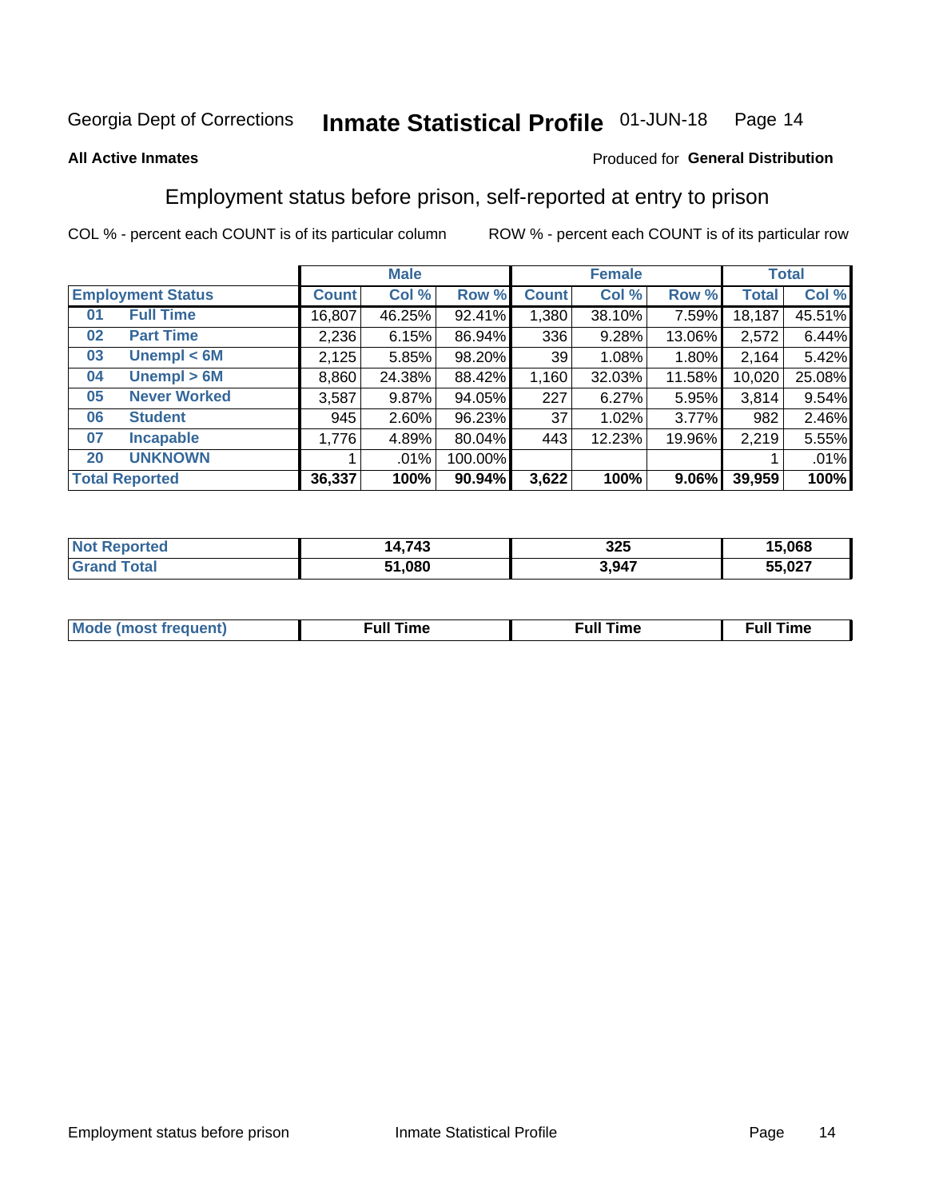Georgia Dept of Corrections **Inmate Statistical Profile** 01-JUN-18

**All Active Inmates**

Produced for **General Distribution**

## Employment status before prison, self-reported at entry to prison

COL % - percent each COUNT is of its particular column

ROW % - percent each COUNT is of its particular row

| Employment Status | | Male | | | Female | | | Total | |
|---|---|---|---|---|---|---|---|---|---|
| | | Count | Col % | Row % | Count | Col % | Row % | Total | Col % |
| 01 | Full Time | 16,807 | 46.25% | 92.41% | 1,380 | 38.10% | 7.59% | 18,187 | 45.51% |
| 02 | Part Time | 2,236 | 6.15% | 86.94% | 336 | 9.28% | 13.06% | 2,572 | 6.44% |
| 03 | Unempl < 6M | 2,125 | 5.85% | 98.20% | 39 | 1.08% | 1.80% | 2,164 | 5.42% |
| 04 | Unempl > 6M | 8,860 | 24.38% | 88.42% | 1,160 | 32.03% | 11.58% | 10,020 | 25.08% |
| 05 | Never Worked | 3,587 | 9.87% | 94.05% | 227 | 6.27% | 5.95% | 3,814 | 9.54% |
| 06 | Student | 945 | 2.60% | 96.23% | 37 | 1.02% | 3.77% | 982 | 2.46% |
| 07 | Incapable | 1,776 | 4.89% | 80.04% | 443 | 12.23% | 19.96% | 2,219 | 5.55% |
| 20 | UNKNOWN | 1 | .01% | 100.00% | | | | 1 | .01% |
| **Total Reported** | | **36,337** | **100%** | **90.94%** | **3,622** | **100%** | **9.06%** | **39,959** | **100%** |

| | Male | Female | Total |
|---|---|---|---|
| Not Reported | **14,743** | **325** | **15,068** |
| Grand Total | **51,080** | **3,947** | **55,027** |

| | Male | Female | Total |
|---|---|---|---|
| Mode (most frequent) | **Full Time** | **Full Time** | **Full Time** |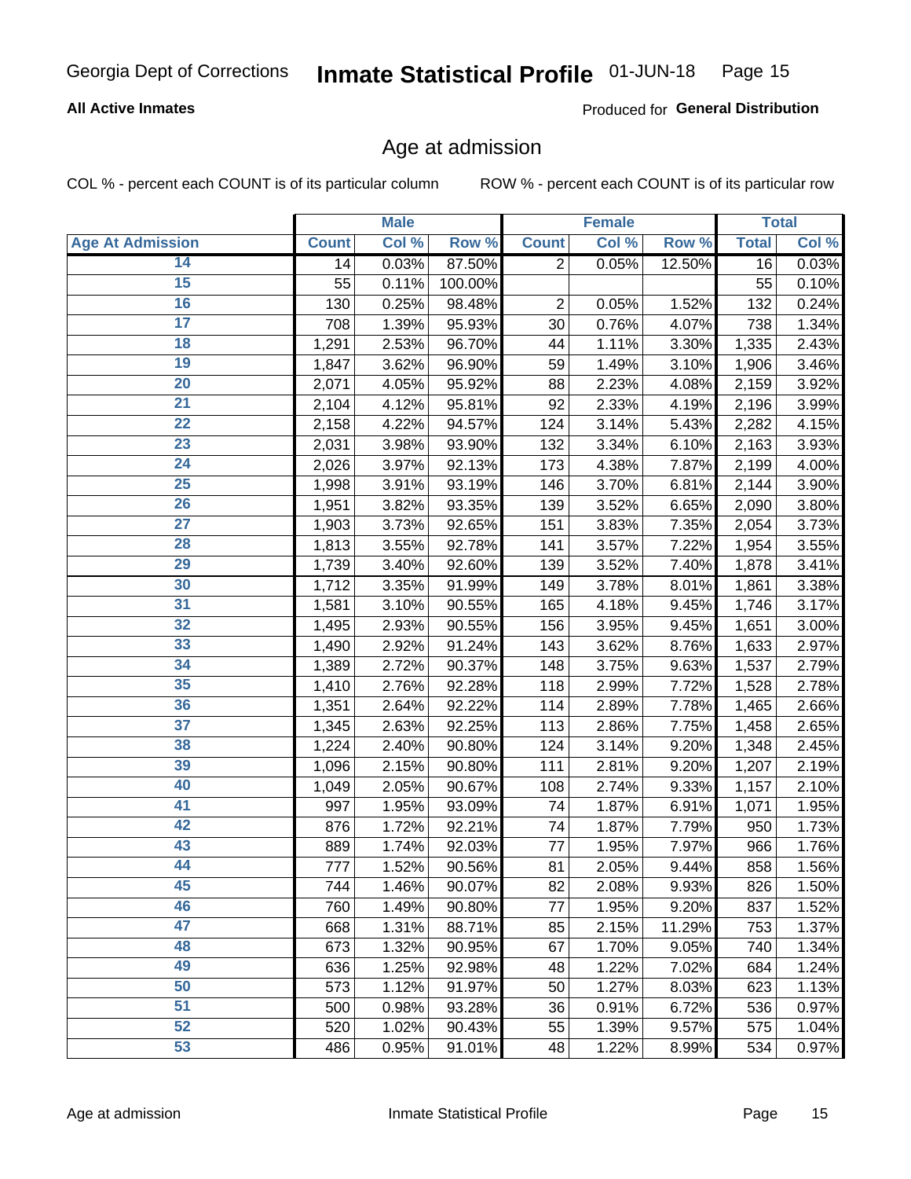Georgia Dept of Corrections **Inmate Statistical Profile** 01-JUN-18

**All Active Inmates**

Produced for **General Distribution**

## Age at admission

COL % - percent each COUNT is of its particular column ROW % - percent each COUNT is of its particular row

| | Male | | | Female | | | Total | |
|---|---|---|---|---|---|---|---|---|
| **Age At Admission** | **Count** | **Col %** | **Row %** | **Count** | **Col %** | **Row %** | **Total** | **Col %** |
| 14 | 14 | 0.03% | 87.50% | 2 | 0.05% | 12.50% | 16 | 0.03% |
| 15 | 55 | 0.11% | 100.00% | | | | 55 | 0.10% |
| 16 | 130 | 0.25% | 98.48% | 2 | 0.05% | 1.52% | 132 | 0.24% |
| 17 | 708 | 1.39% | 95.93% | 30 | 0.76% | 4.07% | 738 | 1.34% |
| 18 | 1,291 | 2.53% | 96.70% | 44 | 1.11% | 3.30% | 1,335 | 2.43% |
| 19 | 1,847 | 3.62% | 96.90% | 59 | 1.49% | 3.10% | 1,906 | 3.46% |
| 20 | 2,071 | 4.05% | 95.92% | 88 | 2.23% | 4.08% | 2,159 | 3.92% |
| 21 | 2,104 | 4.12% | 95.81% | 92 | 2.33% | 4.19% | 2,196 | 3.99% |
| 22 | 2,158 | 4.22% | 94.57% | 124 | 3.14% | 5.43% | 2,282 | 4.15% |
| 23 | 2,031 | 3.98% | 93.90% | 132 | 3.34% | 6.10% | 2,163 | 3.93% |
| 24 | 2,026 | 3.97% | 92.13% | 173 | 4.38% | 7.87% | 2,199 | 4.00% |
| 25 | 1,998 | 3.91% | 93.19% | 146 | 3.70% | 6.81% | 2,144 | 3.90% |
| 26 | 1,951 | 3.82% | 93.35% | 139 | 3.52% | 6.65% | 2,090 | 3.80% |
| 27 | 1,903 | 3.73% | 92.65% | 151 | 3.83% | 7.35% | 2,054 | 3.73% |
| 28 | 1,813 | 3.55% | 92.78% | 141 | 3.57% | 7.22% | 1,954 | 3.55% |
| 29 | 1,739 | 3.40% | 92.60% | 139 | 3.52% | 7.40% | 1,878 | 3.41% |
| 30 | 1,712 | 3.35% | 91.99% | 149 | 3.78% | 8.01% | 1,861 | 3.38% |
| 31 | 1,581 | 3.10% | 90.55% | 165 | 4.18% | 9.45% | 1,746 | 3.17% |
| 32 | 1,495 | 2.93% | 90.55% | 156 | 3.95% | 9.45% | 1,651 | 3.00% |
| 33 | 1,490 | 2.92% | 91.24% | 143 | 3.62% | 8.76% | 1,633 | 2.97% |
| 34 | 1,389 | 2.72% | 90.37% | 148 | 3.75% | 9.63% | 1,537 | 2.79% |
| 35 | 1,410 | 2.76% | 92.28% | 118 | 2.99% | 7.72% | 1,528 | 2.78% |
| 36 | 1,351 | 2.64% | 92.22% | 114 | 2.89% | 7.78% | 1,465 | 2.66% |
| 37 | 1,345 | 2.63% | 92.25% | 113 | 2.86% | 7.75% | 1,458 | 2.65% |
| 38 | 1,224 | 2.40% | 90.80% | 124 | 3.14% | 9.20% | 1,348 | 2.45% |
| 39 | 1,096 | 2.15% | 90.80% | 111 | 2.81% | 9.20% | 1,207 | 2.19% |
| 40 | 1,049 | 2.05% | 90.67% | 108 | 2.74% | 9.33% | 1,157 | 2.10% |
| 41 | 997 | 1.95% | 93.09% | 74 | 1.87% | 6.91% | 1,071 | 1.95% |
| 42 | 876 | 1.72% | 92.21% | 74 | 1.87% | 7.79% | 950 | 1.73% |
| 43 | 889 | 1.74% | 92.03% | 77 | 1.95% | 7.97% | 966 | 1.76% |
| 44 | 777 | 1.52% | 90.56% | 81 | 2.05% | 9.44% | 858 | 1.56% |
| 45 | 744 | 1.46% | 90.07% | 82 | 2.08% | 9.93% | 826 | 1.50% |
| 46 | 760 | 1.49% | 90.80% | 77 | 1.95% | 9.20% | 837 | 1.52% |
| 47 | 668 | 1.31% | 88.71% | 85 | 2.15% | 11.29% | 753 | 1.37% |
| 48 | 673 | 1.32% | 90.95% | 67 | 1.70% | 9.05% | 740 | 1.34% |
| 49 | 636 | 1.25% | 92.98% | 48 | 1.22% | 7.02% | 684 | 1.24% |
| 50 | 573 | 1.12% | 91.97% | 50 | 1.27% | 8.03% | 623 | 1.13% |
| 51 | 500 | 0.98% | 93.28% | 36 | 0.91% | 6.72% | 536 | 0.97% |
| 52 | 520 | 1.02% | 90.43% | 55 | 1.39% | 9.57% | 575 | 1.04% |
| 53 | 486 | 0.95% | 91.01% | 48 | 1.22% | 8.99% | 534 | 0.97% |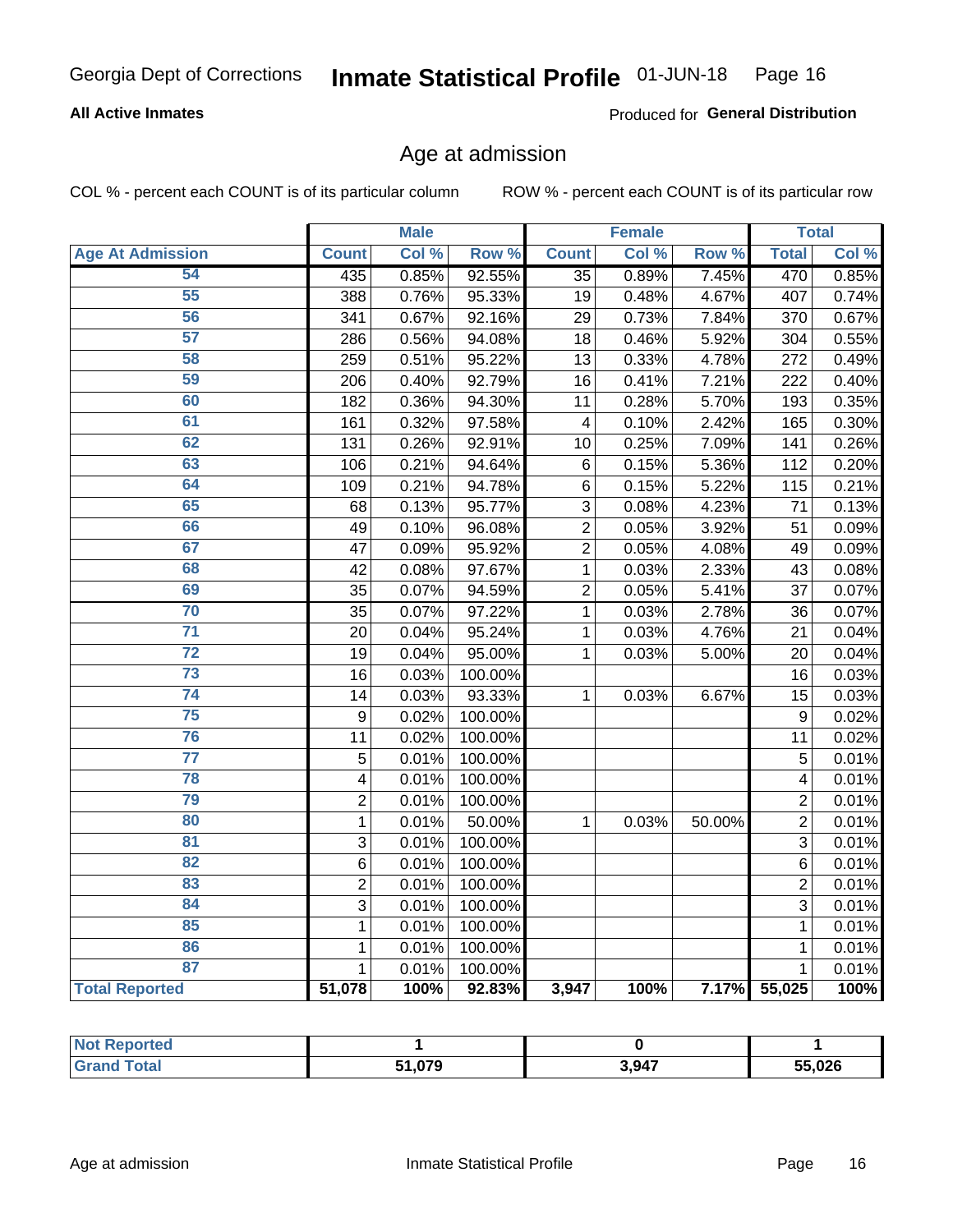# Inmate Statistical Profile

**All Active Inmates**

Produced for **General Distribution**

## Age at admission

COL % - percent each COUNT is of its particular column

ROW % - percent each COUNT is of its particular row

| | Male | | | Female | | | Total | |
|---|---|---|---|---|---|---|---|---|
| **Age At Admission** | **Count** | **Col %** | **Row %** | **Count** | **Col %** | **Row %** | **Total** | **Col %** |
| 54 | 435 | 0.85% | 92.55% | 35 | 0.89% | 7.45% | 470 | 0.85% |
| 55 | 388 | 0.76% | 95.33% | 19 | 0.48% | 4.67% | 407 | 0.74% |
| 56 | 341 | 0.67% | 92.16% | 29 | 0.73% | 7.84% | 370 | 0.67% |
| 57 | 286 | 0.56% | 94.08% | 18 | 0.46% | 5.92% | 304 | 0.55% |
| 58 | 259 | 0.51% | 95.22% | 13 | 0.33% | 4.78% | 272 | 0.49% |
| 59 | 206 | 0.40% | 92.79% | 16 | 0.41% | 7.21% | 222 | 0.40% |
| 60 | 182 | 0.36% | 94.30% | 11 | 0.28% | 5.70% | 193 | 0.35% |
| 61 | 161 | 0.32% | 97.58% | 4 | 0.10% | 2.42% | 165 | 0.30% |
| 62 | 131 | 0.26% | 92.91% | 10 | 0.25% | 7.09% | 141 | 0.26% |
| 63 | 106 | 0.21% | 94.64% | 6 | 0.15% | 5.36% | 112 | 0.20% |
| 64 | 109 | 0.21% | 94.78% | 6 | 0.15% | 5.22% | 115 | 0.21% |
| 65 | 68 | 0.13% | 95.77% | 3 | 0.08% | 4.23% | 71 | 0.13% |
| 66 | 49 | 0.10% | 96.08% | 2 | 0.05% | 3.92% | 51 | 0.09% |
| 67 | 47 | 0.09% | 95.92% | 2 | 0.05% | 4.08% | 49 | 0.09% |
| 68 | 42 | 0.08% | 97.67% | 1 | 0.03% | 2.33% | 43 | 0.08% |
| 69 | 35 | 0.07% | 94.59% | 2 | 0.05% | 5.41% | 37 | 0.07% |
| 70 | 35 | 0.07% | 97.22% | 1 | 0.03% | 2.78% | 36 | 0.07% |
| 71 | 20 | 0.04% | 95.24% | 1 | 0.03% | 4.76% | 21 | 0.04% |
| 72 | 19 | 0.04% | 95.00% | 1 | 0.03% | 5.00% | 20 | 0.04% |
| 73 | 16 | 0.03% | 100.00% | | | | 16 | 0.03% |
| 74 | 14 | 0.03% | 93.33% | 1 | 0.03% | 6.67% | 15 | 0.03% |
| 75 | 9 | 0.02% | 100.00% | | | | 9 | 0.02% |
| 76 | 11 | 0.02% | 100.00% | | | | 11 | 0.02% |
| 77 | 5 | 0.01% | 100.00% | | | | 5 | 0.01% |
| 78 | 4 | 0.01% | 100.00% | | | | 4 | 0.01% |
| 79 | 2 | 0.01% | 100.00% | | | | 2 | 0.01% |
| 80 | 1 | 0.01% | 50.00% | 1 | 0.03% | 50.00% | 2 | 0.01% |
| 81 | 3 | 0.01% | 100.00% | | | | 3 | 0.01% |
| 82 | 6 | 0.01% | 100.00% | | | | 6 | 0.01% |
| 83 | 2 | 0.01% | 100.00% | | | | 2 | 0.01% |
| 84 | 3 | 0.01% | 100.00% | | | | 3 | 0.01% |
| 85 | 1 | 0.01% | 100.00% | | | | 1 | 0.01% |
| 86 | 1 | 0.01% | 100.00% | | | | 1 | 0.01% |
| 87 | 1 | 0.01% | 100.00% | | | | 1 | 0.01% |
| **Total Reported** | **51,078** | **100%** | **92.83%** | **3,947** | **100%** | **7.17%** | **55,025** | **100%** |

| | Male | Female | Total |
|---|---|---|---|
| **Not Reported** | **1** | **0** | **1** |
| **Grand Total** | **51,079** | **3,947** | **55,026** |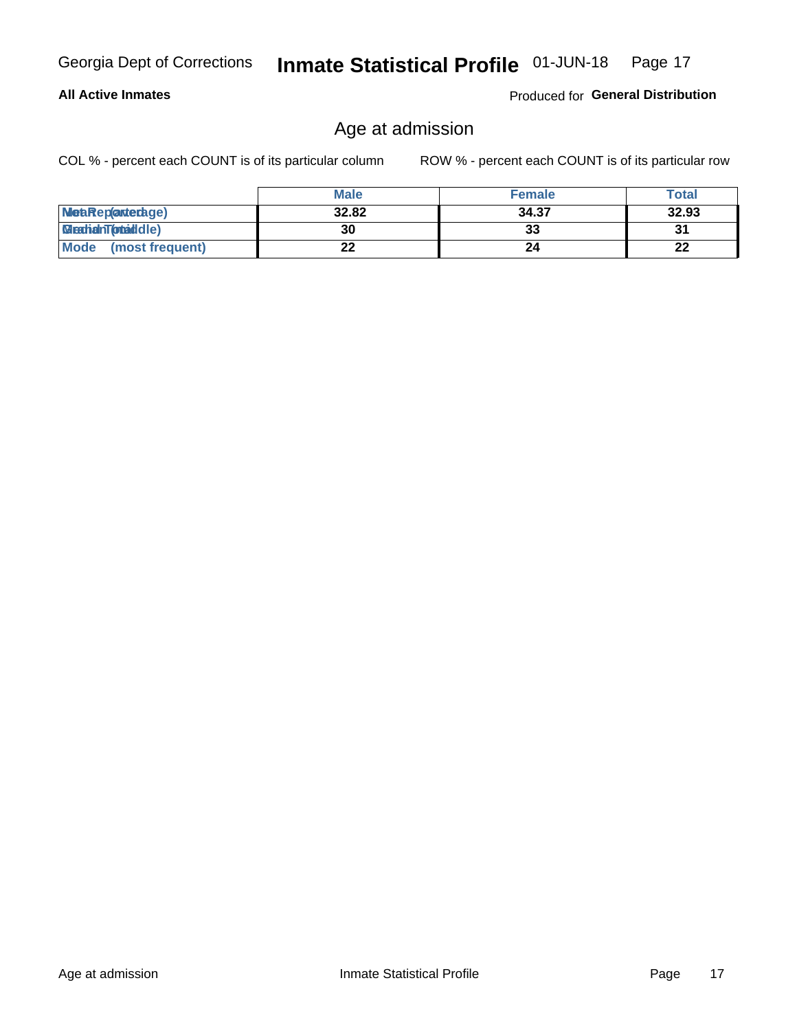Georgia Dept of Corrections **Inmate Statistical Profile** 01-JUN-18

**All Active Inmates**

Produced for **General Distribution**

## Age at admission

COL % - percent each COUNT is of its particular column

ROW % - percent each COUNT is of its particular row

| | Male | Female | Total |
|---|---|---|---|
| Mean (average) | 32.82 | 34.37 | 32.93 |
| Median (middle) | 30 | 33 | 31 |
| Mode (most frequent) | 22 | 24 | 22 |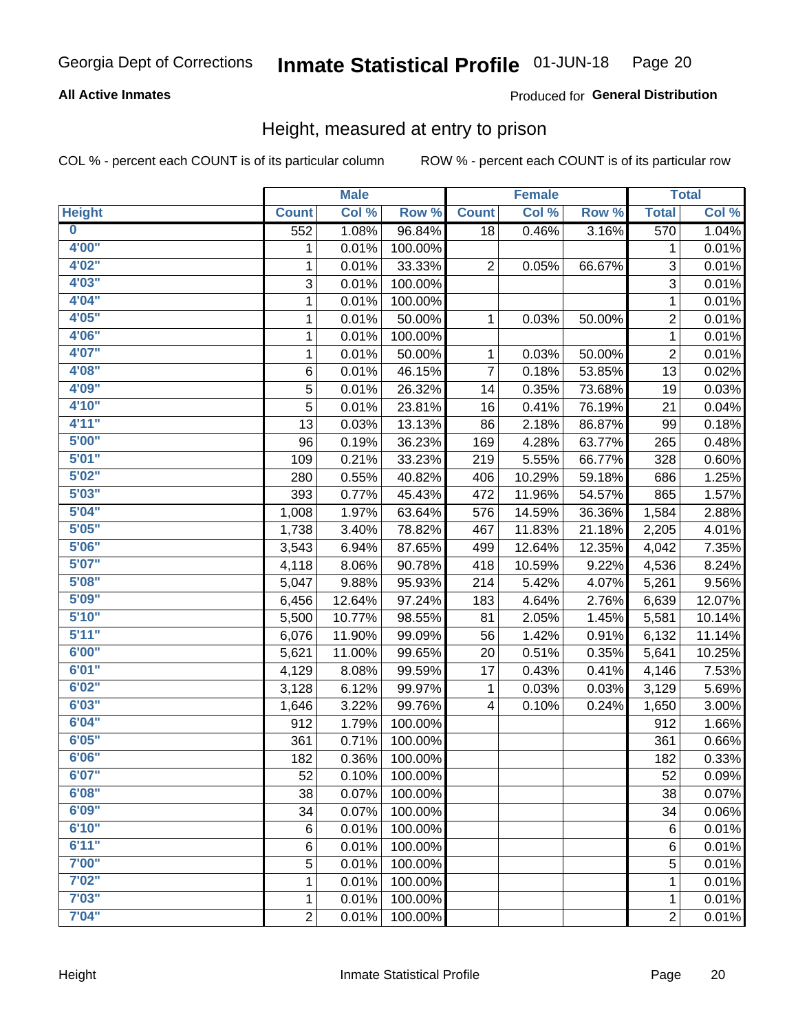Georgia Dept of Corrections **Inmate Statistical Profile** 01-JUN-18 Page 20

**All Active Inmates**

Produced for **General Distribution**

## Height, measured at entry to prison

COL % - percent each COUNT is of its particular column ROW % - percent each COUNT is of its particular row

| | Male | | | Female | | | Total | |
|---|---|---|---|---|---|---|---|---|
| **Height** | **Count** | **Col %** | **Row %** | **Count** | **Col %** | **Row %** | **Total** | **Col %** |
| **0** | 552 | 1.08% | 96.84% | 18 | 0.46% | 3.16% | 570 | 1.04% |
| **4'00"** | 1 | 0.01% | 100.00% | | | | 1 | 0.01% |
| **4'02"** | 1 | 0.01% | 33.33% | 2 | 0.05% | 66.67% | 3 | 0.01% |
| **4'03"** | 3 | 0.01% | 100.00% | | | | 3 | 0.01% |
| **4'04"** | 1 | 0.01% | 100.00% | | | | 1 | 0.01% |
| **4'05"** | 1 | 0.01% | 50.00% | 1 | 0.03% | 50.00% | 2 | 0.01% |
| **4'06"** | 1 | 0.01% | 100.00% | | | | 1 | 0.01% |
| **4'07"** | 1 | 0.01% | 50.00% | 1 | 0.03% | 50.00% | 2 | 0.01% |
| **4'08"** | 6 | 0.01% | 46.15% | 7 | 0.18% | 53.85% | 13 | 0.02% |
| **4'09"** | 5 | 0.01% | 26.32% | 14 | 0.35% | 73.68% | 19 | 0.03% |
| **4'10"** | 5 | 0.01% | 23.81% | 16 | 0.41% | 76.19% | 21 | 0.04% |
| **4'11"** | 13 | 0.03% | 13.13% | 86 | 2.18% | 86.87% | 99 | 0.18% |
| **5'00"** | 96 | 0.19% | 36.23% | 169 | 4.28% | 63.77% | 265 | 0.48% |
| **5'01"** | 109 | 0.21% | 33.23% | 219 | 5.55% | 66.77% | 328 | 0.60% |
| **5'02"** | 280 | 0.55% | 40.82% | 406 | 10.29% | 59.18% | 686 | 1.25% |
| **5'03"** | 393 | 0.77% | 45.43% | 472 | 11.96% | 54.57% | 865 | 1.57% |
| **5'04"** | 1,008 | 1.97% | 63.64% | 576 | 14.59% | 36.36% | 1,584 | 2.88% |
| **5'05"** | 1,738 | 3.40% | 78.82% | 467 | 11.83% | 21.18% | 2,205 | 4.01% |
| **5'06"** | 3,543 | 6.94% | 87.65% | 499 | 12.64% | 12.35% | 4,042 | 7.35% |
| **5'07"** | 4,118 | 8.06% | 90.78% | 418 | 10.59% | 9.22% | 4,536 | 8.24% |
| **5'08"** | 5,047 | 9.88% | 95.93% | 214 | 5.42% | 4.07% | 5,261 | 9.56% |
| **5'09"** | 6,456 | 12.64% | 97.24% | 183 | 4.64% | 2.76% | 6,639 | 12.07% |
| **5'10"** | 5,500 | 10.77% | 98.55% | 81 | 2.05% | 1.45% | 5,581 | 10.14% |
| **5'11"** | 6,076 | 11.90% | 99.09% | 56 | 1.42% | 0.91% | 6,132 | 11.14% |
| **6'00"** | 5,621 | 11.00% | 99.65% | 20 | 0.51% | 0.35% | 5,641 | 10.25% |
| **6'01"** | 4,129 | 8.08% | 99.59% | 17 | 0.43% | 0.41% | 4,146 | 7.53% |
| **6'02"** | 3,128 | 6.12% | 99.97% | 1 | 0.03% | 0.03% | 3,129 | 5.69% |
| **6'03"** | 1,646 | 3.22% | 99.76% | 4 | 0.10% | 0.24% | 1,650 | 3.00% |
| **6'04"** | 912 | 1.79% | 100.00% | | | | 912 | 1.66% |
| **6'05"** | 361 | 0.71% | 100.00% | | | | 361 | 0.66% |
| **6'06"** | 182 | 0.36% | 100.00% | | | | 182 | 0.33% |
| **6'07"** | 52 | 0.10% | 100.00% | | | | 52 | 0.09% |
| **6'08"** | 38 | 0.07% | 100.00% | | | | 38 | 0.07% |
| **6'09"** | 34 | 0.07% | 100.00% | | | | 34 | 0.06% |
| **6'10"** | 6 | 0.01% | 100.00% | | | | 6 | 0.01% |
| **6'11"** | 6 | 0.01% | 100.00% | | | | 6 | 0.01% |
| **7'00"** | 5 | 0.01% | 100.00% | | | | 5 | 0.01% |
| **7'02"** | 1 | 0.01% | 100.00% | | | | 1 | 0.01% |
| **7'03"** | 1 | 0.01% | 100.00% | | | | 1 | 0.01% |
| **7'04"** | 2 | 0.01% | 100.00% | | | | 2 | 0.01% |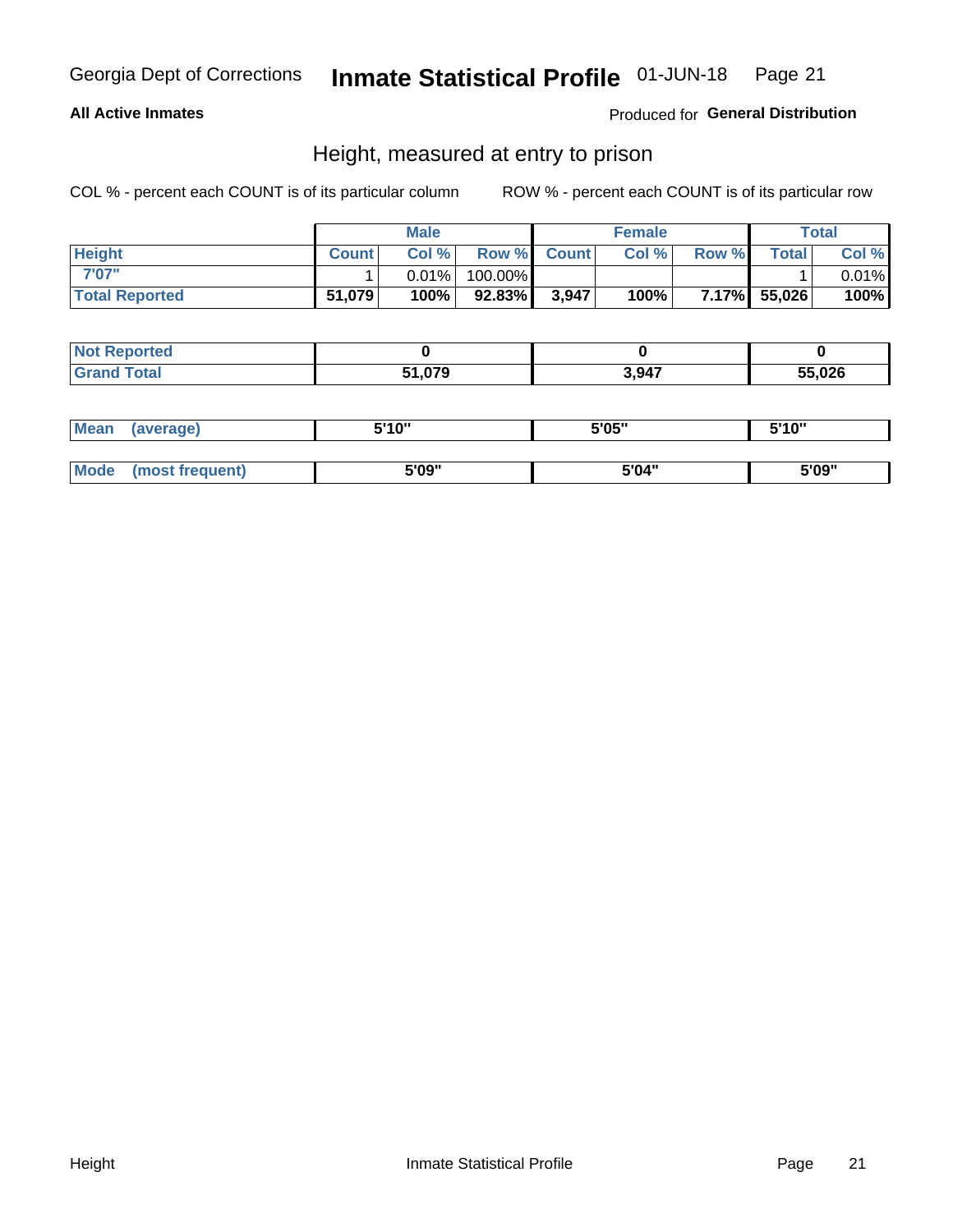Georgia Dept of Corrections **Inmate Statistical Profile** 01-JUN-18

**All Active Inmates**

Produced for **General Distribution**

## Height, measured at entry to prison

COL % - percent each COUNT is of its particular column ROW % - percent each COUNT is of its particular row

| | Male | | | Female | | | Total | |
|---|---|---|---|---|---|---|---|---|
| **Height** | **Count** | **Col %** | **Row %** | **Count** | **Col %** | **Row %** | **Total** | **Col %** |
| **7'07"** | 1 | 0.01% | 100.00% | | | | 1 | 0.01% |
| **Total Reported** | **51,079** | **100%** | **92.83%** | **3,947** | **100%** | **7.17%** | **55,026** | **100%** |

| | Male | Female | Total |
|---|---|---|---|
| **Not Reported** | **0** | **0** | **0** |
| **Grand Total** | **51,079** | **3,947** | **55,026** |

| | Male | Female | Total |
|---|---|---|---|
| **Mean (average)** | **5'10"** | **5'05"** | **5'10"** |
| **Mode (most frequent)** | **5'09"** | **5'04"** | **5'09"** |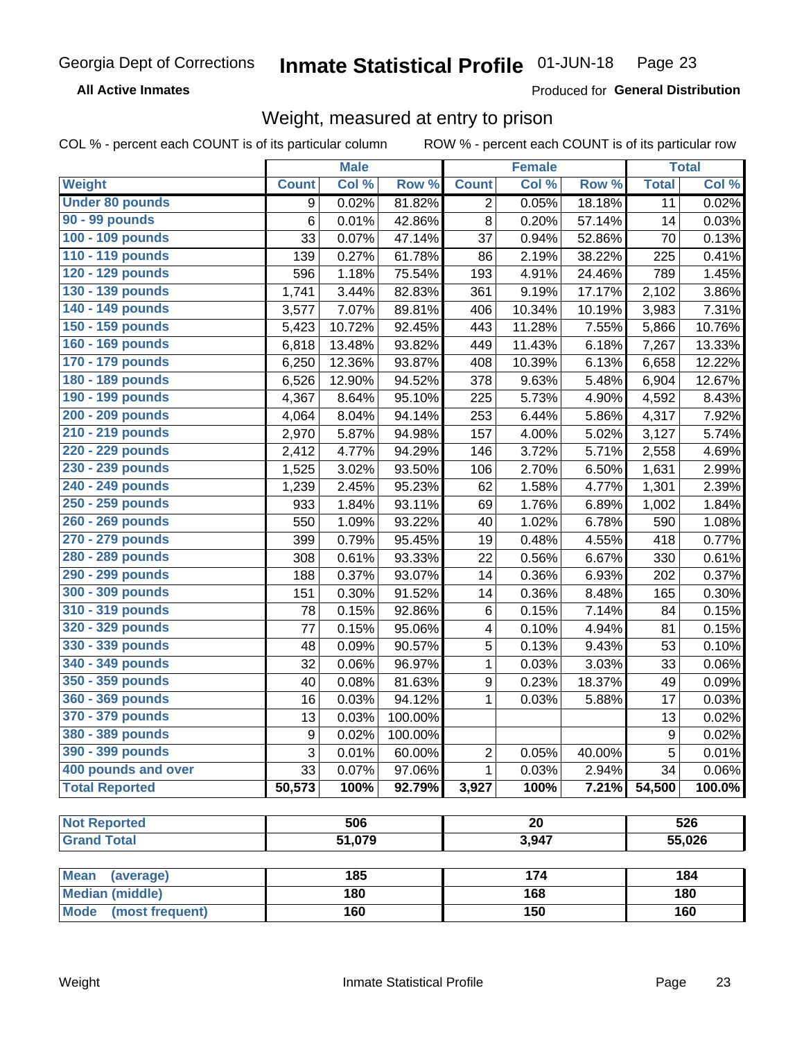Georgia Dept of Corrections **Inmate Statistical Profile** 01-JUN-18

**All Active Inmates**

Produced for **General Distribution**

## Weight, measured at entry to prison

COL % - percent each COUNT is of its particular column ROW % - percent each COUNT is of its particular row

| | Male | | | Female | | | Total | |
|---|---|---|---|---|---|---|---|---|
| **Weight** | **Count** | **Col %** | **Row %** | **Count** | **Col %** | **Row %** | **Total** | **Col %** |
| Under 80 pounds | 9 | 0.02% | 81.82% | 2 | 0.05% | 18.18% | 11 | 0.02% |
| 90 - 99 pounds | 6 | 0.01% | 42.86% | 8 | 0.20% | 57.14% | 14 | 0.03% |
| 100 - 109 pounds | 33 | 0.07% | 47.14% | 37 | 0.94% | 52.86% | 70 | 0.13% |
| 110 - 119 pounds | 139 | 0.27% | 61.78% | 86 | 2.19% | 38.22% | 225 | 0.41% |
| 120 - 129 pounds | 596 | 1.18% | 75.54% | 193 | 4.91% | 24.46% | 789 | 1.45% |
| 130 - 139 pounds | 1,741 | 3.44% | 82.83% | 361 | 9.19% | 17.17% | 2,102 | 3.86% |
| 140 - 149 pounds | 3,577 | 7.07% | 89.81% | 406 | 10.34% | 10.19% | 3,983 | 7.31% |
| 150 - 159 pounds | 5,423 | 10.72% | 92.45% | 443 | 11.28% | 7.55% | 5,866 | 10.76% |
| 160 - 169 pounds | 6,818 | 13.48% | 93.82% | 449 | 11.43% | 6.18% | 7,267 | 13.33% |
| 170 - 179 pounds | 6,250 | 12.36% | 93.87% | 408 | 10.39% | 6.13% | 6,658 | 12.22% |
| 180 - 189 pounds | 6,526 | 12.90% | 94.52% | 378 | 9.63% | 5.48% | 6,904 | 12.67% |
| 190 - 199 pounds | 4,367 | 8.64% | 95.10% | 225 | 5.73% | 4.90% | 4,592 | 8.43% |
| 200 - 209 pounds | 4,064 | 8.04% | 94.14% | 253 | 6.44% | 5.86% | 4,317 | 7.92% |
| 210 - 219 pounds | 2,970 | 5.87% | 94.98% | 157 | 4.00% | 5.02% | 3,127 | 5.74% |
| 220 - 229 pounds | 2,412 | 4.77% | 94.29% | 146 | 3.72% | 5.71% | 2,558 | 4.69% |
| 230 - 239 pounds | 1,525 | 3.02% | 93.50% | 106 | 2.70% | 6.50% | 1,631 | 2.99% |
| 240 - 249 pounds | 1,239 | 2.45% | 95.23% | 62 | 1.58% | 4.77% | 1,301 | 2.39% |
| 250 - 259 pounds | 933 | 1.84% | 93.11% | 69 | 1.76% | 6.89% | 1,002 | 1.84% |
| 260 - 269 pounds | 550 | 1.09% | 93.22% | 40 | 1.02% | 6.78% | 590 | 1.08% |
| 270 - 279 pounds | 399 | 0.79% | 95.45% | 19 | 0.48% | 4.55% | 418 | 0.77% |
| 280 - 289 pounds | 308 | 0.61% | 93.33% | 22 | 0.56% | 6.67% | 330 | 0.61% |
| 290 - 299 pounds | 188 | 0.37% | 93.07% | 14 | 0.36% | 6.93% | 202 | 0.37% |
| 300 - 309 pounds | 151 | 0.30% | 91.52% | 14 | 0.36% | 8.48% | 165 | 0.30% |
| 310 - 319 pounds | 78 | 0.15% | 92.86% | 6 | 0.15% | 7.14% | 84 | 0.15% |
| 320 - 329 pounds | 77 | 0.15% | 95.06% | 4 | 0.10% | 4.94% | 81 | 0.15% |
| 330 - 339 pounds | 48 | 0.09% | 90.57% | 5 | 0.13% | 9.43% | 53 | 0.10% |
| 340 - 349 pounds | 32 | 0.06% | 96.97% | 1 | 0.03% | 3.03% | 33 | 0.06% |
| 350 - 359 pounds | 40 | 0.08% | 81.63% | 9 | 0.23% | 18.37% | 49 | 0.09% |
| 360 - 369 pounds | 16 | 0.03% | 94.12% | 1 | 0.03% | 5.88% | 17 | 0.03% |
| 370 - 379 pounds | 13 | 0.03% | 100.00% | | | | 13 | 0.02% |
| 380 - 389 pounds | 9 | 0.02% | 100.00% | | | | 9 | 0.02% |
| 390 - 399 pounds | 3 | 0.01% | 60.00% | 2 | 0.05% | 40.00% | 5 | 0.01% |
| 400 pounds and over | 33 | 0.07% | 97.06% | 1 | 0.03% | 2.94% | 34 | 0.06% |
| **Total Reported** | **50,573** | **100%** | **92.79%** | **3,927** | **100%** | **7.21%** | **54,500** | **100.0%** |

| | Male | Female | Total |
|---|---|---|---|
| Not Reported | 506 | 20 | 526 |
| Grand Total | 51,079 | 3,947 | 55,026 |

| | Male | Female | Total |
|---|---|---|---|
| Mean (average) | 185 | 174 | 184 |
| Median (middle) | 180 | 168 | 180 |
| Mode (most frequent) | 160 | 150 | 160 |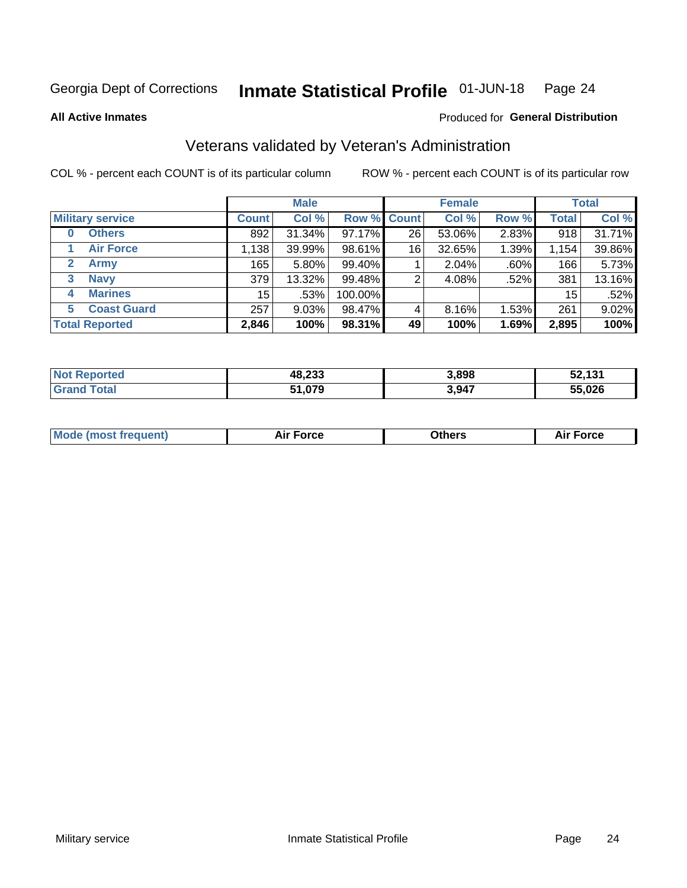Georgia Dept of Corrections **Inmate Statistical Profile** 01-JUN-18 Page 24

**All Active Inmates**

Produced for **General Distribution**

## Veterans validated by Veteran's Administration

COL % - percent each COUNT is of its particular column ROW % - percent each COUNT is of its particular row

| | Male | | | Female | | | Total | |
|---|---|---|---|---|---|---|---|---|
| **Military service** | **Count** | **Col %** | **Row %** | **Count** | **Col %** | **Row %** | **Total** | **Col %** |
| 0 Others | 892 | 31.34% | 97.17% | 26 | 53.06% | 2.83% | 918 | 31.71% |
| 1 Air Force | 1,138 | 39.99% | 98.61% | 16 | 32.65% | 1.39% | 1,154 | 39.86% |
| 2 Army | 165 | 5.80% | 99.40% | 1 | 2.04% | .60% | 166 | 5.73% |
| 3 Navy | 379 | 13.32% | 99.48% | 2 | 4.08% | .52% | 381 | 13.16% |
| 4 Marines | 15 | .53% | 100.00% | | | | 15 | .52% |
| 5 Coast Guard | 257 | 9.03% | 98.47% | 4 | 8.16% | 1.53% | 261 | 9.02% |
| **Total Reported** | **2,846** | **100%** | **98.31%** | **49** | **100%** | **1.69%** | **2,895** | **100%** |

| | Male | Female | Total |
|---|---|---|---|
| **Not Reported** | **48,233** | **3,898** | **52,131** |
| **Grand Total** | **51,079** | **3,947** | **55,026** |

| | Male | Female | Total |
|---|---|---|---|
| **Mode (most frequent)** | **Air Force** | **Others** | **Air Force** |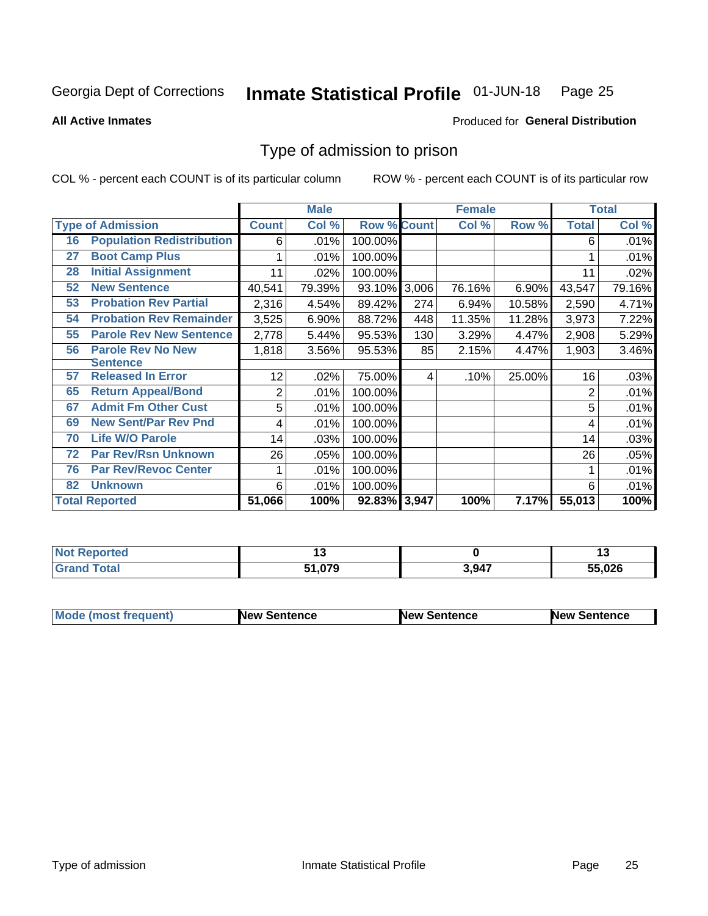Georgia Dept of Corrections **Inmate Statistical Profile** 01-JUN-18 Page 25

**All Active Inmates**

Produced for **General Distribution**

# Type of admission to prison

COL % - percent each COUNT is of its particular column ROW % - percent each COUNT is of its particular row

| | | Male | | | Female | | | Total | |
|---|---|---|---|---|---|---|---|---|---|
| **Type of Admission** | | **Count** | **Col %** | **Row %** | **Count** | **Col %** | **Row %** | **Total** | **Col %** |
| 16 | Population Redistribution | 6 | .01% | 100.00% | | | | 6 | .01% |
| 27 | Boot Camp Plus | 1 | .01% | 100.00% | | | | 1 | .01% |
| 28 | Initial Assignment | 11 | .02% | 100.00% | | | | 11 | .02% |
| 52 | New Sentence | 40,541 | 79.39% | 93.10% | 3,006 | 76.16% | 6.90% | 43,547 | 79.16% |
| 53 | Probation Rev Partial | 2,316 | 4.54% | 89.42% | 274 | 6.94% | 10.58% | 2,590 | 4.71% |
| 54 | Probation Rev Remainder | 3,525 | 6.90% | 88.72% | 448 | 11.35% | 11.28% | 3,973 | 7.22% |
| 55 | Parole Rev New Sentence | 2,778 | 5.44% | 95.53% | 130 | 3.29% | 4.47% | 2,908 | 5.29% |
| 56 | Parole Rev No New Sentence | 1,818 | 3.56% | 95.53% | 85 | 2.15% | 4.47% | 1,903 | 3.46% |
| 57 | Released In Error | 12 | .02% | 75.00% | 4 | .10% | 25.00% | 16 | .03% |
| 65 | Return Appeal/Bond | 2 | .01% | 100.00% | | | | 2 | .01% |
| 67 | Admit Fm Other Cust | 5 | .01% | 100.00% | | | | 5 | .01% |
| 69 | New Sent/Par Rev Pnd | 4 | .01% | 100.00% | | | | 4 | .01% |
| 70 | Life W/O Parole | 14 | .03% | 100.00% | | | | 14 | .03% |
| 72 | Par Rev/Rsn Unknown | 26 | .05% | 100.00% | | | | 26 | .05% |
| 76 | Par Rev/Revoc Center | 1 | .01% | 100.00% | | | | 1 | .01% |
| 82 | Unknown | 6 | .01% | 100.00% | | | | 6 | .01% |
| **Total Reported** | | **51,066** | **100%** | **92.83%** | **3,947** | **100%** | **7.17%** | **55,013** | **100%** |

| | Male | Female | Total |
|---|---|---|---|
| **Not Reported** | **13** | **0** | **13** |
| **Grand Total** | **51,079** | **3,947** | **55,026** |

| | Male | Female | Total |
|---|---|---|---|
| **Mode (most frequent)** | **New Sentence** | **New Sentence** | **New Sentence** |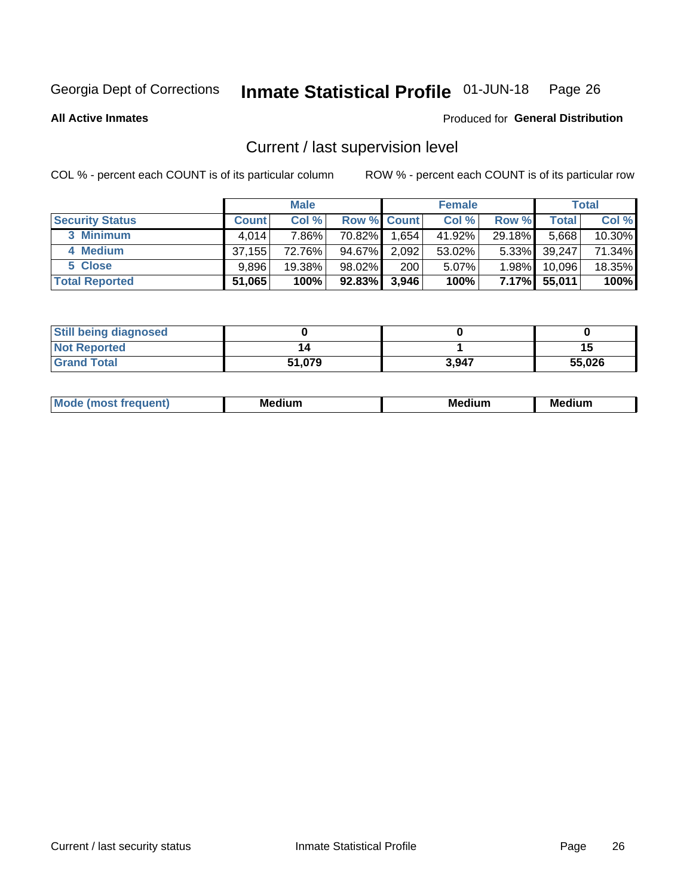Georgia Dept of Corrections **Inmate Statistical Profile** 01-JUN-18

**All Active Inmates**

Produced for **General Distribution**

## Current / last supervision level

COL % - percent each COUNT is of its particular column

ROW % - percent each COUNT is of its particular row

| | Male | | | Female | | | Total | |
|---|---|---|---|---|---|---|---|---|
| **Security Status** | **Count** | **Col %** | **Row %** | **Count** | **Col %** | **Row %** | **Total** | **Col %** |
| 3 Minimum | 4,014 | 7.86% | 70.82% | 1,654 | 41.92% | 29.18% | 5,668 | 10.30% |
| 4 Medium | 37,155 | 72.76% | 94.67% | 2,092 | 53.02% | 5.33% | 39,247 | 71.34% |
| 5 Close | 9,896 | 19.38% | 98.02% | 200 | 5.07% | 1.98% | 10,096 | 18.35% |
| **Total Reported** | **51,065** | **100%** | **92.83%** | **3,946** | **100%** | **7.17%** | **55,011** | **100%** |

| | Male | Female | Total |
|---|---|---|---|
| **Still being diagnosed** | **0** | **0** | **0** |
| **Not Reported** | **14** | **1** | **15** |
| **Grand Total** | **51,079** | **3,947** | **55,026** |

| | Male | Female | Total |
|---|---|---|---|
| **Mode (most frequent)** | **Medium** | **Medium** | **Medium** |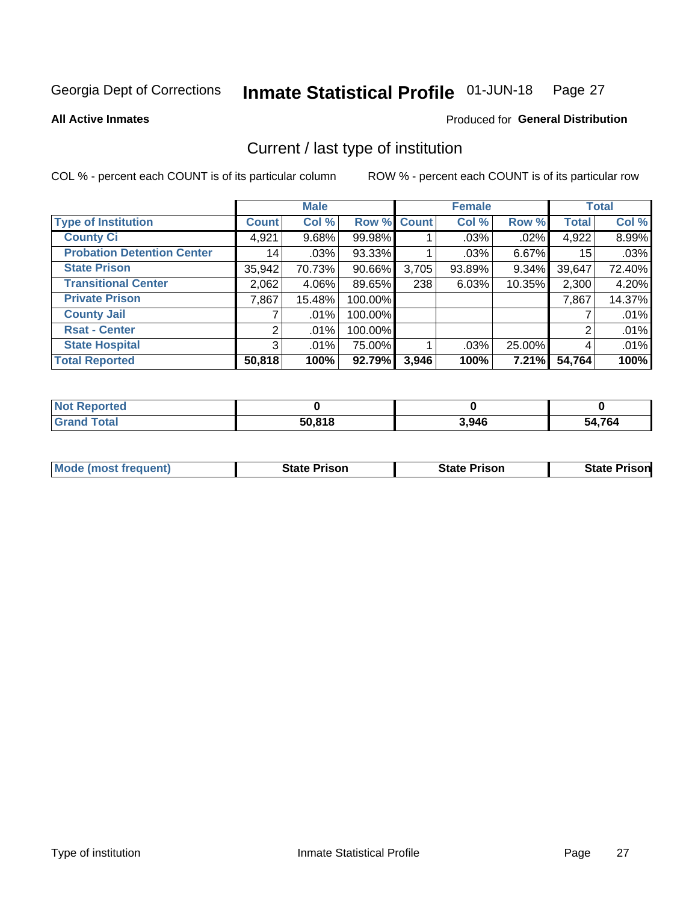Georgia Dept of Corrections **Inmate Statistical Profile** 01-JUN-18

**All Active Inmates**

Produced for **General Distribution**

## Current / last type of institution

COL % - percent each COUNT is of its particular column

ROW % - percent each COUNT is of its particular row

| | Male | | | Female | | | Total | |
|---|---|---|---|---|---|---|---|---|
| **Type of Institution** | **Count** | **Col %** | **Row %** | **Count** | **Col %** | **Row %** | **Total** | **Col %** |
| **County Ci** | 4,921 | 9.68% | 99.98% | 1 | .03% | .02% | 4,922 | 8.99% |
| **Probation Detention Center** | 14 | .03% | 93.33% | 1 | .03% | 6.67% | 15 | .03% |
| **State Prison** | 35,942 | 70.73% | 90.66% | 3,705 | 93.89% | 9.34% | 39,647 | 72.40% |
| **Transitional Center** | 2,062 | 4.06% | 89.65% | 238 | 6.03% | 10.35% | 2,300 | 4.20% |
| **Private Prison** | 7,867 | 15.48% | 100.00% | | | | 7,867 | 14.37% |
| **County Jail** | 7 | .01% | 100.00% | | | | 7 | .01% |
| **Rsat - Center** | 2 | .01% | 100.00% | | | | 2 | .01% |
| **State Hospital** | 3 | .01% | 75.00% | 1 | .03% | 25.00% | 4 | .01% |
| **Total Reported** | **50,818** | **100%** | **92.79%** | **3,946** | **100%** | **7.21%** | **54,764** | **100%** |

| | Male | Female | Total |
|---|---|---|---|
| **Not Reported** | **0** | **0** | **0** |
| **Grand Total** | **50,818** | **3,946** | **54,764** |

| | Male | Female | Total |
|---|---|---|---|
| **Mode (most frequent)** | **State Prison** | **State Prison** | **State Prison** |

Type of institution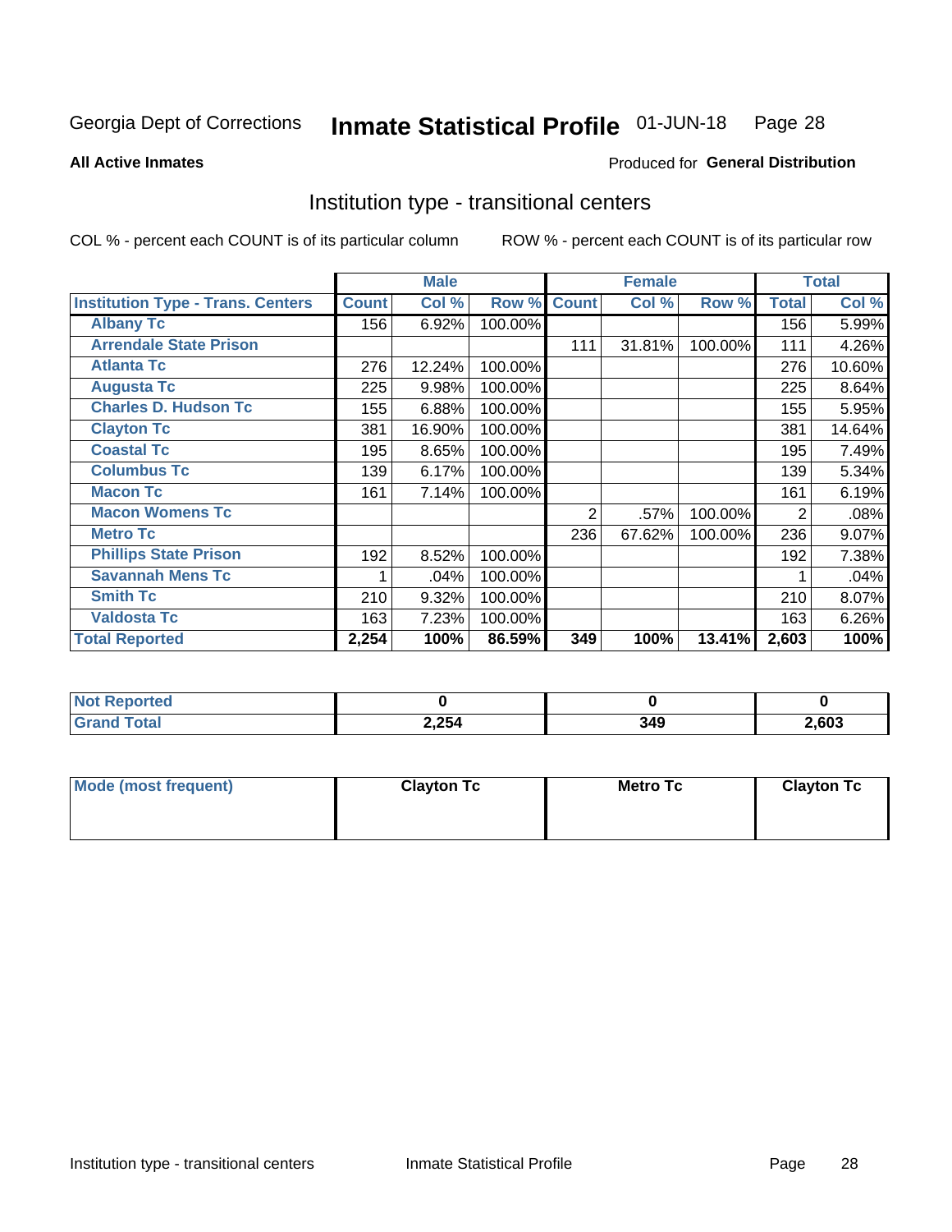Georgia Dept of Corrections **Inmate Statistical Profile** 01-JUN-18

**All Active Inmates** Produced for **General Distribution**

## Institution type - transitional centers

COL % - percent each COUNT is of its particular column ROW % - percent each COUNT is of its particular row

| | Male | | | Female | | | Total | |
|---|---|---|---|---|---|---|---|---|
| **Institution Type - Trans. Centers** | **Count** | **Col %** | **Row %** | **Count** | **Col %** | **Row %** | **Total** | **Col %** |
| **Albany Tc** | 156 | 6.92% | 100.00% | | | | 156 | 5.99% |
| **Arrendale State Prison** | | | | 111 | 31.81% | 100.00% | 111 | 4.26% |
| **Atlanta Tc** | 276 | 12.24% | 100.00% | | | | 276 | 10.60% |
| **Augusta Tc** | 225 | 9.98% | 100.00% | | | | 225 | 8.64% |
| **Charles D. Hudson Tc** | 155 | 6.88% | 100.00% | | | | 155 | 5.95% |
| **Clayton Tc** | 381 | 16.90% | 100.00% | | | | 381 | 14.64% |
| **Coastal Tc** | 195 | 8.65% | 100.00% | | | | 195 | 7.49% |
| **Columbus Tc** | 139 | 6.17% | 100.00% | | | | 139 | 5.34% |
| **Macon Tc** | 161 | 7.14% | 100.00% | | | | 161 | 6.19% |
| **Macon Womens Tc** | | | | 2 | .57% | 100.00% | 2 | .08% |
| **Metro Tc** | | | | 236 | 67.62% | 100.00% | 236 | 9.07% |
| **Phillips State Prison** | 192 | 8.52% | 100.00% | | | | 192 | 7.38% |
| **Savannah Mens Tc** | 1 | .04% | 100.00% | | | | 1 | .04% |
| **Smith Tc** | 210 | 9.32% | 100.00% | | | | 210 | 8.07% |
| **Valdosta Tc** | 163 | 7.23% | 100.00% | | | | 163 | 6.26% |
| **Total Reported** | **2,254** | **100%** | **86.59%** | **349** | **100%** | **13.41%** | **2,603** | **100%** |

| | Male | Female | Total |
|---|---|---|---|
| **Not Reported** | **0** | **0** | **0** |
| **Grand Total** | **2,254** | **349** | **2,603** |

| | Male | Female | Total |
|---|---|---|---|
| **Mode (most frequent)** | **Clayton Tc** | **Metro Tc** | **Clayton Tc** |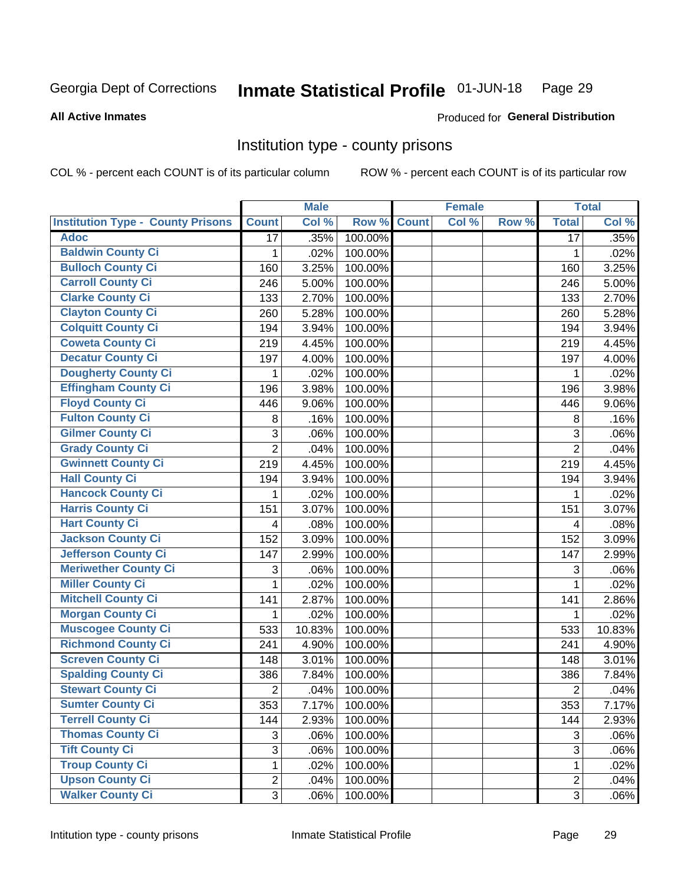Georgia Dept of Corrections **Inmate Statistical Profile** 01-JUN-18

**All Active Inmates**

Produced for **General Distribution**

## Institution type - county prisons

COL % - percent each COUNT is of its particular column ROW % - percent each COUNT is of its particular row

| | Male | | | Female | | | Total | |
|---|---|---|---|---|---|---|---|---|
| **Institution Type - County Prisons** | **Count** | **Col %** | **Row %** | **Count** | **Col %** | **Row %** | **Total** | **Col %** |
| **Adoc** | 17 | .35% | 100.00% | | | | 17 | .35% |
| **Baldwin County Ci** | 1 | .02% | 100.00% | | | | 1 | .02% |
| **Bulloch County Ci** | 160 | 3.25% | 100.00% | | | | 160 | 3.25% |
| **Carroll County Ci** | 246 | 5.00% | 100.00% | | | | 246 | 5.00% |
| **Clarke County Ci** | 133 | 2.70% | 100.00% | | | | 133 | 2.70% |
| **Clayton County Ci** | 260 | 5.28% | 100.00% | | | | 260 | 5.28% |
| **Colquitt County Ci** | 194 | 3.94% | 100.00% | | | | 194 | 3.94% |
| **Coweta County Ci** | 219 | 4.45% | 100.00% | | | | 219 | 4.45% |
| **Decatur County Ci** | 197 | 4.00% | 100.00% | | | | 197 | 4.00% |
| **Dougherty County Ci** | 1 | .02% | 100.00% | | | | 1 | .02% |
| **Effingham County Ci** | 196 | 3.98% | 100.00% | | | | 196 | 3.98% |
| **Floyd County Ci** | 446 | 9.06% | 100.00% | | | | 446 | 9.06% |
| **Fulton County Ci** | 8 | .16% | 100.00% | | | | 8 | .16% |
| **Gilmer County Ci** | 3 | .06% | 100.00% | | | | 3 | .06% |
| **Grady County Ci** | 2 | .04% | 100.00% | | | | 2 | .04% |
| **Gwinnett County Ci** | 219 | 4.45% | 100.00% | | | | 219 | 4.45% |
| **Hall County Ci** | 194 | 3.94% | 100.00% | | | | 194 | 3.94% |
| **Hancock County Ci** | 1 | .02% | 100.00% | | | | 1 | .02% |
| **Harris County Ci** | 151 | 3.07% | 100.00% | | | | 151 | 3.07% |
| **Hart County Ci** | 4 | .08% | 100.00% | | | | 4 | .08% |
| **Jackson County Ci** | 152 | 3.09% | 100.00% | | | | 152 | 3.09% |
| **Jefferson County Ci** | 147 | 2.99% | 100.00% | | | | 147 | 2.99% |
| **Meriwether County Ci** | 3 | .06% | 100.00% | | | | 3 | .06% |
| **Miller County Ci** | 1 | .02% | 100.00% | | | | 1 | .02% |
| **Mitchell County Ci** | 141 | 2.87% | 100.00% | | | | 141 | 2.86% |
| **Morgan County Ci** | 1 | .02% | 100.00% | | | | 1 | .02% |
| **Muscogee County Ci** | 533 | 10.83% | 100.00% | | | | 533 | 10.83% |
| **Richmond County Ci** | 241 | 4.90% | 100.00% | | | | 241 | 4.90% |
| **Screven County Ci** | 148 | 3.01% | 100.00% | | | | 148 | 3.01% |
| **Spalding County Ci** | 386 | 7.84% | 100.00% | | | | 386 | 7.84% |
| **Stewart County Ci** | 2 | .04% | 100.00% | | | | 2 | .04% |
| **Sumter County Ci** | 353 | 7.17% | 100.00% | | | | 353 | 7.17% |
| **Terrell County Ci** | 144 | 2.93% | 100.00% | | | | 144 | 2.93% |
| **Thomas County Ci** | 3 | .06% | 100.00% | | | | 3 | .06% |
| **Tift County Ci** | 3 | .06% | 100.00% | | | | 3 | .06% |
| **Troup County Ci** | 1 | .02% | 100.00% | | | | 1 | .02% |
| **Upson County Ci** | 2 | .04% | 100.00% | | | | 2 | .04% |
| **Walker County Ci** | 3 | .06% | 100.00% | | | | 3 | .06% |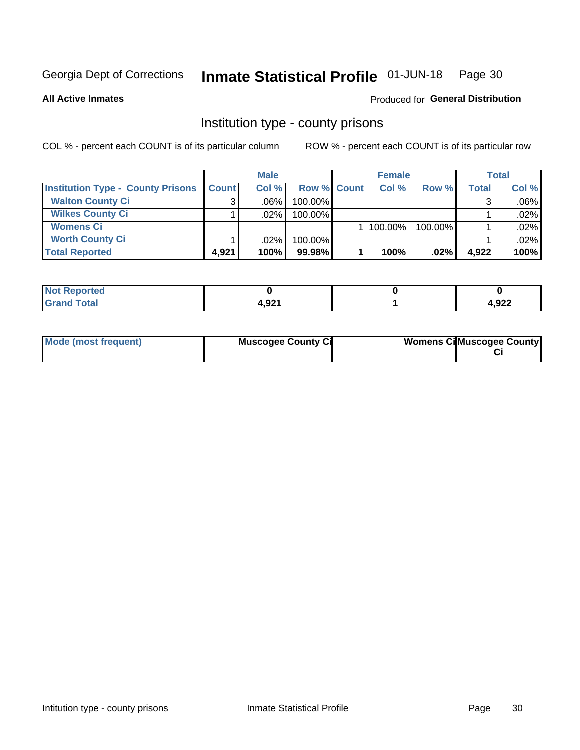Georgia Dept of Corrections **Inmate Statistical Profile** 01-JUN-18 Page 30

**All Active Inmates** Produced for **General Distribution**

## Institution type - county prisons

COL % - percent each COUNT is of its particular column ROW % - percent each COUNT is of its particular row

| | Male | | | Female | | | Total | |
|---|---|---|---|---|---|---|---|---|
| **Institution Type - County Prisons** | **Count** | **Col %** | **Row %** | **Count** | **Col %** | **Row %** | **Total** | **Col %** |
| **Walton County Ci** | 3 | .06% | 100.00% | | | | 3 | .06% |
| **Wilkes County Ci** | 1 | .02% | 100.00% | | | | 1 | .02% |
| **Womens Ci** | | | | 1 | 100.00% | 100.00% | 1 | .02% |
| **Worth County Ci** | 1 | .02% | 100.00% | | | | 1 | .02% |
| **Total Reported** | **4,921** | **100%** | **99.98%** | **1** | **100%** | **.02%** | **4,922** | **100%** |

| | Male | Female | Total |
|---|---|---|---|
| **Not Reported** | **0** | **0** | **0** |
| **Grand Total** | **4,921** | **1** | **4,922** |

| | Male | Female | Total |
|---|---|---|---|
| **Mode (most frequent)** | **Muscogee County Ci** | **Womens Ci** | **Muscogee County Ci** |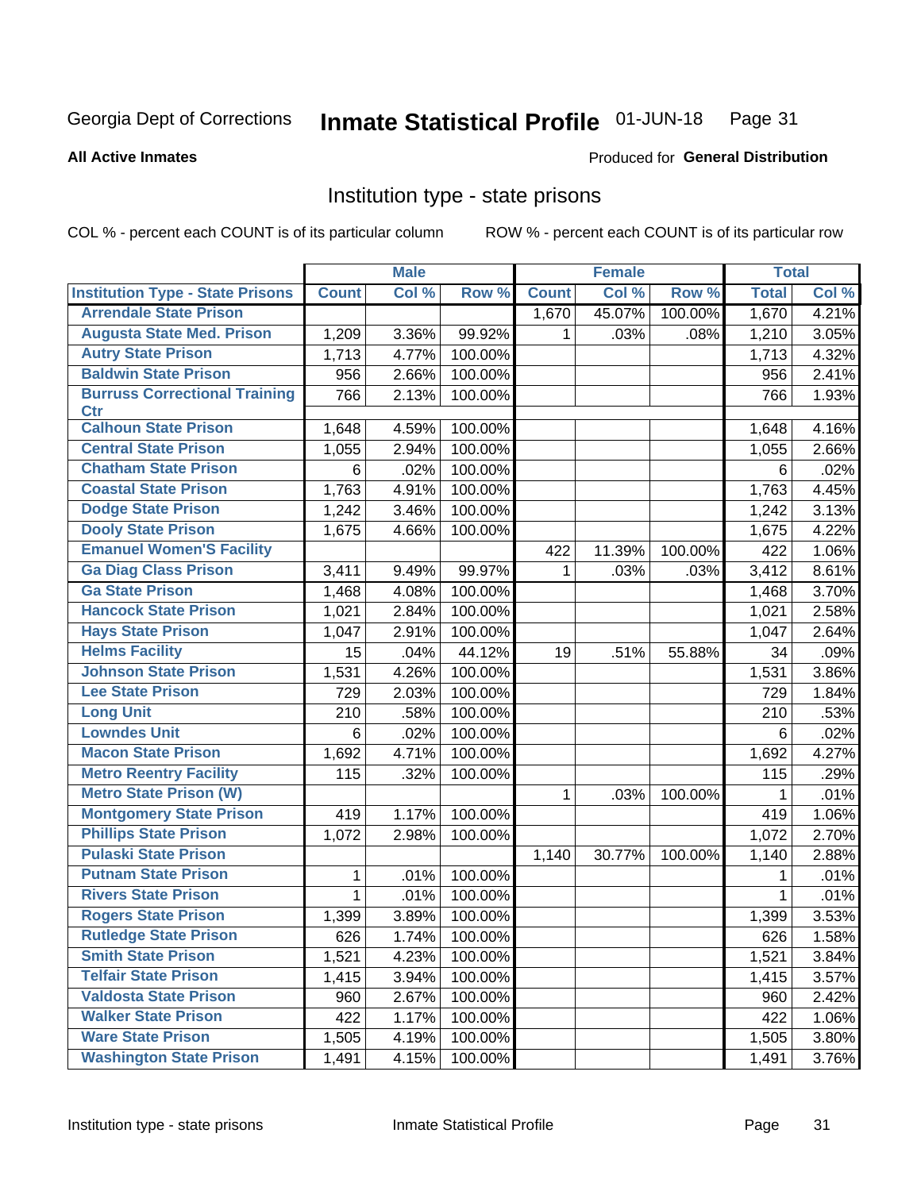Georgia Dept of Corrections **Inmate Statistical Profile** 01-JUN-18

**All Active Inmates**

Produced for **General Distribution**

## Institution type - state prisons

COL % - percent each COUNT is of its particular column ROW % - percent each COUNT is of its particular row

| | Male | | | Female | | | Total | |
|---|---|---|---|---|---|---|---|---|
| **Institution Type - State Prisons** | **Count** | **Col %** | **Row %** | **Count** | **Col %** | **Row %** | **Total** | **Col %** |
| Arrendale State Prison | | | | 1,670 | 45.07% | 100.00% | 1,670 | 4.21% |
| Augusta State Med. Prison | 1,209 | 3.36% | 99.92% | 1 | .03% | .08% | 1,210 | 3.05% |
| Autry State Prison | 1,713 | 4.77% | 100.00% | | | | 1,713 | 4.32% |
| Baldwin State Prison | 956 | 2.66% | 100.00% | | | | 956 | 2.41% |
| Burruss Correctional Training Ctr | 766 | 2.13% | 100.00% | | | | 766 | 1.93% |
| Calhoun State Prison | 1,648 | 4.59% | 100.00% | | | | 1,648 | 4.16% |
| Central State Prison | 1,055 | 2.94% | 100.00% | | | | 1,055 | 2.66% |
| Chatham State Prison | 6 | .02% | 100.00% | | | | 6 | .02% |
| Coastal State Prison | 1,763 | 4.91% | 100.00% | | | | 1,763 | 4.45% |
| Dodge State Prison | 1,242 | 3.46% | 100.00% | | | | 1,242 | 3.13% |
| Dooly State Prison | 1,675 | 4.66% | 100.00% | | | | 1,675 | 4.22% |
| Emanuel Women'S Facility | | | | 422 | 11.39% | 100.00% | 422 | 1.06% |
| Ga Diag Class Prison | 3,411 | 9.49% | 99.97% | 1 | .03% | .03% | 3,412 | 8.61% |
| Ga State Prison | 1,468 | 4.08% | 100.00% | | | | 1,468 | 3.70% |
| Hancock State Prison | 1,021 | 2.84% | 100.00% | | | | 1,021 | 2.58% |
| Hays State Prison | 1,047 | 2.91% | 100.00% | | | | 1,047 | 2.64% |
| Helms Facility | 15 | .04% | 44.12% | 19 | .51% | 55.88% | 34 | .09% |
| Johnson State Prison | 1,531 | 4.26% | 100.00% | | | | 1,531 | 3.86% |
| Lee State Prison | 729 | 2.03% | 100.00% | | | | 729 | 1.84% |
| Long Unit | 210 | .58% | 100.00% | | | | 210 | .53% |
| Lowndes Unit | 6 | .02% | 100.00% | | | | 6 | .02% |
| Macon State Prison | 1,692 | 4.71% | 100.00% | | | | 1,692 | 4.27% |
| Metro Reentry Facility | 115 | .32% | 100.00% | | | | 115 | .29% |
| Metro State Prison (W) | | | | 1 | .03% | 100.00% | 1 | .01% |
| Montgomery State Prison | 419 | 1.17% | 100.00% | | | | 419 | 1.06% |
| Phillips State Prison | 1,072 | 2.98% | 100.00% | | | | 1,072 | 2.70% |
| Pulaski State Prison | | | | 1,140 | 30.77% | 100.00% | 1,140 | 2.88% |
| Putnam State Prison | 1 | .01% | 100.00% | | | | 1 | .01% |
| Rivers State Prison | 1 | .01% | 100.00% | | | | 1 | .01% |
| Rogers State Prison | 1,399 | 3.89% | 100.00% | | | | 1,399 | 3.53% |
| Rutledge State Prison | 626 | 1.74% | 100.00% | | | | 626 | 1.58% |
| Smith State Prison | 1,521 | 4.23% | 100.00% | | | | 1,521 | 3.84% |
| Telfair State Prison | 1,415 | 3.94% | 100.00% | | | | 1,415 | 3.57% |
| Valdosta State Prison | 960 | 2.67% | 100.00% | | | | 960 | 2.42% |
| Walker State Prison | 422 | 1.17% | 100.00% | | | | 422 | 1.06% |
| Ware State Prison | 1,505 | 4.19% | 100.00% | | | | 1,505 | 3.80% |
| Washington State Prison | 1,491 | 4.15% | 100.00% | | | | 1,491 | 3.76% |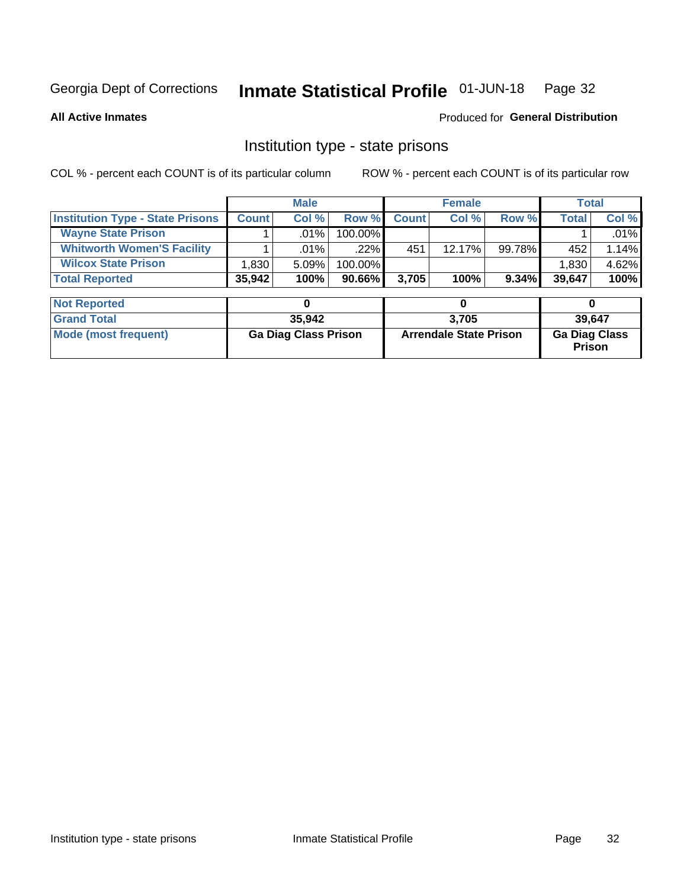Georgia Dept of Corrections **Inmate Statistical Profile** 01-JUN-18

**All Active Inmates**

Produced for **General Distribution**

## Institution type - state prisons

COL % - percent each COUNT is of its particular column

ROW % - percent each COUNT is of its particular row

| | Male | | | Female | | | Total | |
|---|---|---|---|---|---|---|---|---|
| **Institution Type - State Prisons** | **Count** | **Col %** | **Row %** | **Count** | **Col %** | **Row %** | **Total** | **Col %** |
| **Wayne State Prison** | 1 | .01% | 100.00% | | | | 1 | .01% |
| **Whitworth Women'S Facility** | 1 | .01% | .22% | 451 | 12.17% | 99.78% | 452 | 1.14% |
| **Wilcox State Prison** | 1,830 | 5.09% | 100.00% | | | | 1,830 | 4.62% |
| **Total Reported** | **35,942** | **100%** | **90.66%** | **3,705** | **100%** | **9.34%** | **39,647** | **100%** |

| | Male | Female | Total |
|---|---|---|---|
| **Not Reported** | **0** | **0** | **0** |
| **Grand Total** | **35,942** | **3,705** | **39,647** |
| **Mode (most frequent)** | **Ga Diag Class Prison** | **Arrendale State Prison** | **Ga Diag Class Prison** |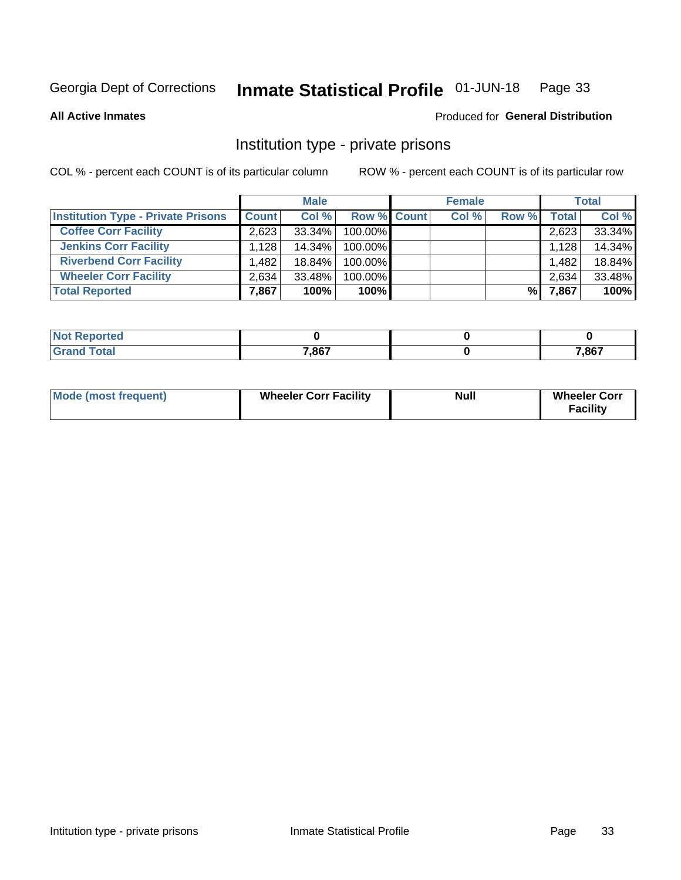Georgia Dept of Corrections **Inmate Statistical Profile** 01-JUN-18

**All Active Inmates**

Produced for **General Distribution**

## Institution type - private prisons

COL % - percent each COUNT is of its particular column

ROW % - percent each COUNT is of its particular row

| | Male | | | Female | | | Total | |
|---|---|---|---|---|---|---|---|---|
| **Institution Type - Private Prisons** | **Count** | **Col %** | **Row %** | **Count** | **Col %** | **Row %** | **Total** | **Col %** |
| **Coffee Corr Facility** | 2,623 | 33.34% | 100.00% | | | | 2,623 | 33.34% |
| **Jenkins Corr Facility** | 1,128 | 14.34% | 100.00% | | | | 1,128 | 14.34% |
| **Riverbend Corr Facility** | 1,482 | 18.84% | 100.00% | | | | 1,482 | 18.84% |
| **Wheeler Corr Facility** | 2,634 | 33.48% | 100.00% | | | | 2,634 | 33.48% |
| **Total Reported** | **7,867** | **100%** | **100%** | | | **%** | **7,867** | **100%** |

| | Male | Female | Total |
|---|---|---|---|
| **Not Reported** | **0** | **0** | **0** |
| **Grand Total** | **7,867** | **0** | **7,867** |

| | Male | Female | Total |
|---|---|---|---|
| **Mode (most frequent)** | **Wheeler Corr Facility** | **Null** | **Wheeler Corr Facility** |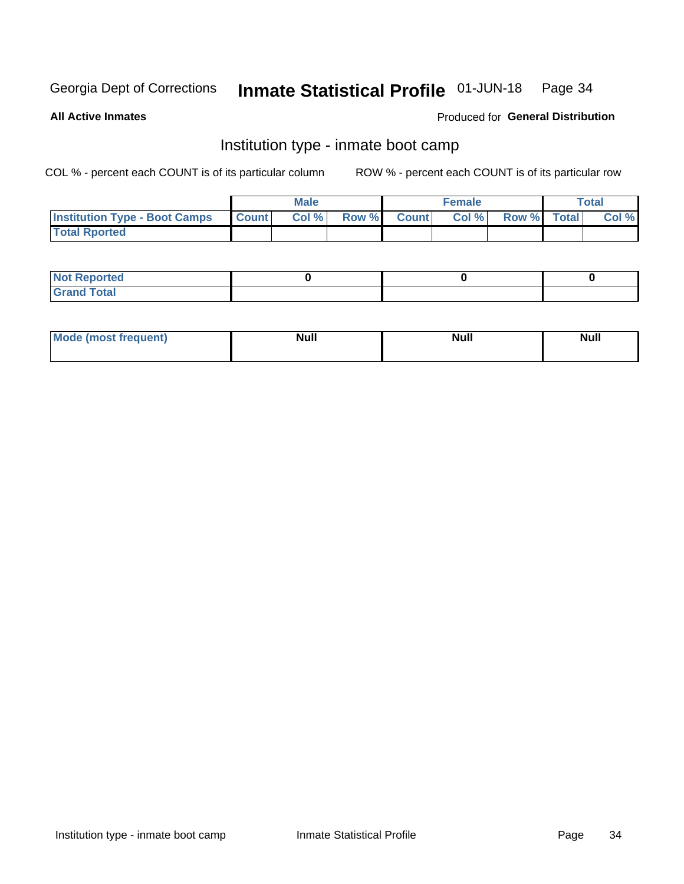Georgia Dept of Corrections **Inmate Statistical Profile** 01-JUN-18

**All Active Inmates**

Produced for **General Distribution**

## Institution type - inmate boot camp

COL % - percent each COUNT is of its particular column

ROW % - percent each COUNT is of its particular row

| | Male | | | Female | | | Total | |
|---|---|---|---|---|---|---|---|---|
| **Institution Type - Boot Camps** | **Count** | **Col %** | **Row %** | **Count** | **Col %** | **Row %** | **Total** | **Col %** |
| **Total Rported** | | | | | | | | |

| | Male | Female | Total |
|---|---|---|---|
| **Not Reported** | 0 | 0 | 0 |
| **Grand Total** | | | |

| | Male | Female | Total |
|---|---|---|---|
| **Mode (most frequent)** | **Null** | **Null** | **Null** |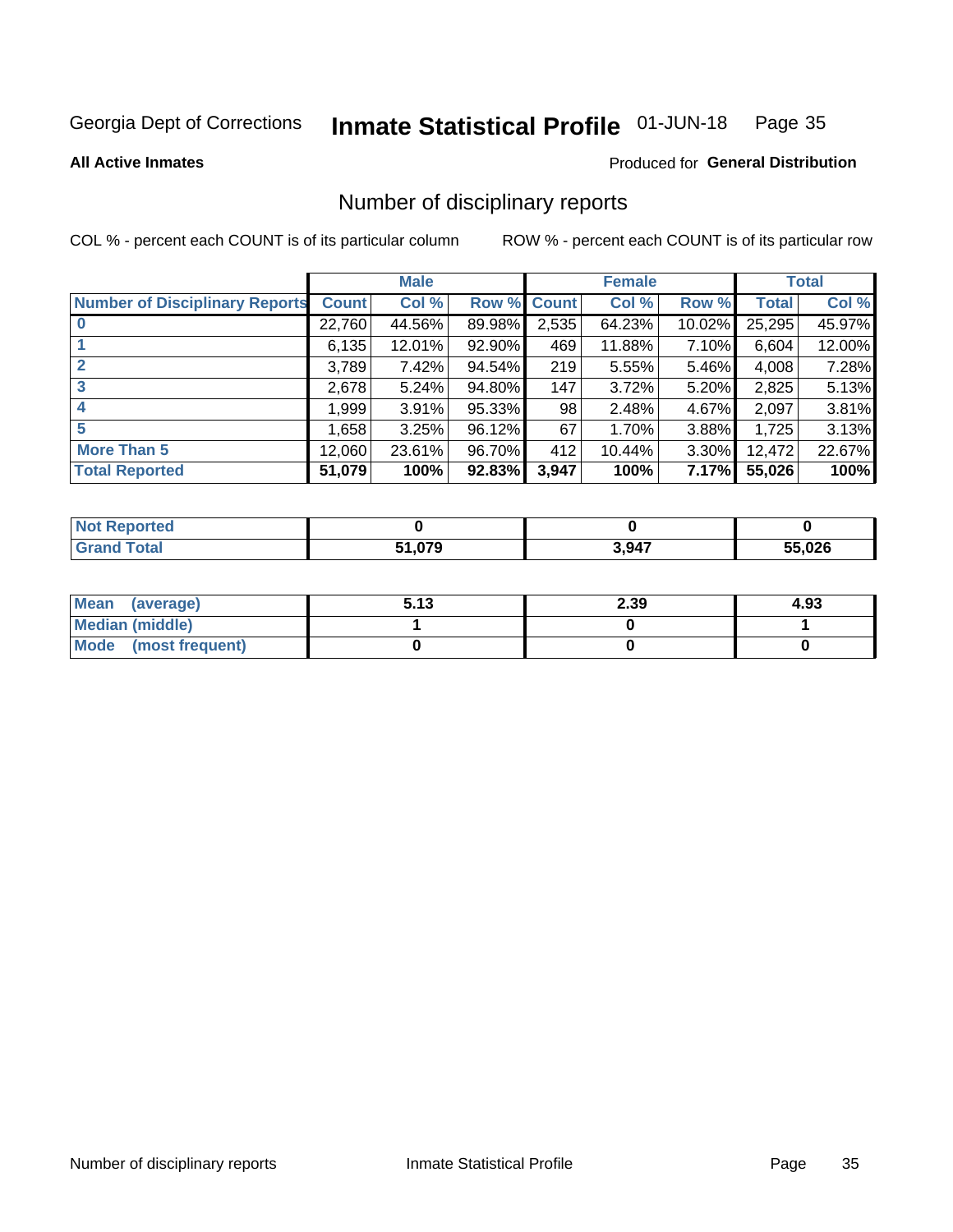Georgia Dept of Corrections **Inmate Statistical Profile** 01-JUN-18

**All Active Inmates**

Produced for **General Distribution**

## Number of disciplinary reports

COL % - percent each COUNT is of its particular column

ROW % - percent each COUNT is of its particular row

| | Male | | | Female | | | Total | |
|---|---|---|---|---|---|---|---|---|
| **Number of Disciplinary Reports** | **Count** | **Col %** | **Row %** | **Count** | **Col %** | **Row %** | **Total** | **Col %** |
| **0** | 22,760 | 44.56% | 89.98% | 2,535 | 64.23% | 10.02% | 25,295 | 45.97% |
| **1** | 6,135 | 12.01% | 92.90% | 469 | 11.88% | 7.10% | 6,604 | 12.00% |
| **2** | 3,789 | 7.42% | 94.54% | 219 | 5.55% | 5.46% | 4,008 | 7.28% |
| **3** | 2,678 | 5.24% | 94.80% | 147 | 3.72% | 5.20% | 2,825 | 5.13% |
| **4** | 1,999 | 3.91% | 95.33% | 98 | 2.48% | 4.67% | 2,097 | 3.81% |
| **5** | 1,658 | 3.25% | 96.12% | 67 | 1.70% | 3.88% | 1,725 | 3.13% |
| **More Than 5** | 12,060 | 23.61% | 96.70% | 412 | 10.44% | 3.30% | 12,472 | 22.67% |
| **Total Reported** | **51,079** | **100%** | **92.83%** | **3,947** | **100%** | **7.17%** | **55,026** | **100%** |

| | Male | Female | Total |
|---|---|---|---|
| **Not Reported** | **0** | **0** | **0** |
| **Grand Total** | **51,079** | **3,947** | **55,026** |

| | Male | Female | Total |
|---|---|---|---|
| **Mean (average)** | **5.13** | **2.39** | **4.93** |
| **Median (middle)** | **1** | **0** | **1** |
| **Mode (most frequent)** | **0** | **0** | **0** |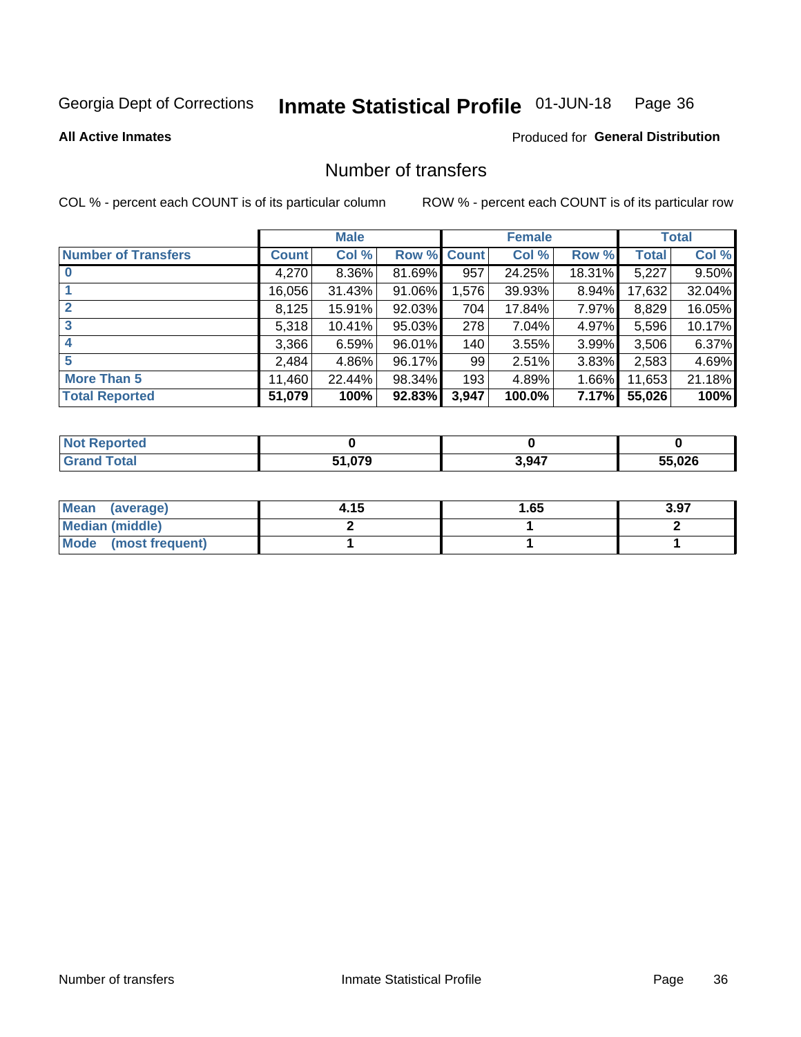Georgia Dept of Corrections **Inmate Statistical Profile** 01-JUN-18

**All Active Inmates**

Produced for **General Distribution**

## Number of transfers

COL % - percent each COUNT is of its particular column ROW % - percent each COUNT is of its particular row

| | Male | | | Female | | | Total | |
|---|---|---|---|---|---|---|---|---|
| **Number of Transfers** | **Count** | **Col %** | **Row %** | **Count** | **Col %** | **Row %** | **Total** | **Col %** |
| **0** | 4,270 | 8.36% | 81.69% | 957 | 24.25% | 18.31% | 5,227 | 9.50% |
| **1** | 16,056 | 31.43% | 91.06% | 1,576 | 39.93% | 8.94% | 17,632 | 32.04% |
| **2** | 8,125 | 15.91% | 92.03% | 704 | 17.84% | 7.97% | 8,829 | 16.05% |
| **3** | 5,318 | 10.41% | 95.03% | 278 | 7.04% | 4.97% | 5,596 | 10.17% |
| **4** | 3,366 | 6.59% | 96.01% | 140 | 3.55% | 3.99% | 3,506 | 6.37% |
| **5** | 2,484 | 4.86% | 96.17% | 99 | 2.51% | 3.83% | 2,583 | 4.69% |
| **More Than 5** | 11,460 | 22.44% | 98.34% | 193 | 4.89% | 1.66% | 11,653 | 21.18% |
| **Total Reported** | **51,079** | **100%** | **92.83%** | **3,947** | **100.0%** | **7.17%** | **55,026** | **100%** |

| | Male | Female | Total |
|---|---|---|---|
| **Not Reported** | **0** | **0** | **0** |
| **Grand Total** | **51,079** | **3,947** | **55,026** |

| | Male | Female | Total |
|---|---|---|---|
| **Mean (average)** | **4.15** | **1.65** | **3.97** |
| **Median (middle)** | **2** | **1** | **2** |
| **Mode (most frequent)** | **1** | **1** | **1** |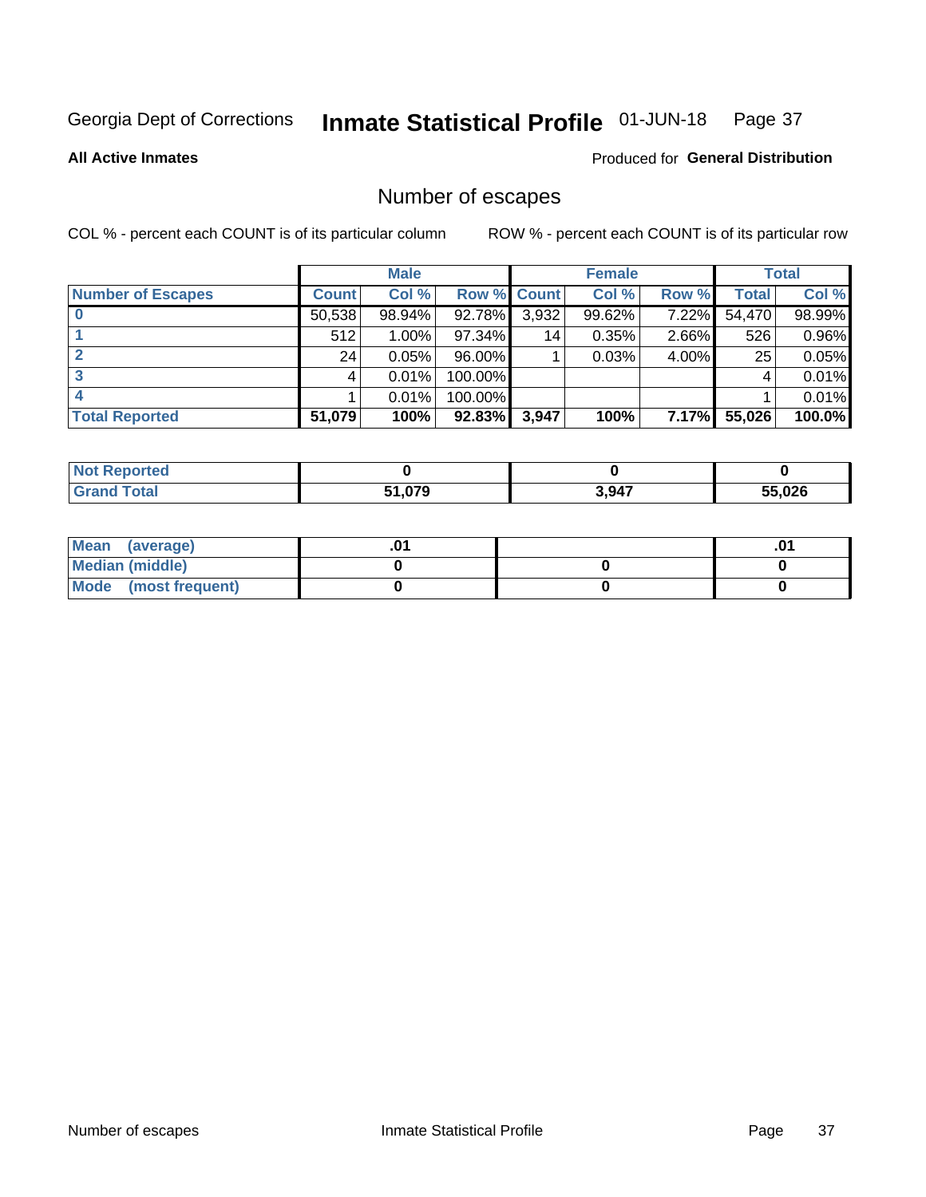Georgia Dept of Corrections **Inmate Statistical Profile** 01-JUN-18

**All Active Inmates**

Produced for **General Distribution**

## Number of escapes

COL % - percent each COUNT is of its particular column ROW % - percent each COUNT is of its particular row

| | Male | | | Female | | | Total | |
|---|---|---|---|---|---|---|---|---|
| **Number of Escapes** | **Count** | **Col %** | **Row %** | **Count** | **Col %** | **Row %** | **Total** | **Col %** |
| **0** | 50,538 | 98.94% | 92.78% | 3,932 | 99.62% | 7.22% | 54,470 | 98.99% |
| **1** | 512 | 1.00% | 97.34% | 14 | 0.35% | 2.66% | 526 | 0.96% |
| **2** | 24 | 0.05% | 96.00% | 1 | 0.03% | 4.00% | 25 | 0.05% |
| **3** | 4 | 0.01% | 100.00% | | | | 4 | 0.01% |
| **4** | 1 | 0.01% | 100.00% | | | | 1 | 0.01% |
| **Total Reported** | **51,079** | **100%** | **92.83%** | **3,947** | **100%** | **7.17%** | **55,026** | **100.0%** |

| | Male | Female | Total |
|---|---|---|---|
| **Not Reported** | **0** | **0** | **0** |
| **Grand Total** | **51,079** | **3,947** | **55,026** |

| | Male | Female | Total |
|---|---|---|---|
| **Mean (average)** | **.01** | | **.01** |
| **Median (middle)** | **0** | **0** | **0** |
| **Mode (most frequent)** | **0** | **0** | **0** |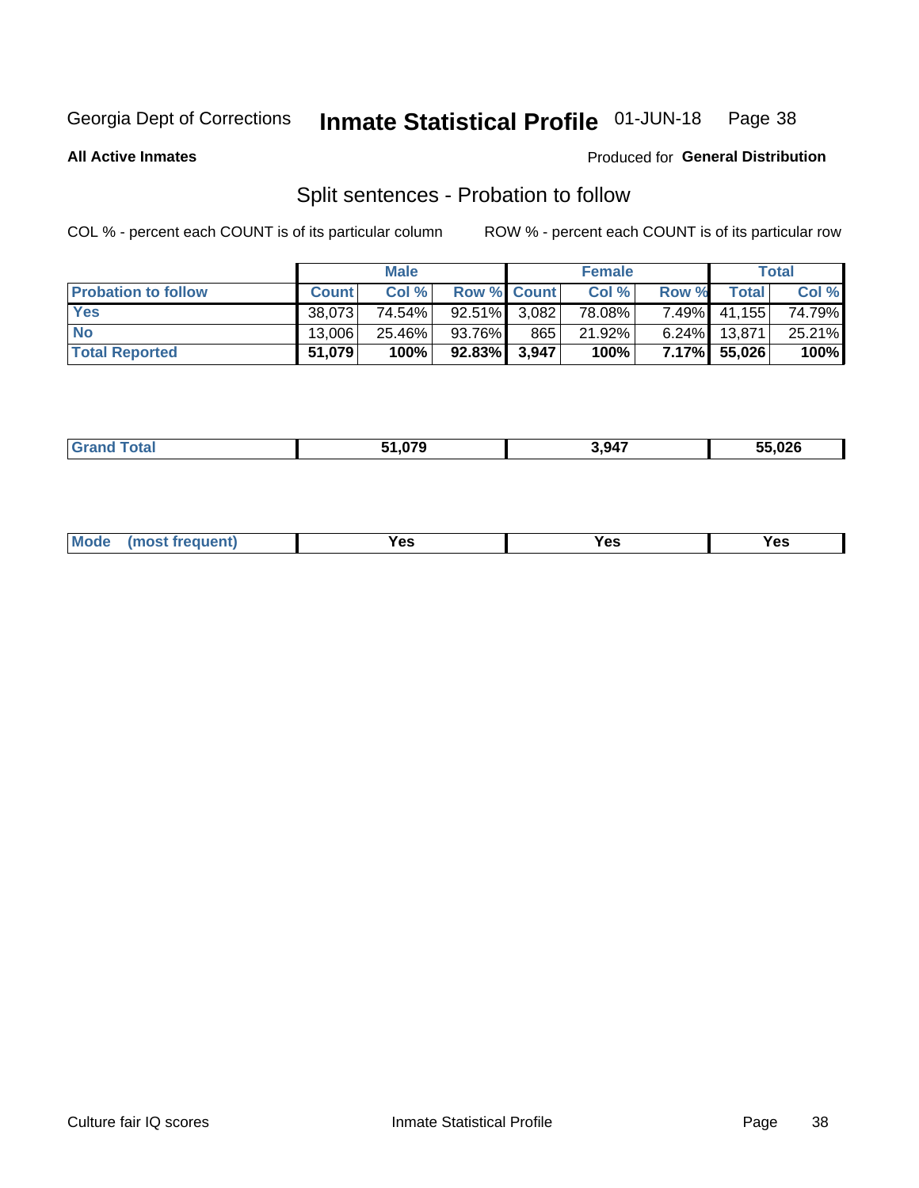Georgia Dept of Corrections **Inmate Statistical Profile** 01-JUN-18

**All Active Inmates**

Produced for **General Distribution**

## Split sentences - Probation to follow

COL % - percent each COUNT is of its particular column

ROW % - percent each COUNT is of its particular row

| | Male | | | Female | | | Total | |
|---|---|---|---|---|---|---|---|---|
| **Probation to follow** | **Count** | **Col %** | **Row %** | **Count** | **Col %** | **Row %** | **Total** | **Col %** |
| **Yes** | 38,073 | 74.54% | 92.51% | 3,082 | 78.08% | 7.49% | 41,155 | 74.79% |
| **No** | 13,006 | 25.46% | 93.76% | 865 | 21.92% | 6.24% | 13,871 | 25.21% |
| **Total Reported** | **51,079** | **100%** | **92.83%** | **3,947** | **100%** | **7.17%** | **55,026** | **100%** |

| | | | |
|---|---|---|---|
| **Grand Total** | **51,079** | **3,947** | **55,026** |

| | | | |
|---|---|---|---|
| **Mode (most frequent)** | **Yes** | **Yes** | **Yes** |

Culture fair IQ scores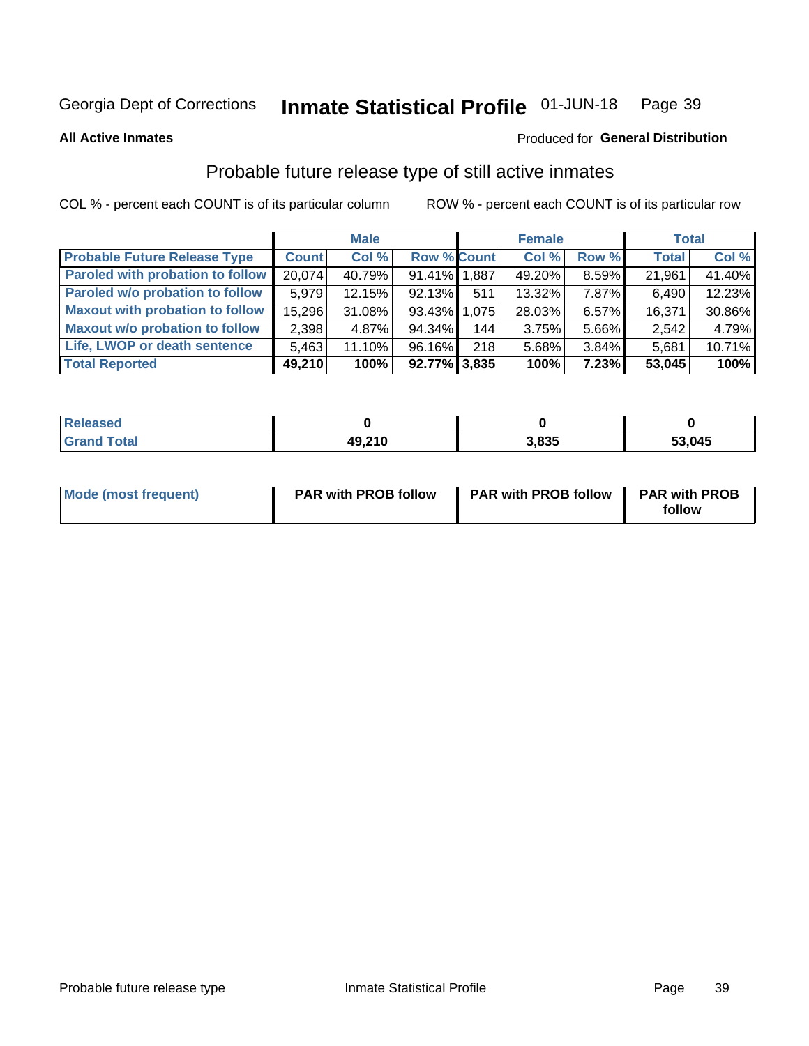Georgia Dept of Corrections **Inmate Statistical Profile** 01-JUN-18

**All Active Inmates**

Produced for **General Distribution**

## Probable future release type of still active inmates

COL % - percent each COUNT is of its particular column

ROW % - percent each COUNT is of its particular row

| | Male | | | Female | | | Total | |
|---|---|---|---|---|---|---|---|---|
| **Probable Future Release Type** | **Count** | **Col %** | **Row %** | **Count** | **Col %** | **Row %** | **Total** | **Col %** |
| **Paroled with probation to follow** | 20,074 | 40.79% | 91.41% | 1,887 | 49.20% | 8.59% | 21,961 | 41.40% |
| **Paroled w/o probation to follow** | 5,979 | 12.15% | 92.13% | 511 | 13.32% | 7.87% | 6,490 | 12.23% |
| **Maxout with probation to follow** | 15,296 | 31.08% | 93.43% | 1,075 | 28.03% | 6.57% | 16,371 | 30.86% |
| **Maxout w/o probation to follow** | 2,398 | 4.87% | 94.34% | 144 | 3.75% | 5.66% | 2,542 | 4.79% |
| **Life, LWOP or death sentence** | 5,463 | 11.10% | 96.16% | 218 | 5.68% | 3.84% | 5,681 | 10.71% |
| **Total Reported** | **49,210** | **100%** | **92.77%** | **3,835** | **100%** | **7.23%** | **53,045** | **100%** |

| | Male | Female | Total |
|---|---|---|---|
| **Released** | **0** | **0** | **0** |
| **Grand Total** | **49,210** | **3,835** | **53,045** |

| | Male | Female | Total |
|---|---|---|---|
| **Mode (most frequent)** | **PAR with PROB follow** | **PAR with PROB follow** | **PAR with PROB follow** |

Probable future release type

Inmate Statistical Profile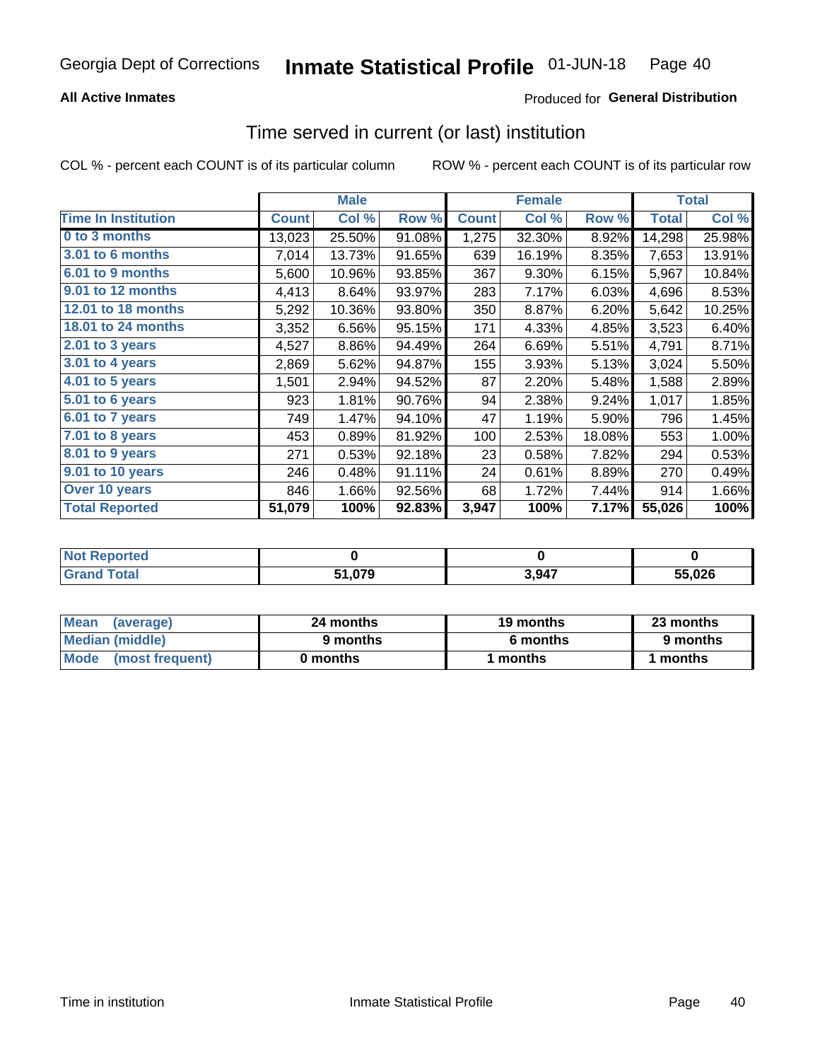Georgia Dept of Corrections **Inmate Statistical Profile** 01-JUN-18

**All Active Inmates**

Produced for **General Distribution**

## Time served in current (or last) institution

COL % - percent each COUNT is of its particular column ROW % - percent each COUNT is of its particular row

| | Male | | | Female | | | Total | |
|---|---|---|---|---|---|---|---|---|
| **Time In Institution** | **Count** | **Col %** | **Row %** | **Count** | **Col %** | **Row %** | **Total** | **Col %** |
| 0 to 3 months | 13,023 | 25.50% | 91.08% | 1,275 | 32.30% | 8.92% | 14,298 | 25.98% |
| 3.01 to 6 months | 7,014 | 13.73% | 91.65% | 639 | 16.19% | 8.35% | 7,653 | 13.91% |
| 6.01 to 9 months | 5,600 | 10.96% | 93.85% | 367 | 9.30% | 6.15% | 5,967 | 10.84% |
| 9.01 to 12 months | 4,413 | 8.64% | 93.97% | 283 | 7.17% | 6.03% | 4,696 | 8.53% |
| 12.01 to 18 months | 5,292 | 10.36% | 93.80% | 350 | 8.87% | 6.20% | 5,642 | 10.25% |
| 18.01 to 24 months | 3,352 | 6.56% | 95.15% | 171 | 4.33% | 4.85% | 3,523 | 6.40% |
| 2.01 to 3 years | 4,527 | 8.86% | 94.49% | 264 | 6.69% | 5.51% | 4,791 | 8.71% |
| 3.01 to 4 years | 2,869 | 5.62% | 94.87% | 155 | 3.93% | 5.13% | 3,024 | 5.50% |
| 4.01 to 5 years | 1,501 | 2.94% | 94.52% | 87 | 2.20% | 5.48% | 1,588 | 2.89% |
| 5.01 to 6 years | 923 | 1.81% | 90.76% | 94 | 2.38% | 9.24% | 1,017 | 1.85% |
| 6.01 to 7 years | 749 | 1.47% | 94.10% | 47 | 1.19% | 5.90% | 796 | 1.45% |
| 7.01 to 8 years | 453 | 0.89% | 81.92% | 100 | 2.53% | 18.08% | 553 | 1.00% |
| 8.01 to 9 years | 271 | 0.53% | 92.18% | 23 | 0.58% | 7.82% | 294 | 0.53% |
| 9.01 to 10 years | 246 | 0.48% | 91.11% | 24 | 0.61% | 8.89% | 270 | 0.49% |
| Over 10 years | 846 | 1.66% | 92.56% | 68 | 1.72% | 7.44% | 914 | 1.66% |
| **Total Reported** | **51,079** | **100%** | **92.83%** | **3,947** | **100%** | **7.17%** | **55,026** | **100%** |

| | Male | Female | Total |
|---|---|---|---|
| Not Reported | 0 | 0 | 0 |
| Grand Total | 51,079 | 3,947 | 55,026 |

| | Male | Female | Total |
|---|---|---|---|
| Mean (average) | 24 months | 19 months | 23 months |
| Median (middle) | 9 months | 6 months | 9 months |
| Mode (most frequent) | 0 months | 1 months | 1 months |

Time in institution Inmate Statistical Profile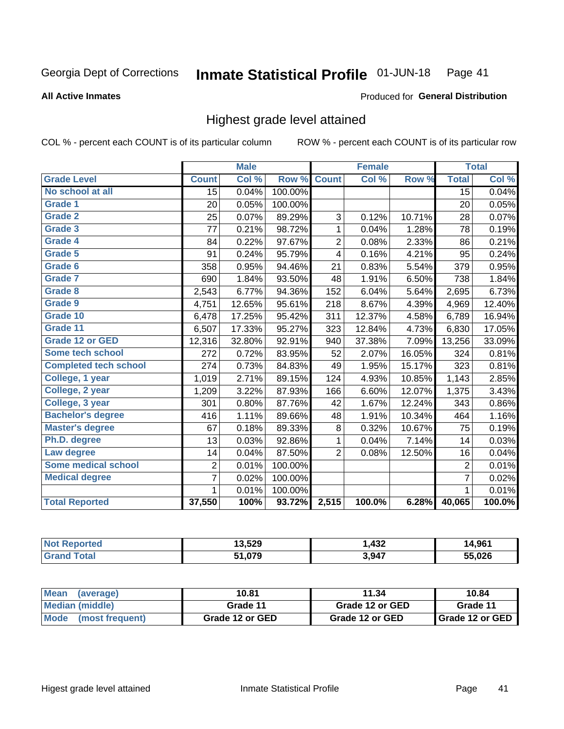Georgia Dept of Corrections **Inmate Statistical Profile** 01-JUN-18

**All Active Inmates**

Produced for **General Distribution**

## Highest grade level attained

COL % - percent each COUNT is of its particular column

ROW % - percent each COUNT is of its particular row

| | Male | | | Female | | | Total | |
|---|---|---|---|---|---|---|---|---|
| **Grade Level** | **Count** | **Col %** | **Row %** | **Count** | **Col %** | **Row %** | **Total** | **Col %** |
| No school at all | 15 | 0.04% | 100.00% | | | | 15 | 0.04% |
| Grade 1 | 20 | 0.05% | 100.00% | | | | 20 | 0.05% |
| Grade 2 | 25 | 0.07% | 89.29% | 3 | 0.12% | 10.71% | 28 | 0.07% |
| Grade 3 | 77 | 0.21% | 98.72% | 1 | 0.04% | 1.28% | 78 | 0.19% |
| Grade 4 | 84 | 0.22% | 97.67% | 2 | 0.08% | 2.33% | 86 | 0.21% |
| Grade 5 | 91 | 0.24% | 95.79% | 4 | 0.16% | 4.21% | 95 | 0.24% |
| Grade 6 | 358 | 0.95% | 94.46% | 21 | 0.83% | 5.54% | 379 | 0.95% |
| Grade 7 | 690 | 1.84% | 93.50% | 48 | 1.91% | 6.50% | 738 | 1.84% |
| Grade 8 | 2,543 | 6.77% | 94.36% | 152 | 6.04% | 5.64% | 2,695 | 6.73% |
| Grade 9 | 4,751 | 12.65% | 95.61% | 218 | 8.67% | 4.39% | 4,969 | 12.40% |
| Grade 10 | 6,478 | 17.25% | 95.42% | 311 | 12.37% | 4.58% | 6,789 | 16.94% |
| Grade 11 | 6,507 | 17.33% | 95.27% | 323 | 12.84% | 4.73% | 6,830 | 17.05% |
| Grade 12 or GED | 12,316 | 32.80% | 92.91% | 940 | 37.38% | 7.09% | 13,256 | 33.09% |
| Some tech school | 272 | 0.72% | 83.95% | 52 | 2.07% | 16.05% | 324 | 0.81% |
| Completed tech school | 274 | 0.73% | 84.83% | 49 | 1.95% | 15.17% | 323 | 0.81% |
| College, 1 year | 1,019 | 2.71% | 89.15% | 124 | 4.93% | 10.85% | 1,143 | 2.85% |
| College, 2 year | 1,209 | 3.22% | 87.93% | 166 | 6.60% | 12.07% | 1,375 | 3.43% |
| College, 3 year | 301 | 0.80% | 87.76% | 42 | 1.67% | 12.24% | 343 | 0.86% |
| Bachelor's degree | 416 | 1.11% | 89.66% | 48 | 1.91% | 10.34% | 464 | 1.16% |
| Master's degree | 67 | 0.18% | 89.33% | 8 | 0.32% | 10.67% | 75 | 0.19% |
| Ph.D. degree | 13 | 0.03% | 92.86% | 1 | 0.04% | 7.14% | 14 | 0.03% |
| Law degree | 14 | 0.04% | 87.50% | 2 | 0.08% | 12.50% | 16 | 0.04% |
| Some medical school | 2 | 0.01% | 100.00% | | | | 2 | 0.01% |
| Medical degree | 7 | 0.02% | 100.00% | | | | 7 | 0.02% |
| | 1 | 0.01% | 100.00% | | | | 1 | 0.01% |
| **Total Reported** | **37,550** | **100%** | **93.72%** | **2,515** | **100.0%** | **6.28%** | **40,065** | **100.0%** |

| | Male | Female | Total |
|---|---|---|---|
| Not Reported | 13,529 | 1,432 | 14,961 |
| Grand Total | 51,079 | 3,947 | 55,026 |

| | Male | Female | Total |
|---|---|---|---|
| Mean (average) | 10.81 | 11.34 | 10.84 |
| Median (middle) | Grade 11 | Grade 12 or GED | Grade 11 |
| Mode (most frequent) | Grade 12 or GED | Grade 12 or GED | Grade 12 or GED |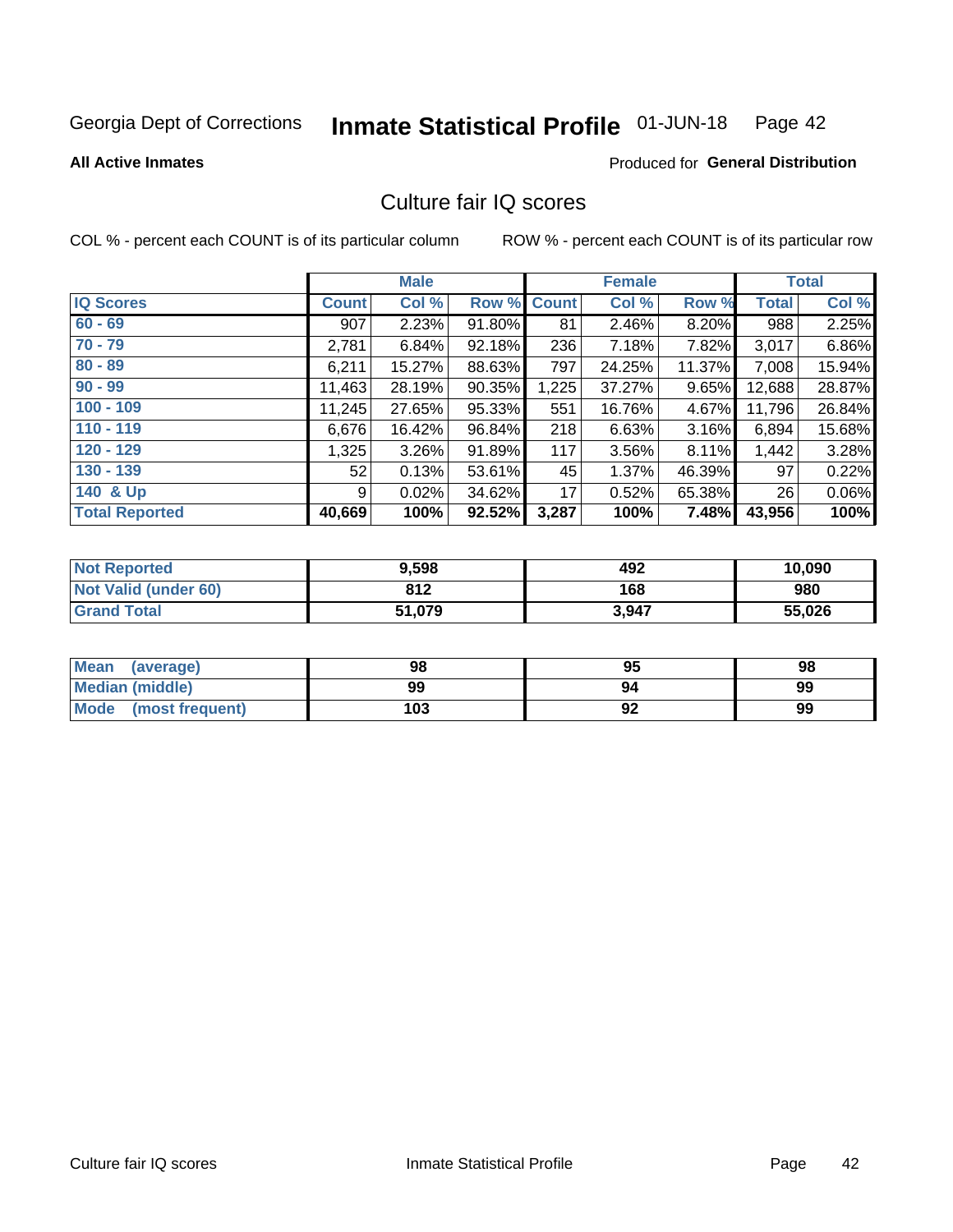Georgia Dept of Corrections **Inmate Statistical Profile** 01-JUN-18

**All Active Inmates**

Produced for **General Distribution**

## Culture fair IQ scores

COL % - percent each COUNT is of its particular column

ROW % - percent each COUNT is of its particular row

| | Male | | | Female | | | Total | |
|---|---|---|---|---|---|---|---|---|
| **IQ Scores** | **Count** | **Col %** | **Row %** | **Count** | **Col %** | **Row %** | **Total** | **Col %** |
| 60 - 69 | 907 | 2.23% | 91.80% | 81 | 2.46% | 8.20% | 988 | 2.25% |
| 70 - 79 | 2,781 | 6.84% | 92.18% | 236 | 7.18% | 7.82% | 3,017 | 6.86% |
| 80 - 89 | 6,211 | 15.27% | 88.63% | 797 | 24.25% | 11.37% | 7,008 | 15.94% |
| 90 - 99 | 11,463 | 28.19% | 90.35% | 1,225 | 37.27% | 9.65% | 12,688 | 28.87% |
| 100 - 109 | 11,245 | 27.65% | 95.33% | 551 | 16.76% | 4.67% | 11,796 | 26.84% |
| 110 - 119 | 6,676 | 16.42% | 96.84% | 218 | 6.63% | 3.16% | 6,894 | 15.68% |
| 120 - 129 | 1,325 | 3.26% | 91.89% | 117 | 3.56% | 8.11% | 1,442 | 3.28% |
| 130 - 139 | 52 | 0.13% | 53.61% | 45 | 1.37% | 46.39% | 97 | 0.22% |
| 140 & Up | 9 | 0.02% | 34.62% | 17 | 0.52% | 65.38% | 26 | 0.06% |
| **Total Reported** | **40,669** | **100%** | **92.52%** | **3,287** | **100%** | **7.48%** | **43,956** | **100%** |

| | Male | Female | Total |
|---|---|---|---|
| Not Reported | **9,598** | **492** | **10,090** |
| Not Valid (under 60) | **812** | **168** | **980** |
| Grand Total | **51,079** | **3,947** | **55,026** |

| | Male | Female | Total |
|---|---|---|---|
| Mean (average) | **98** | **95** | **98** |
| Median (middle) | **99** | **94** | **99** |
| Mode (most frequent) | **103** | **92** | **99** |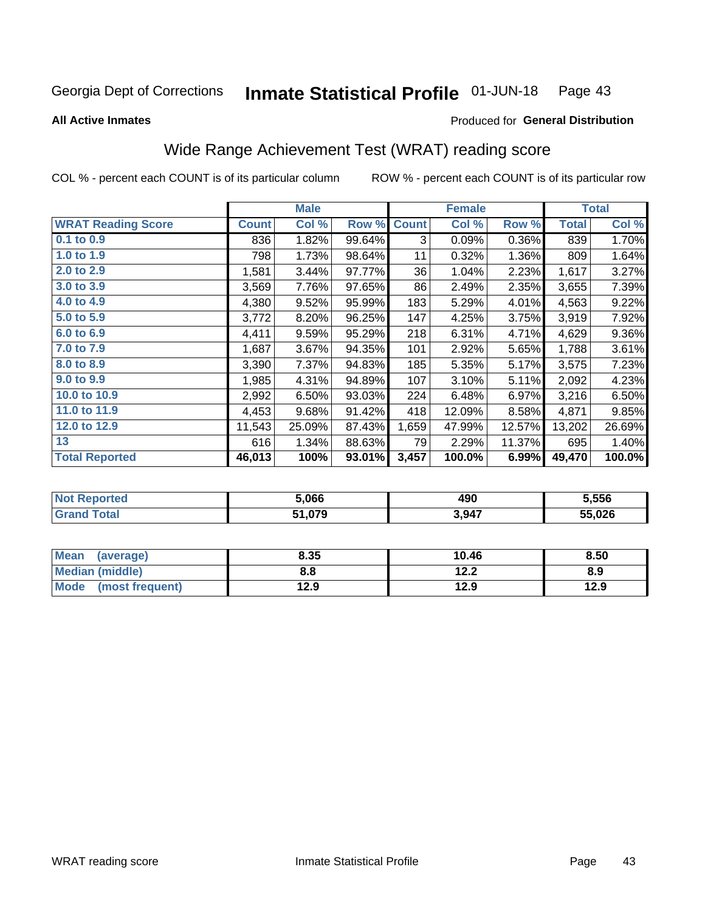Georgia Dept of Corrections **Inmate Statistical Profile** 01-JUN-18

**All Active Inmates**

Produced for **General Distribution**

## Wide Range Achievement Test (WRAT) reading score

COL % - percent each COUNT is of its particular column     ROW % - percent each COUNT is of its particular row

| | Male | | | Female | | | Total | |
|---|---|---|---|---|---|---|---|---|
| **WRAT Reading Score** | **Count** | **Col %** | **Row %** | **Count** | **Col %** | **Row %** | **Total** | **Col %** |
| 0.1 to 0.9 | 836 | 1.82% | 99.64% | 3 | 0.09% | 0.36% | 839 | 1.70% |
| 1.0 to 1.9 | 798 | 1.73% | 98.64% | 11 | 0.32% | 1.36% | 809 | 1.64% |
| 2.0 to 2.9 | 1,581 | 3.44% | 97.77% | 36 | 1.04% | 2.23% | 1,617 | 3.27% |
| 3.0 to 3.9 | 3,569 | 7.76% | 97.65% | 86 | 2.49% | 2.35% | 3,655 | 7.39% |
| 4.0 to 4.9 | 4,380 | 9.52% | 95.99% | 183 | 5.29% | 4.01% | 4,563 | 9.22% |
| 5.0 to 5.9 | 3,772 | 8.20% | 96.25% | 147 | 4.25% | 3.75% | 3,919 | 7.92% |
| 6.0 to 6.9 | 4,411 | 9.59% | 95.29% | 218 | 6.31% | 4.71% | 4,629 | 9.36% |
| 7.0 to 7.9 | 1,687 | 3.67% | 94.35% | 101 | 2.92% | 5.65% | 1,788 | 3.61% |
| 8.0 to 8.9 | 3,390 | 7.37% | 94.83% | 185 | 5.35% | 5.17% | 3,575 | 7.23% |
| 9.0 to 9.9 | 1,985 | 4.31% | 94.89% | 107 | 3.10% | 5.11% | 2,092 | 4.23% |
| 10.0 to 10.9 | 2,992 | 6.50% | 93.03% | 224 | 6.48% | 6.97% | 3,216 | 6.50% |
| 11.0 to 11.9 | 4,453 | 9.68% | 91.42% | 418 | 12.09% | 8.58% | 4,871 | 9.85% |
| 12.0 to 12.9 | 11,543 | 25.09% | 87.43% | 1,659 | 47.99% | 12.57% | 13,202 | 26.69% |
| 13 | 616 | 1.34% | 88.63% | 79 | 2.29% | 11.37% | 695 | 1.40% |
| **Total Reported** | **46,013** | **100%** | **93.01%** | **3,457** | **100.0%** | **6.99%** | **49,470** | **100.0%** |

| | Male | Female | Total |
|---|---|---|---|
| Not Reported | 5,066 | 490 | 5,556 |
| Grand Total | 51,079 | 3,947 | 55,026 |

| | Male | Female | Total |
|---|---|---|---|
| Mean (average) | 8.35 | 10.46 | 8.50 |
| Median (middle) | 8.8 | 12.2 | 8.9 |
| Mode (most frequent) | 12.9 | 12.9 | 12.9 |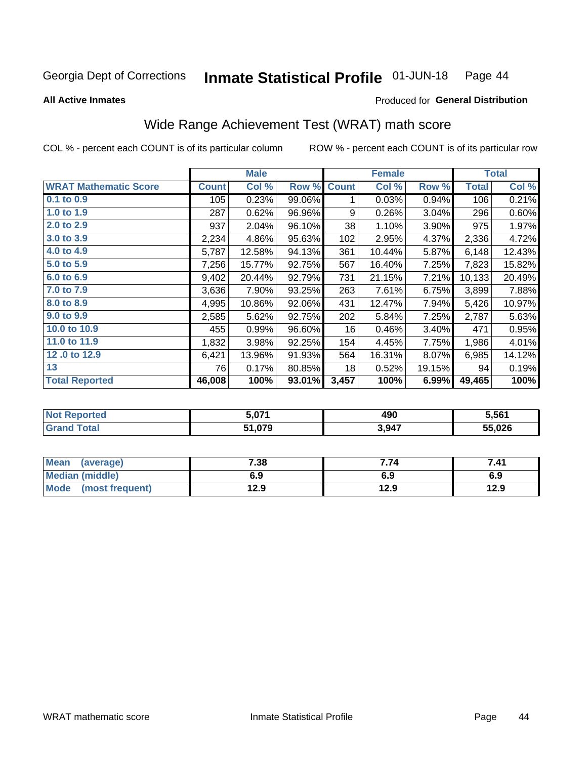Georgia Dept of Corrections **Inmate Statistical Profile** 01-JUN-18

**All Active Inmates**

Produced for **General Distribution**

## Wide Range Achievement Test (WRAT) math score

COL % - percent each COUNT is of its particular column

ROW % - percent each COUNT is of its particular row

| | Male | | | Female | | | Total | |
|---|---|---|---|---|---|---|---|---|
| **WRAT Mathematic Score** | **Count** | **Col %** | **Row %** | **Count** | **Col %** | **Row %** | **Total** | **Col %** |
| 0.1 to 0.9 | 105 | 0.23% | 99.06% | 1 | 0.03% | 0.94% | 106 | 0.21% |
| 1.0 to 1.9 | 287 | 0.62% | 96.96% | 9 | 0.26% | 3.04% | 296 | 0.60% |
| 2.0 to 2.9 | 937 | 2.04% | 96.10% | 38 | 1.10% | 3.90% | 975 | 1.97% |
| 3.0 to 3.9 | 2,234 | 4.86% | 95.63% | 102 | 2.95% | 4.37% | 2,336 | 4.72% |
| 4.0 to 4.9 | 5,787 | 12.58% | 94.13% | 361 | 10.44% | 5.87% | 6,148 | 12.43% |
| 5.0 to 5.9 | 7,256 | 15.77% | 92.75% | 567 | 16.40% | 7.25% | 7,823 | 15.82% |
| 6.0 to 6.9 | 9,402 | 20.44% | 92.79% | 731 | 21.15% | 7.21% | 10,133 | 20.49% |
| 7.0 to 7.9 | 3,636 | 7.90% | 93.25% | 263 | 7.61% | 6.75% | 3,899 | 7.88% |
| 8.0 to 8.9 | 4,995 | 10.86% | 92.06% | 431 | 12.47% | 7.94% | 5,426 | 10.97% |
| 9.0 to 9.9 | 2,585 | 5.62% | 92.75% | 202 | 5.84% | 7.25% | 2,787 | 5.63% |
| 10.0 to 10.9 | 455 | 0.99% | 96.60% | 16 | 0.46% | 3.40% | 471 | 0.95% |
| 11.0 to 11.9 | 1,832 | 3.98% | 92.25% | 154 | 4.45% | 7.75% | 1,986 | 4.01% |
| 12 .0 to 12.9 | 6,421 | 13.96% | 91.93% | 564 | 16.31% | 8.07% | 6,985 | 14.12% |
| 13 | 76 | 0.17% | 80.85% | 18 | 0.52% | 19.15% | 94 | 0.19% |
| **Total Reported** | **46,008** | **100%** | **93.01%** | **3,457** | **100%** | **6.99%** | **49,465** | **100%** |

| | Male | Female | Total |
|---|---|---|---|
| Not Reported | 5,071 | 490 | 5,561 |
| Grand Total | 51,079 | 3,947 | 55,026 |

| | Male | Female | Total |
|---|---|---|---|
| Mean (average) | 7.38 | 7.74 | 7.41 |
| Median (middle) | 6.9 | 6.9 | 6.9 |
| Mode (most frequent) | 12.9 | 12.9 | 12.9 |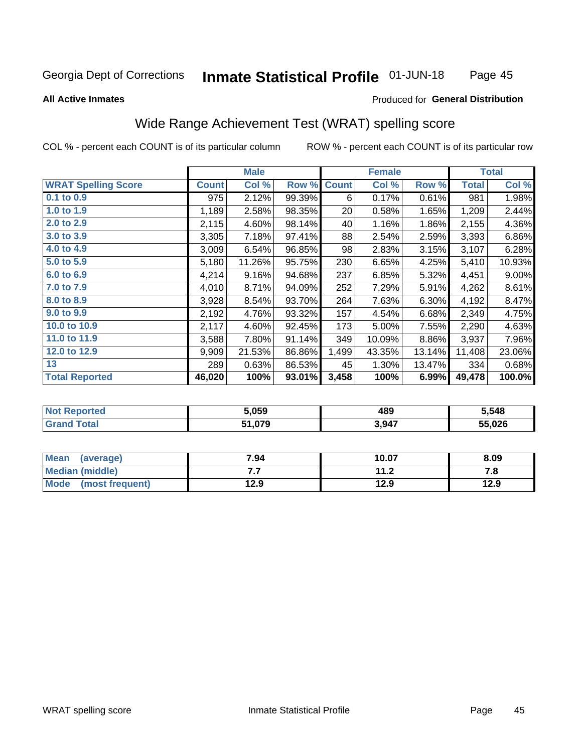Georgia Dept of Corrections **Inmate Statistical Profile** 01-JUN-18

**All Active Inmates** Produced for **General Distribution**

## Wide Range Achievement Test (WRAT) spelling score

COL % - percent each COUNT is of its particular column ROW % - percent each COUNT is of its particular row

| | Male | | | Female | | | Total | |
|---|---|---|---|---|---|---|---|---|
| **WRAT Spelling Score** | **Count** | **Col %** | **Row %** | **Count** | **Col %** | **Row %** | **Total** | **Col %** |
| **0.1 to 0.9** | 975 | 2.12% | 99.39% | 6 | 0.17% | 0.61% | 981 | 1.98% |
| **1.0 to 1.9** | 1,189 | 2.58% | 98.35% | 20 | 0.58% | 1.65% | 1,209 | 2.44% |
| **2.0 to 2.9** | 2,115 | 4.60% | 98.14% | 40 | 1.16% | 1.86% | 2,155 | 4.36% |
| **3.0 to 3.9** | 3,305 | 7.18% | 97.41% | 88 | 2.54% | 2.59% | 3,393 | 6.86% |
| **4.0 to 4.9** | 3,009 | 6.54% | 96.85% | 98 | 2.83% | 3.15% | 3,107 | 6.28% |
| **5.0 to 5.9** | 5,180 | 11.26% | 95.75% | 230 | 6.65% | 4.25% | 5,410 | 10.93% |
| **6.0 to 6.9** | 4,214 | 9.16% | 94.68% | 237 | 6.85% | 5.32% | 4,451 | 9.00% |
| **7.0 to 7.9** | 4,010 | 8.71% | 94.09% | 252 | 7.29% | 5.91% | 4,262 | 8.61% |
| **8.0 to 8.9** | 3,928 | 8.54% | 93.70% | 264 | 7.63% | 6.30% | 4,192 | 8.47% |
| **9.0 to 9.9** | 2,192 | 4.76% | 93.32% | 157 | 4.54% | 6.68% | 2,349 | 4.75% |
| **10.0 to 10.9** | 2,117 | 4.60% | 92.45% | 173 | 5.00% | 7.55% | 2,290 | 4.63% |
| **11.0 to 11.9** | 3,588 | 7.80% | 91.14% | 349 | 10.09% | 8.86% | 3,937 | 7.96% |
| **12.0 to 12.9** | 9,909 | 21.53% | 86.86% | 1,499 | 43.35% | 13.14% | 11,408 | 23.06% |
| **13** | 289 | 0.63% | 86.53% | 45 | 1.30% | 13.47% | 334 | 0.68% |
| **Total Reported** | **46,020** | **100%** | **93.01%** | **3,458** | **100%** | **6.99%** | **49,478** | **100.0%** |

| | Male | Female | Total |
|---|---|---|---|
| **Not Reported** | **5,059** | **489** | **5,548** |
| **Grand Total** | **51,079** | **3,947** | **55,026** |

| | Male | Female | Total |
|---|---|---|---|
| **Mean (average)** | **7.94** | **10.07** | **8.09** |
| **Median (middle)** | **7.7** | **11.2** | **7.8** |
| **Mode (most frequent)** | **12.9** | **12.9** | **12.9** |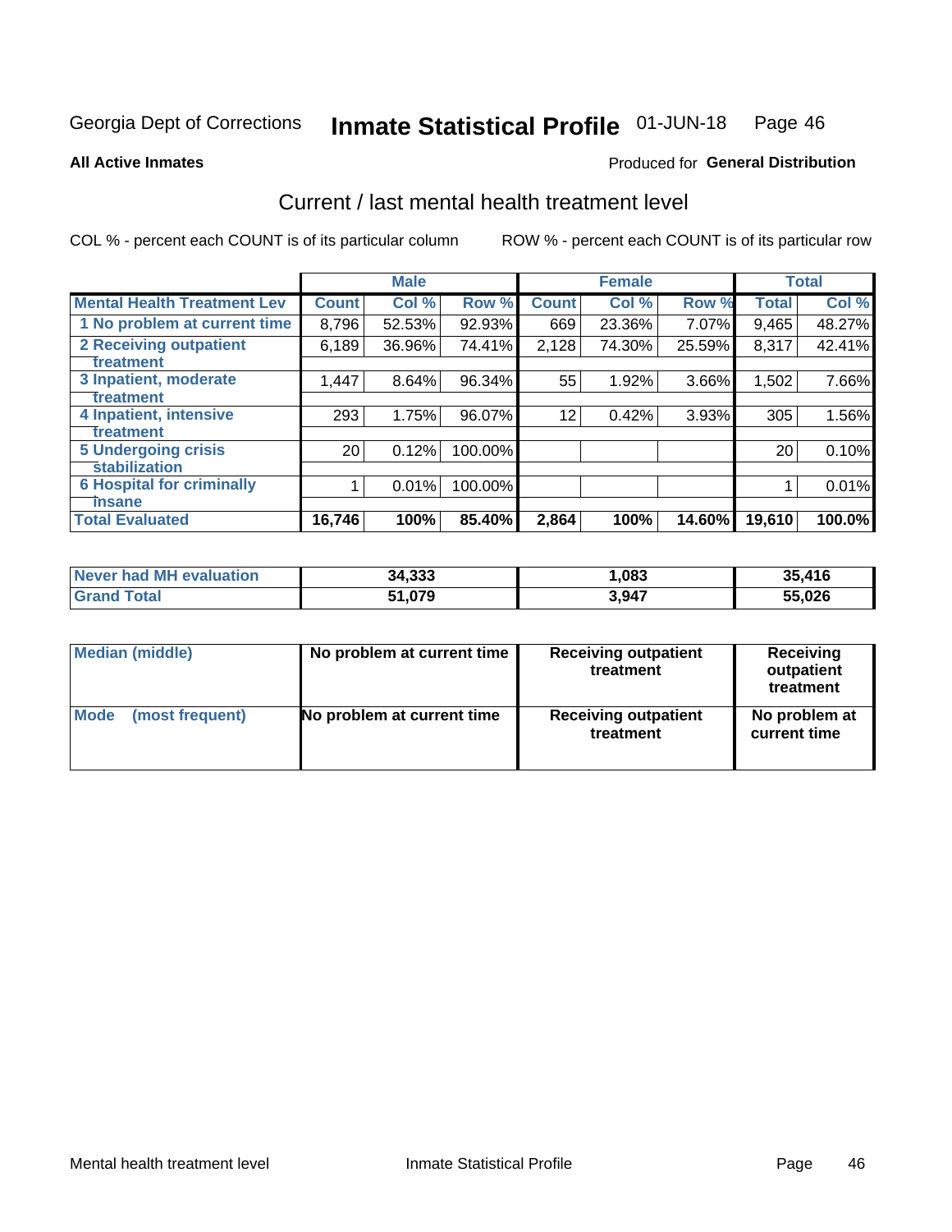Georgia Dept of Corrections **Inmate Statistical Profile** 01-JUN-18

**All Active Inmates**

Produced for **General Distribution**

## Current / last mental health treatment level

COL % - percent each COUNT is of its particular column

ROW % - percent each COUNT is of its particular row

| | Male | | | Female | | | Total | |
|---|---|---|---|---|---|---|---|---|
| **Mental Health Treatment Lev** | **Count** | **Col %** | **Row %** | **Count** | **Col %** | **Row %** | **Total** | **Col %** |
| 1 No problem at current time | 8,796 | 52.53% | 92.93% | 669 | 23.36% | 7.07% | 9,465 | 48.27% |
| 2 Receiving outpatient treatment | 6,189 | 36.96% | 74.41% | 2,128 | 74.30% | 25.59% | 8,317 | 42.41% |
| 3 Inpatient, moderate treatment | 1,447 | 8.64% | 96.34% | 55 | 1.92% | 3.66% | 1,502 | 7.66% |
| 4 Inpatient, intensive treatment | 293 | 1.75% | 96.07% | 12 | 0.42% | 3.93% | 305 | 1.56% |
| 5 Undergoing crisis stabilization | 20 | 0.12% | 100.00% | | | | 20 | 0.10% |
| 6 Hospital for criminally insane | 1 | 0.01% | 100.00% | | | | 1 | 0.01% |
| **Total Evaluated** | **16,746** | **100%** | **85.40%** | **2,864** | **100%** | **14.60%** | **19,610** | **100.0%** |

| | Male | Female | Total |
|---|---|---|---|
| **Never had MH evaluation** | **34,333** | **1,083** | **35,416** |
| **Grand Total** | **51,079** | **3,947** | **55,026** |

| | Male | Female | Total |
|---|---|---|---|
| **Median (middle)** | **No problem at current time** | **Receiving outpatient treatment** | **Receiving outpatient treatment** |
| **Mode (most frequent)** | **No problem at current time** | **Receiving outpatient treatment** | **No problem at current time** |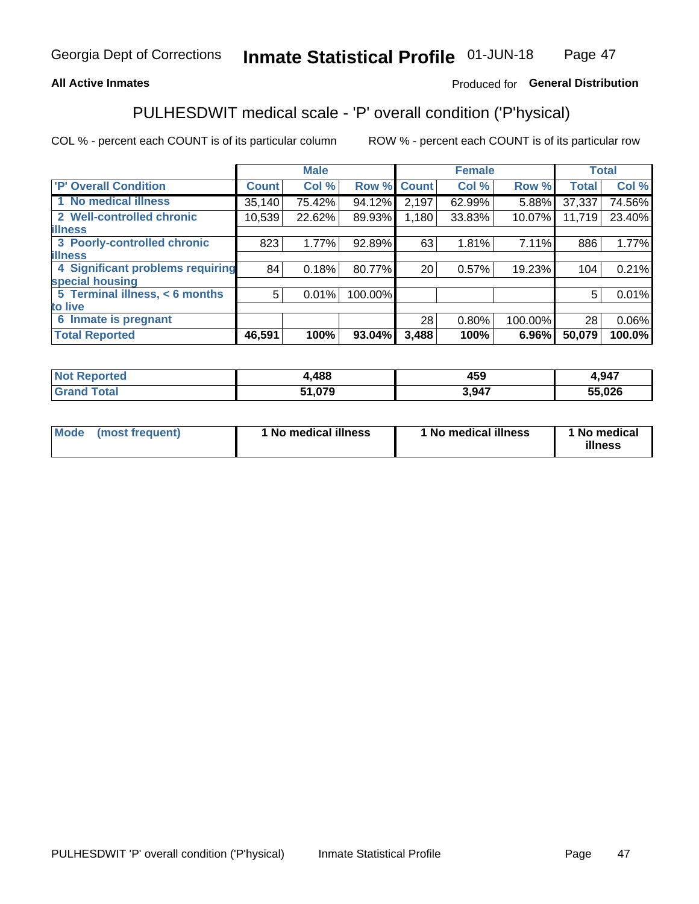Georgia Dept of Corrections **Inmate Statistical Profile** 01-JUN-18

**All Active Inmates**

Produced for **General Distribution**

## PULHESDWIT medical scale - 'P' overall condition ('P'hysical)

COL % - percent each COUNT is of its particular column ROW % - percent each COUNT is of its particular row

| | Male | | | Female | | | Total | |
|---|---|---|---|---|---|---|---|---|
| 'P' Overall Condition | Count | Col % | Row % | Count | Col % | Row % | Total | Col % |
| 1 No medical illness | 35,140 | 75.42% | 94.12% | 2,197 | 62.99% | 5.88% | 37,337 | 74.56% |
| 2 Well-controlled chronic illness | 10,539 | 22.62% | 89.93% | 1,180 | 33.83% | 10.07% | 11,719 | 23.40% |
| 3 Poorly-controlled chronic illness | 823 | 1.77% | 92.89% | 63 | 1.81% | 7.11% | 886 | 1.77% |
| 4 Significant problems requiring special housing | 84 | 0.18% | 80.77% | 20 | 0.57% | 19.23% | 104 | 0.21% |
| 5 Terminal illness, < 6 months to live | 5 | 0.01% | 100.00% | | | | 5 | 0.01% |
| 6 Inmate is pregnant | | | | 28 | 0.80% | 100.00% | 28 | 0.06% |
| **Total Reported** | **46,591** | **100%** | **93.04%** | **3,488** | **100%** | **6.96%** | **50,079** | **100.0%** |

| | Male | Female | Total |
|---|---|---|---|
| Not Reported | 4,488 | 459 | 4,947 |
| Grand Total | 51,079 | 3,947 | 55,026 |

| | Male | Female | Total |
|---|---|---|---|
| Mode (most frequent) | 1 No medical illness | 1 No medical illness | 1 No medical illness |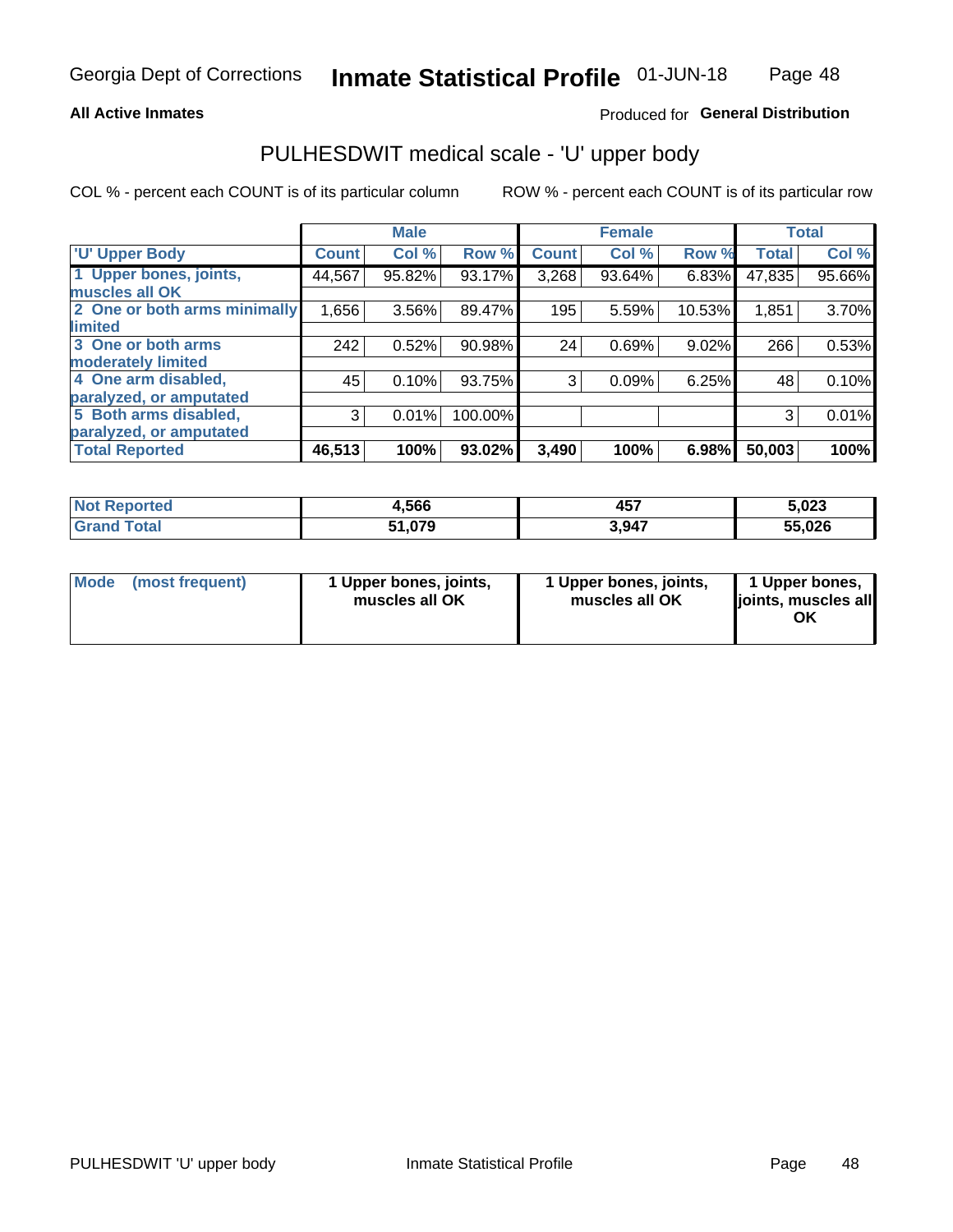Georgia Dept of Corrections **Inmate Statistical Profile** 01-JUN-18

**All Active Inmates**

Produced for **General Distribution**

## PULHESDWIT medical scale - 'U' upper body

COL % - percent each COUNT is of its particular column

ROW % - percent each COUNT is of its particular row

| | Male | | | Female | | | Total | |
|---|---|---|---|---|---|---|---|---|
| 'U' Upper Body | Count | Col % | Row % | Count | Col % | Row % | Total | Col % |
| 1 Upper bones, joints, muscles all OK | 44,567 | 95.82% | 93.17% | 3,268 | 93.64% | 6.83% | 47,835 | 95.66% |
| 2 One or both arms minimally limited | 1,656 | 3.56% | 89.47% | 195 | 5.59% | 10.53% | 1,851 | 3.70% |
| 3 One or both arms moderately limited | 242 | 0.52% | 90.98% | 24 | 0.69% | 9.02% | 266 | 0.53% |
| 4 One arm disabled, paralyzed, or amputated | 45 | 0.10% | 93.75% | 3 | 0.09% | 6.25% | 48 | 0.10% |
| 5 Both arms disabled, paralyzed, or amputated | 3 | 0.01% | 100.00% | | | | 3 | 0.01% |
| **Total Reported** | **46,513** | **100%** | **93.02%** | **3,490** | **100%** | **6.98%** | **50,003** | **100%** |

| | Male | Female | Total |
|---|---|---|---|
| Not Reported | 4,566 | 457 | 5,023 |
| Grand Total | 51,079 | 3,947 | 55,026 |

| | Male | Female | Total |
|---|---|---|---|
| Mode (most frequent) | 1 Upper bones, joints, muscles all OK | 1 Upper bones, joints, muscles all OK | 1 Upper bones, joints, muscles all OK |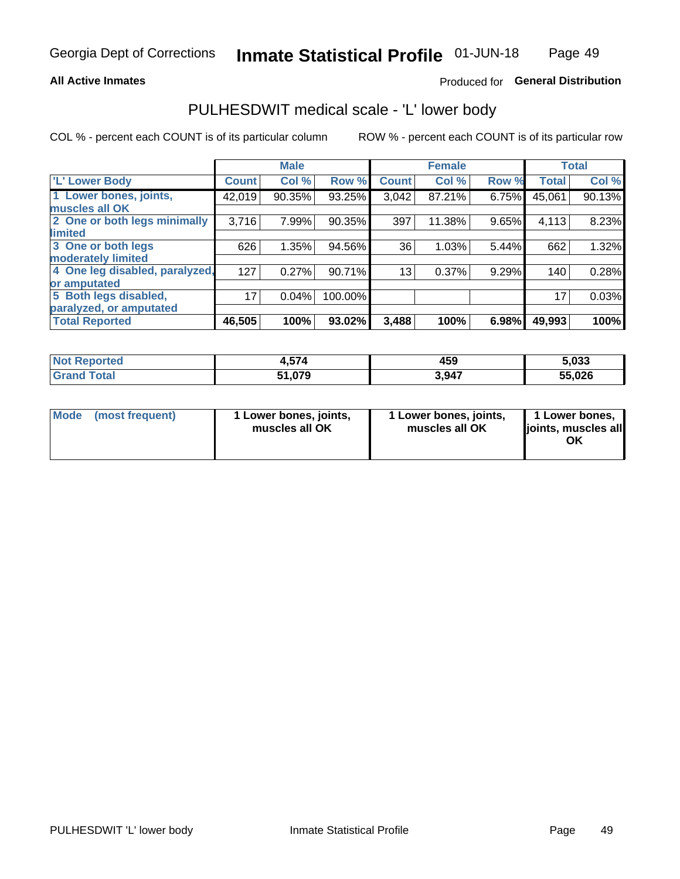Georgia Dept of Corrections **Inmate Statistical Profile** 01-JUN-18

**All Active Inmates**

Produced for **General Distribution**

## PULHESDWIT medical scale - 'L' lower body

COL % - percent each COUNT is of its particular column    ROW % - percent each COUNT is of its particular row

| | Male | | | Female | | | Total | |
|---|---|---|---|---|---|---|---|---|
| 'L' Lower Body | Count | Col % | Row % | Count | Col % | Row % | Total | Col % |
| 1 Lower bones, joints, muscles all OK | 42,019 | 90.35% | 93.25% | 3,042 | 87.21% | 6.75% | 45,061 | 90.13% |
| 2 One or both legs minimally limited | 3,716 | 7.99% | 90.35% | 397 | 11.38% | 9.65% | 4,113 | 8.23% |
| 3 One or both legs moderately limited | 626 | 1.35% | 94.56% | 36 | 1.03% | 5.44% | 662 | 1.32% |
| 4 One leg disabled, paralyzed, or amputated | 127 | 0.27% | 90.71% | 13 | 0.37% | 9.29% | 140 | 0.28% |
| 5 Both legs disabled, paralyzed, or amputated | 17 | 0.04% | 100.00% | | | | 17 | 0.03% |
| **Total Reported** | **46,505** | **100%** | **93.02%** | **3,488** | **100%** | **6.98%** | **49,993** | **100%** |

| | Male | Female | Total |
|---|---|---|---|
| **Not Reported** | **4,574** | **459** | **5,033** |
| **Grand Total** | **51,079** | **3,947** | **55,026** |

| | Male | Female | Total |
|---|---|---|---|
| **Mode (most frequent)** | **1 Lower bones, joints, muscles all OK** | **1 Lower bones, joints, muscles all OK** | **1 Lower bones, joints, muscles all OK** |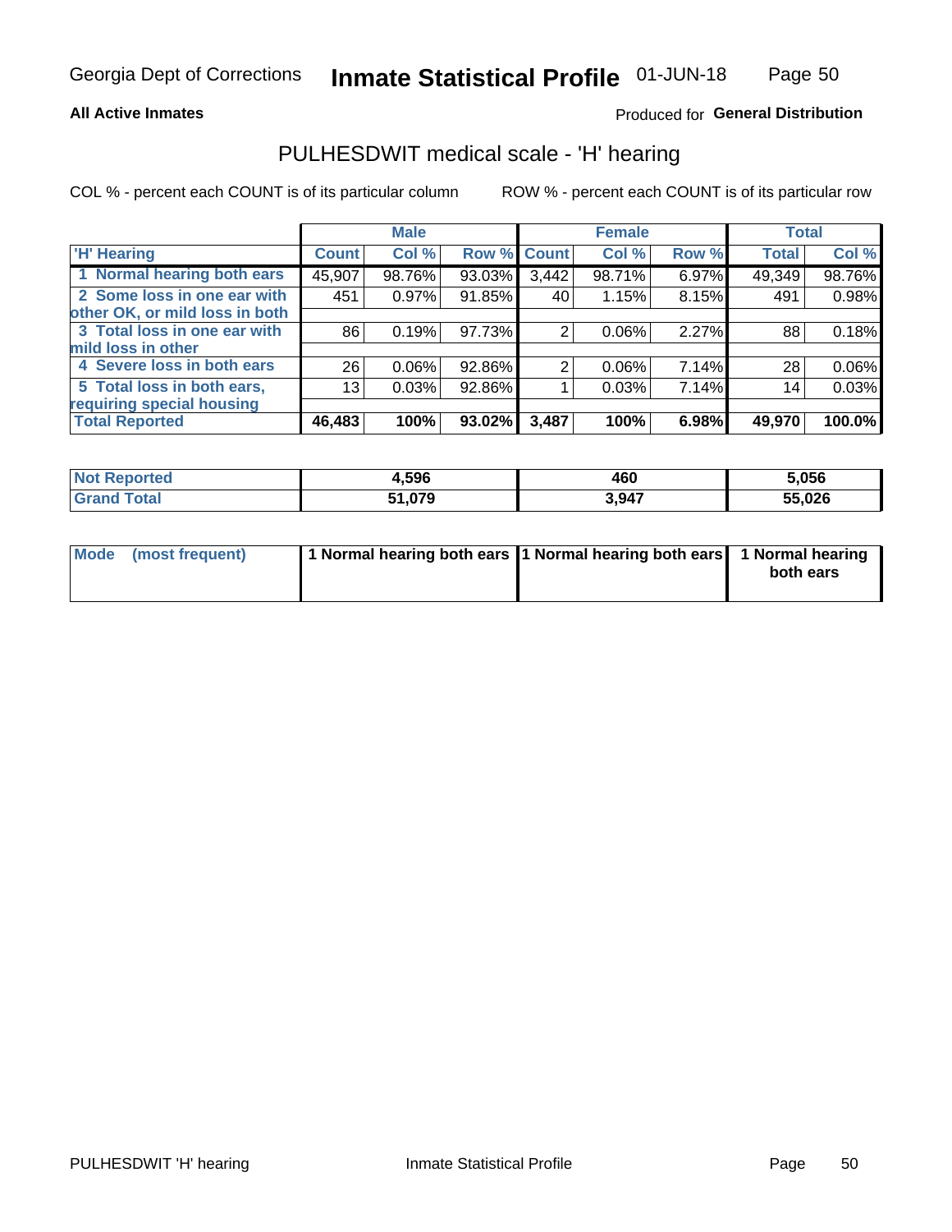Georgia Dept of Corrections **Inmate Statistical Profile** 01-JUN-18

**All Active Inmates**

Produced for **General Distribution**

## PULHESDWIT medical scale - 'H' hearing

COL % - percent each COUNT is of its particular column

ROW % - percent each COUNT is of its particular row

| | Male | | | Female | | | Total | |
|---|---|---|---|---|---|---|---|---|
| 'H' Hearing | Count | Col % | Row % | Count | Col % | Row % | Total | Col % |
| 1 Normal hearing both ears | 45,907 | 98.76% | 93.03% | 3,442 | 98.71% | 6.97% | 49,349 | 98.76% |
| 2 Some loss in one ear with other OK, or mild loss in both | 451 | 0.97% | 91.85% | 40 | 1.15% | 8.15% | 491 | 0.98% |
| 3 Total loss in one ear with mild loss in other | 86 | 0.19% | 97.73% | 2 | 0.06% | 2.27% | 88 | 0.18% |
| 4 Severe loss in both ears | 26 | 0.06% | 92.86% | 2 | 0.06% | 7.14% | 28 | 0.06% |
| 5 Total loss in both ears, requiring special housing | 13 | 0.03% | 92.86% | 1 | 0.03% | 7.14% | 14 | 0.03% |
| **Total Reported** | **46,483** | **100%** | **93.02%** | **3,487** | **100%** | **6.98%** | **49,970** | **100.0%** |

| | Male | Female | Total |
|---|---|---|---|
| Not Reported | **4,596** | **460** | **5,056** |
| Grand Total | **51,079** | **3,947** | **55,026** |

| | Male | Female | Total |
|---|---|---|---|
| Mode (most frequent) | **1 Normal hearing both ears** | **1 Normal hearing both ears** | **1 Normal hearing both ears** |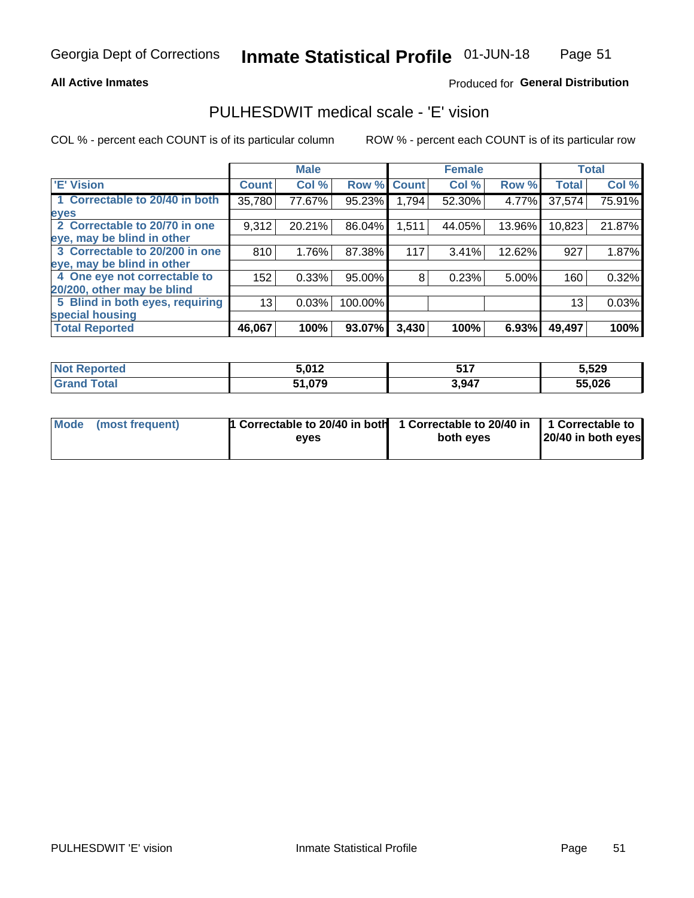Georgia Dept of Corrections **Inmate Statistical Profile** 01-JUN-18

**All Active Inmates**

Produced for **General Distribution**

## PULHESDWIT medical scale - 'E' vision

COL % - percent each COUNT is of its particular column

ROW % - percent each COUNT is of its particular row

| | Male | | | Female | | | Total | |
|---|---|---|---|---|---|---|---|---|
| 'E' Vision | Count | Col % | Row % | Count | Col % | Row % | Total | Col % |
| 1 Correctable to 20/40 in both eyes | 35,780 | 77.67% | 95.23% | 1,794 | 52.30% | 4.77% | 37,574 | 75.91% |
| 2 Correctable to 20/70 in one eye, may be blind in other | 9,312 | 20.21% | 86.04% | 1,511 | 44.05% | 13.96% | 10,823 | 21.87% |
| 3 Correctable to 20/200 in one eye, may be blind in other | 810 | 1.76% | 87.38% | 117 | 3.41% | 12.62% | 927 | 1.87% |
| 4 One eye not correctable to 20/200, other may be blind | 152 | 0.33% | 95.00% | 8 | 0.23% | 5.00% | 160 | 0.32% |
| 5 Blind in both eyes, requiring special housing | 13 | 0.03% | 100.00% | | | | 13 | 0.03% |
| **Total Reported** | **46,067** | **100%** | **93.07%** | **3,430** | **100%** | **6.93%** | **49,497** | **100%** |

| | Male | Female | Total |
|---|---|---|---|
| Not Reported | 5,012 | 517 | 5,529 |
| Grand Total | 51,079 | 3,947 | 55,026 |

| | Male | Female | Total |
|---|---|---|---|
| Mode (most frequent) | 1 Correctable to 20/40 in both eyes | 1 Correctable to 20/40 in both eyes | 1 Correctable to 20/40 in both eyes |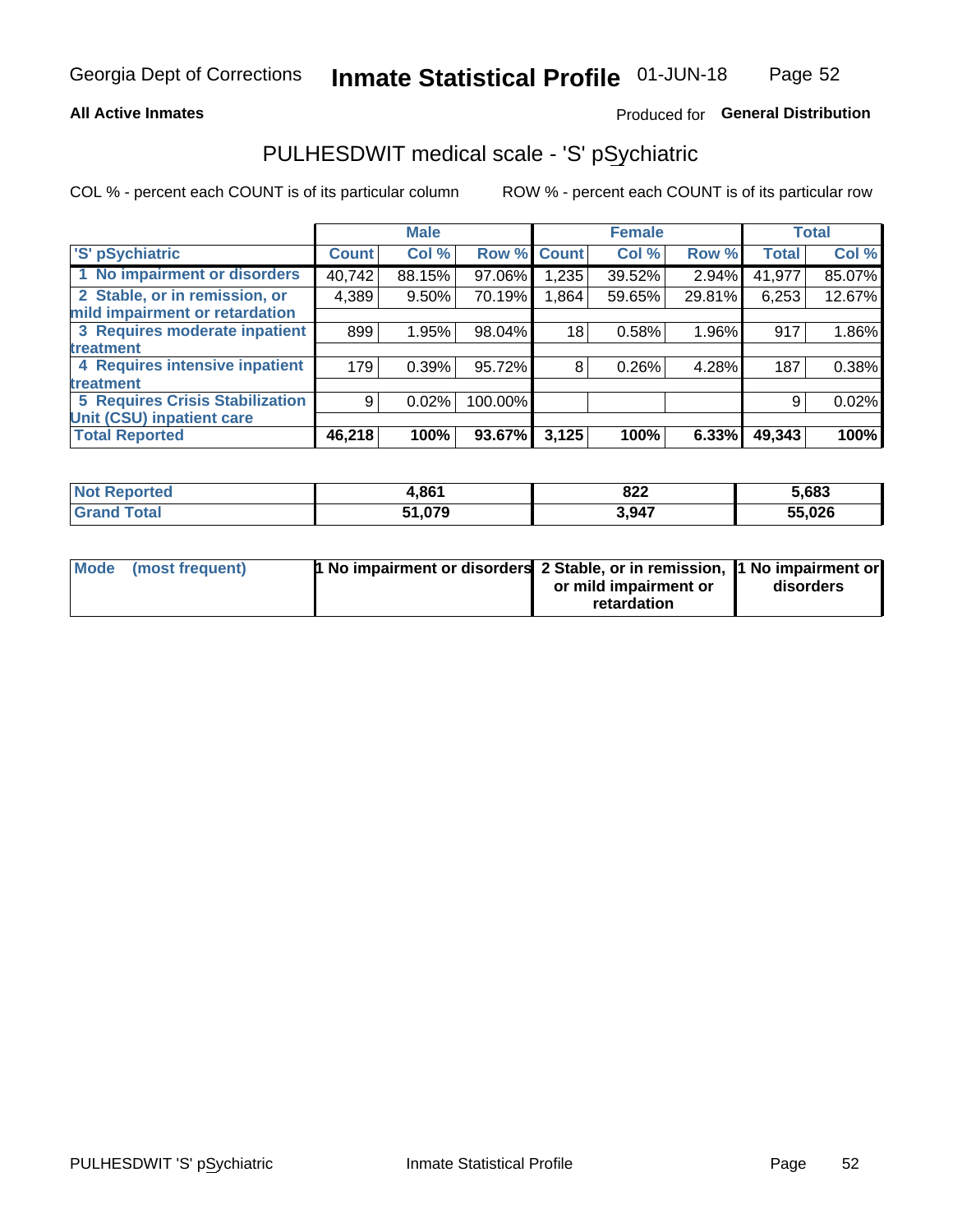**All Active Inmates** Produced for **General Distribution**

## PULHESDWIT medical scale - 'S' pSychiatric

COL % - percent each COUNT is of its particular column     ROW % - percent each COUNT is of its particular row

| | Male | | | Female | | | Total | |
|---|---|---|---|---|---|---|---|---|
| 'S' pSychiatric | Count | Col % | Row % | Count | Col % | Row % | Total | Col % |
| 1 No impairment or disorders | 40,742 | 88.15% | 97.06% | 1,235 | 39.52% | 2.94% | 41,977 | 85.07% |
| 2 Stable, or in remission, or mild impairment or retardation | 4,389 | 9.50% | 70.19% | 1,864 | 59.65% | 29.81% | 6,253 | 12.67% |
| 3 Requires moderate inpatient treatment | 899 | 1.95% | 98.04% | 18 | 0.58% | 1.96% | 917 | 1.86% |
| 4 Requires intensive inpatient treatment | 179 | 0.39% | 95.72% | 8 | 0.26% | 4.28% | 187 | 0.38% |
| 5 Requires Crisis Stabilization Unit (CSU) inpatient care | 9 | 0.02% | 100.00% | | | | 9 | 0.02% |
| **Total Reported** | **46,218** | **100%** | **93.67%** | **3,125** | **100%** | **6.33%** | **49,343** | **100%** |

| | Male | Female | Total |
|---|---|---|---|
| Not Reported | 4,861 | 822 | 5,683 |
| Grand Total | 51,079 | 3,947 | 55,026 |

| | Male | Female | Total |
|---|---|---|---|
| Mode (most frequent) | 1 No impairment or disorders | 2 Stable, or in remission, or mild impairment or retardation | 1 No impairment or disorders |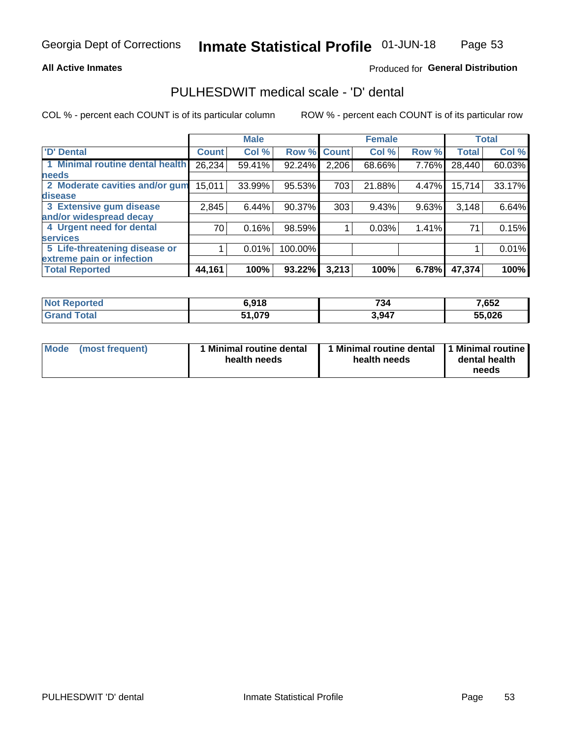Georgia Dept of Corrections **Inmate Statistical Profile** 01-JUN-18

**All Active Inmates**

Produced for **General Distribution**

# PULHESDWIT medical scale - 'D' dental

COL % - percent each COUNT is of its particular column ROW % - percent each COUNT is of its particular row

| | Male | | | Female | | | Total | |
|---|---|---|---|---|---|---|---|---|
| 'D' Dental | Count | Col % | Row % | Count | Col % | Row % | Total | Col % |
| 1 Minimal routine dental health needs | 26,234 | 59.41% | 92.24% | 2,206 | 68.66% | 7.76% | 28,440 | 60.03% |
| 2 Moderate cavities and/or gum disease | 15,011 | 33.99% | 95.53% | 703 | 21.88% | 4.47% | 15,714 | 33.17% |
| 3 Extensive gum disease and/or widespread decay | 2,845 | 6.44% | 90.37% | 303 | 9.43% | 9.63% | 3,148 | 6.64% |
| 4 Urgent need for dental services | 70 | 0.16% | 98.59% | 1 | 0.03% | 1.41% | 71 | 0.15% |
| 5 Life-threatening disease or extreme pain or infection | 1 | 0.01% | 100.00% | | | | 1 | 0.01% |
| **Total Reported** | **44,161** | **100%** | **93.22%** | **3,213** | **100%** | **6.78%** | **47,374** | **100%** |

| | Male | Female | Total |
|---|---|---|---|
| **Not Reported** | **6,918** | **734** | **7,652** |
| **Grand Total** | **51,079** | **3,947** | **55,026** |

| | Male | Female | Total |
|---|---|---|---|
| **Mode (most frequent)** | **1 Minimal routine dental health needs** | **1 Minimal routine dental health needs** | **1 Minimal routine dental health needs** |

PULHESDWIT 'D' dental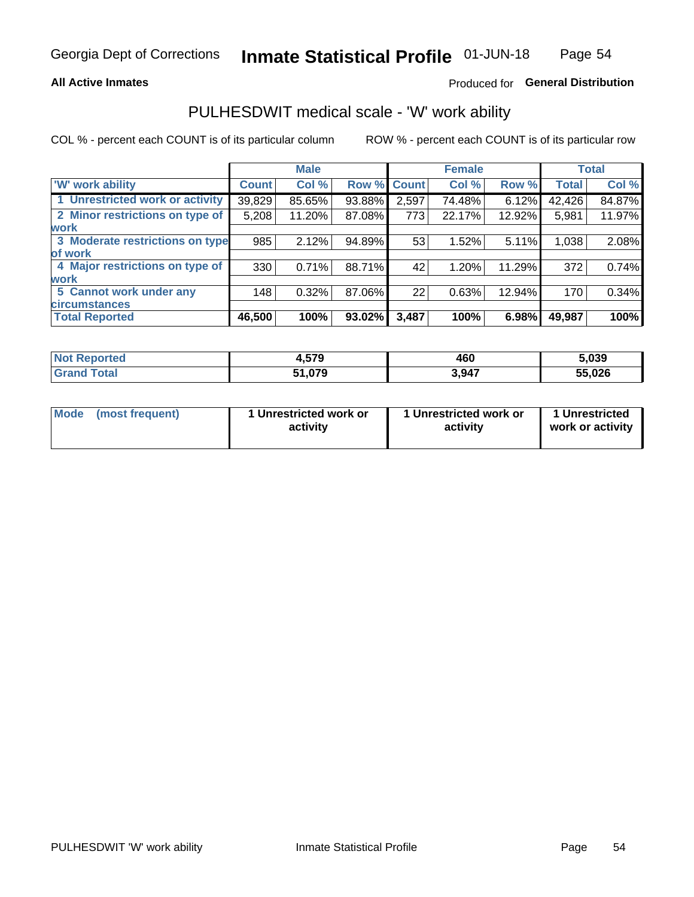Georgia Dept of Corrections **Inmate Statistical Profile** 01-JUN-18

**All Active Inmates**

Produced for **General Distribution**

## PULHESDWIT medical scale - 'W' work ability

COL % - percent each COUNT is of its particular column

ROW % - percent each COUNT is of its particular row

| | Male | | | Female | | | Total | |
|---|---|---|---|---|---|---|---|---|
| 'W' work ability | Count | Col % | Row % | Count | Col % | Row % | Total | Col % |
| 1 Unrestricted work or activity | 39,829 | 85.65% | 93.88% | 2,597 | 74.48% | 6.12% | 42,426 | 84.87% |
| 2 Minor restrictions on type of work | 5,208 | 11.20% | 87.08% | 773 | 22.17% | 12.92% | 5,981 | 11.97% |
| 3 Moderate restrictions on type of work | 985 | 2.12% | 94.89% | 53 | 1.52% | 5.11% | 1,038 | 2.08% |
| 4 Major restrictions on type of work | 330 | 0.71% | 88.71% | 42 | 1.20% | 11.29% | 372 | 0.74% |
| 5 Cannot work under any circumstances | 148 | 0.32% | 87.06% | 22 | 0.63% | 12.94% | 170 | 0.34% |
| **Total Reported** | **46,500** | **100%** | **93.02%** | **3,487** | **100%** | **6.98%** | **49,987** | **100%** |

| | Male | Female | Total |
|---|---|---|---|
| Not Reported | 4,579 | 460 | 5,039 |
| Grand Total | 51,079 | 3,947 | 55,026 |

| | Male | Female | Total |
|---|---|---|---|
| Mode (most frequent) | 1 Unrestricted work or activity | 1 Unrestricted work or activity | 1 Unrestricted work or activity |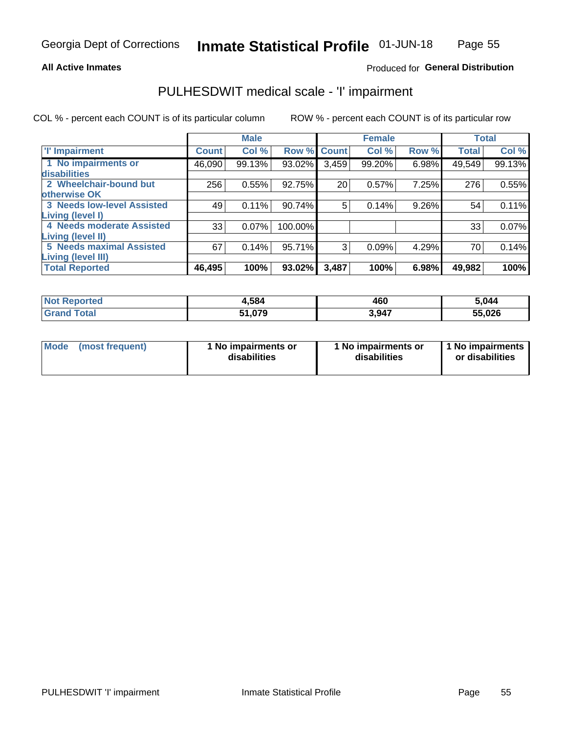Georgia Dept of Corrections **Inmate Statistical Profile** 01-JUN-18

**All Active Inmates**

Produced for **General Distribution**

## PULHESDWIT medical scale - 'I' impairment

COL % - percent each COUNT is of its particular column

ROW % - percent each COUNT is of its particular row

| | Male | | | Female | | | Total | |
|---|---|---|---|---|---|---|---|---|
| 'I' Impairment | Count | Col % | Row % | Count | Col % | Row % | Total | Col % |
| 1 No impairments or disabilities | 46,090 | 99.13% | 93.02% | 3,459 | 99.20% | 6.98% | 49,549 | 99.13% |
| 2 Wheelchair-bound but otherwise OK | 256 | 0.55% | 92.75% | 20 | 0.57% | 7.25% | 276 | 0.55% |
| 3 Needs low-level Assisted Living (level I) | 49 | 0.11% | 90.74% | 5 | 0.14% | 9.26% | 54 | 0.11% |
| 4 Needs moderate Assisted Living (level II) | 33 | 0.07% | 100.00% | | | | 33 | 0.07% |
| 5 Needs maximal Assisted Living (level III) | 67 | 0.14% | 95.71% | 3 | 0.09% | 4.29% | 70 | 0.14% |
| **Total Reported** | **46,495** | **100%** | **93.02%** | **3,487** | **100%** | **6.98%** | **49,982** | **100%** |

| | Male | Female | Total |
|---|---|---|---|
| **Not Reported** | **4,584** | **460** | **5,044** |
| **Grand Total** | **51,079** | **3,947** | **55,026** |

| | Male | Female | Total |
|---|---|---|---|
| **Mode (most frequent)** | **1 No impairments or disabilities** | **1 No impairments or disabilities** | **1 No impairments or disabilities** |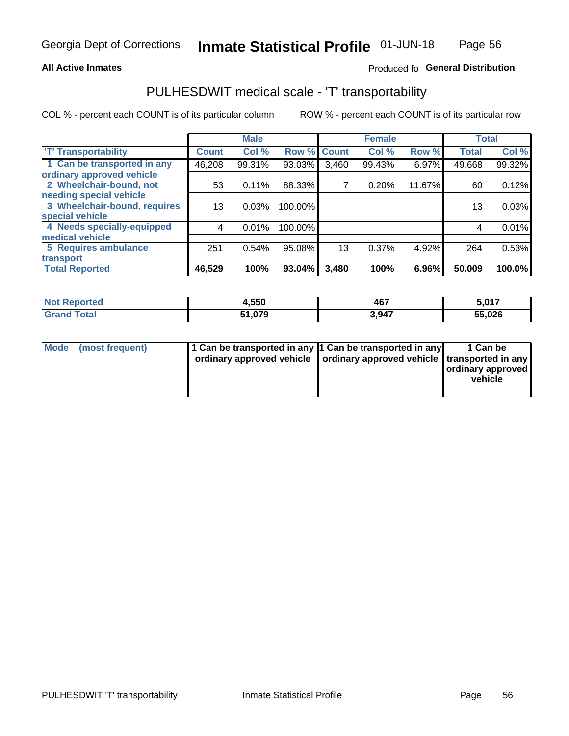Georgia Dept of Corrections **Inmate Statistical Profile** 01-JUN-18

**All Active Inmates**

Produced fo **General Distribution**

## PULHESDWIT medical scale - 'T' transportability

COL % - percent each COUNT is of its particular column

ROW % - percent each COUNT is of its particular row

| | Male | | | Female | | | Total | |
|---|---|---|---|---|---|---|---|---|
| 'T' Transportability | Count | Col % | Row % | Count | Col % | Row % | Total | Col % |
| 1 Can be transported in any ordinary approved vehicle | 46,208 | 99.31% | 93.03% | 3,460 | 99.43% | 6.97% | 49,668 | 99.32% |
| 2 Wheelchair-bound, not needing special vehicle | 53 | 0.11% | 88.33% | 7 | 0.20% | 11.67% | 60 | 0.12% |
| 3 Wheelchair-bound, requires special vehicle | 13 | 0.03% | 100.00% | | | | 13 | 0.03% |
| 4 Needs specially-equipped medical vehicle | 4 | 0.01% | 100.00% | | | | 4 | 0.01% |
| 5 Requires ambulance transport | 251 | 0.54% | 95.08% | 13 | 0.37% | 4.92% | 264 | 0.53% |
| **Total Reported** | **46,529** | **100%** | **93.04%** | **3,480** | **100%** | **6.96%** | **50,009** | **100.0%** |

| | Male | Female | Total |
|---|---|---|---|
| Not Reported | 4,550 | 467 | 5,017 |
| Grand Total | 51,079 | 3,947 | 55,026 |

| | Male | Female | Total |
|---|---|---|---|
| Mode (most frequent) | 1 Can be transported in any ordinary approved vehicle | 1 Can be transported in any ordinary approved vehicle | 1 Can be transported in any ordinary approved vehicle |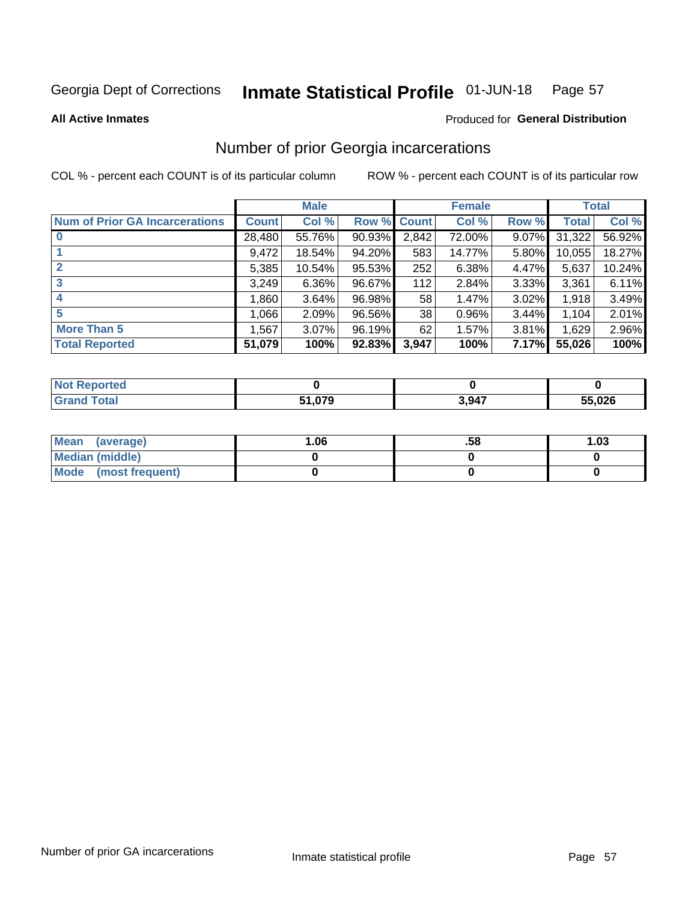Georgia Dept of Corrections **Inmate Statistical Profile** 01-JUN-18

**All Active Inmates**

Produced for **General Distribution**

## Number of prior Georgia incarcerations

COL % - percent each COUNT is of its particular column

ROW % - percent each COUNT is of its particular row

| | Male | | | Female | | | Total | |
|---|---|---|---|---|---|---|---|---|
| **Num of Prior GA Incarcerations** | **Count** | **Col %** | **Row %** | **Count** | **Col %** | **Row %** | **Total** | **Col %** |
| **0** | 28,480 | 55.76% | 90.93% | 2,842 | 72.00% | 9.07% | 31,322 | 56.92% |
| **1** | 9,472 | 18.54% | 94.20% | 583 | 14.77% | 5.80% | 10,055 | 18.27% |
| **2** | 5,385 | 10.54% | 95.53% | 252 | 6.38% | 4.47% | 5,637 | 10.24% |
| **3** | 3,249 | 6.36% | 96.67% | 112 | 2.84% | 3.33% | 3,361 | 6.11% |
| **4** | 1,860 | 3.64% | 96.98% | 58 | 1.47% | 3.02% | 1,918 | 3.49% |
| **5** | 1,066 | 2.09% | 96.56% | 38 | 0.96% | 3.44% | 1,104 | 2.01% |
| **More Than 5** | 1,567 | 3.07% | 96.19% | 62 | 1.57% | 3.81% | 1,629 | 2.96% |
| **Total Reported** | **51,079** | **100%** | **92.83%** | **3,947** | **100%** | **7.17%** | **55,026** | **100%** |

| | Male | Female | Total |
|---|---|---|---|
| **Not Reported** | **0** | **0** | **0** |
| **Grand Total** | **51,079** | **3,947** | **55,026** |

| | Male | Female | Total |
|---|---|---|---|
| **Mean (average)** | **1.06** | **.58** | **1.03** |
| **Median (middle)** | **0** | **0** | **0** |
| **Mode (most frequent)** | **0** | **0** | **0** |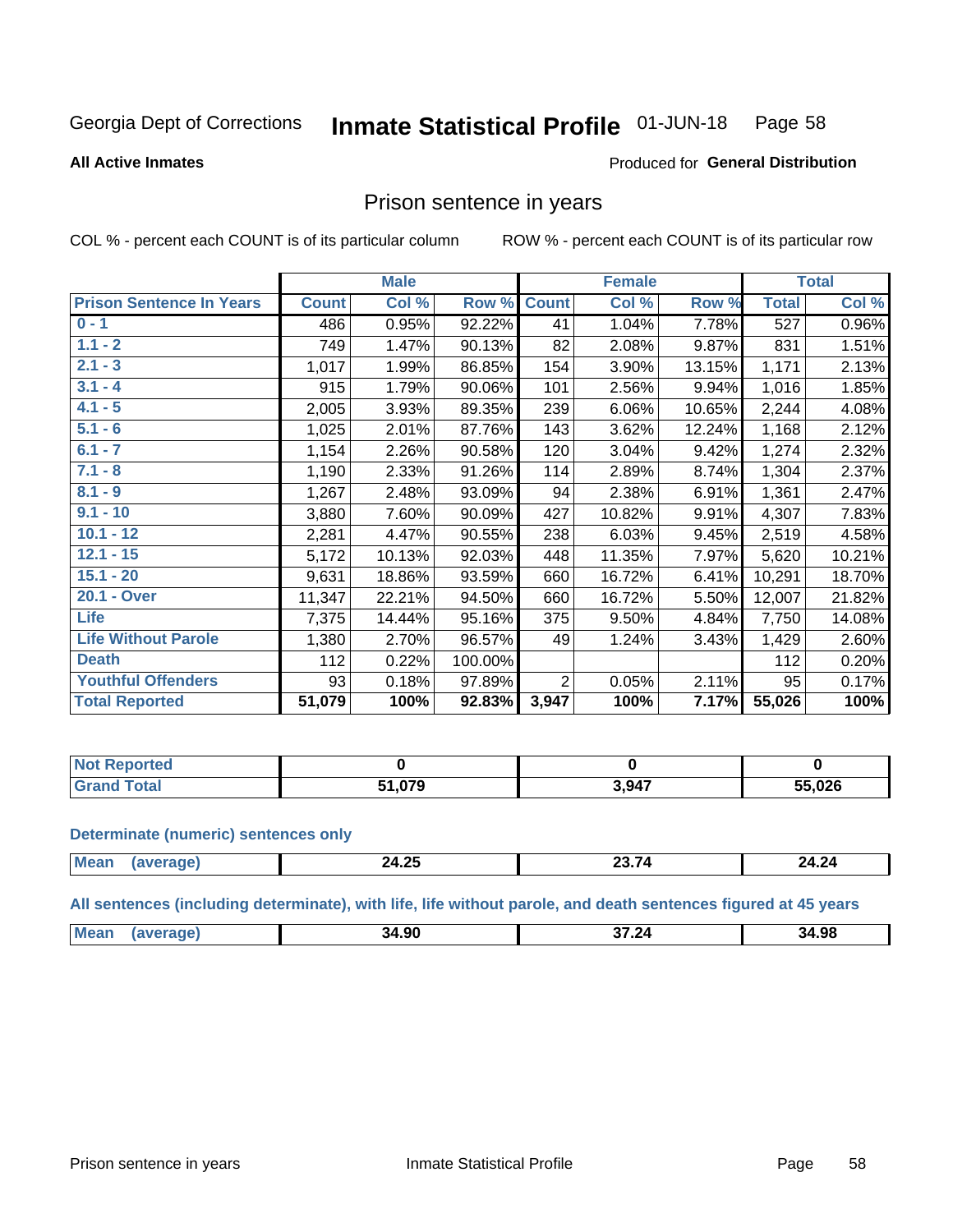Georgia Dept of Corrections **Inmate Statistical Profile** 01-JUN-18

**All Active Inmates**

Produced for **General Distribution**

## Prison sentence in years

COL % - percent each COUNT is of its particular column ROW % - percent each COUNT is of its particular row

| Prison Sentence In Years | Male | | | Female | | | Total | |
|---|---|---|---|---|---|---|---|---|
| | Count | Col % | Row % | Count | Col % | Row % | Total | Col % |
| 0 - 1 | 486 | 0.95% | 92.22% | 41 | 1.04% | 7.78% | 527 | 0.96% |
| 1.1 - 2 | 749 | 1.47% | 90.13% | 82 | 2.08% | 9.87% | 831 | 1.51% |
| 2.1 - 3 | 1,017 | 1.99% | 86.85% | 154 | 3.90% | 13.15% | 1,171 | 2.13% |
| 3.1 - 4 | 915 | 1.79% | 90.06% | 101 | 2.56% | 9.94% | 1,016 | 1.85% |
| 4.1 - 5 | 2,005 | 3.93% | 89.35% | 239 | 6.06% | 10.65% | 2,244 | 4.08% |
| 5.1 - 6 | 1,025 | 2.01% | 87.76% | 143 | 3.62% | 12.24% | 1,168 | 2.12% |
| 6.1 - 7 | 1,154 | 2.26% | 90.58% | 120 | 3.04% | 9.42% | 1,274 | 2.32% |
| 7.1 - 8 | 1,190 | 2.33% | 91.26% | 114 | 2.89% | 8.74% | 1,304 | 2.37% |
| 8.1 - 9 | 1,267 | 2.48% | 93.09% | 94 | 2.38% | 6.91% | 1,361 | 2.47% |
| 9.1 - 10 | 3,880 | 7.60% | 90.09% | 427 | 10.82% | 9.91% | 4,307 | 7.83% |
| 10.1 - 12 | 2,281 | 4.47% | 90.55% | 238 | 6.03% | 9.45% | 2,519 | 4.58% |
| 12.1 - 15 | 5,172 | 10.13% | 92.03% | 448 | 11.35% | 7.97% | 5,620 | 10.21% |
| 15.1 - 20 | 9,631 | 18.86% | 93.59% | 660 | 16.72% | 6.41% | 10,291 | 18.70% |
| 20.1 - Over | 11,347 | 22.21% | 94.50% | 660 | 16.72% | 5.50% | 12,007 | 21.82% |
| Life | 7,375 | 14.44% | 95.16% | 375 | 9.50% | 4.84% | 7,750 | 14.08% |
| Life Without Parole | 1,380 | 2.70% | 96.57% | 49 | 1.24% | 3.43% | 1,429 | 2.60% |
| Death | 112 | 0.22% | 100.00% | | | | 112 | 0.20% |
| Youthful Offenders | 93 | 0.18% | 97.89% | 2 | 0.05% | 2.11% | 95 | 0.17% |
| **Total Reported** | **51,079** | **100%** | **92.83%** | **3,947** | **100%** | **7.17%** | **55,026** | **100%** |

| | Male | Female | Total |
|---|---|---|---|
| Not Reported | 0 | 0 | 0 |
| Grand Total | 51,079 | 3,947 | 55,026 |

**Determinate (numeric) sentences only**

| | Male | Female | Total |
|---|---|---|---|
| Mean (average) | 24.25 | 23.74 | 24.24 |

**All sentences (including determinate), with life, life without parole, and death sentences figured at 45 years**

| | Male | Female | Total |
|---|---|---|---|
| Mean (average) | 34.90 | 37.24 | 34.98 |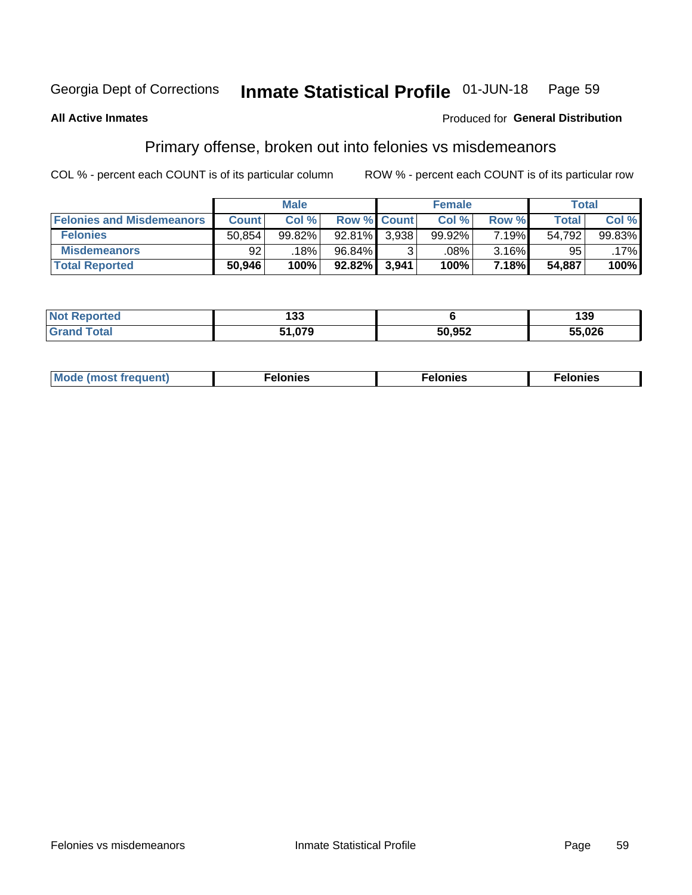Georgia Dept of Corrections **Inmate Statistical Profile** 01-JUN-18

**All Active Inmates** Produced for **General Distribution**

## Primary offense, broken out into felonies vs misdemeanors

COL % - percent each COUNT is of its particular column ROW % - percent each COUNT is of its particular row

| | Male | | | Female | | | Total | |
|---|---|---|---|---|---|---|---|---|
| **Felonies and Misdemeanors** | **Count** | **Col %** | **Row %** | **Count** | **Col %** | **Row %** | **Total** | **Col %** |
| **Felonies** | 50,854 | 99.82% | 92.81% | 3,938 | 99.92% | 7.19% | 54,792 | 99.83% |
| **Misdemeanors** | 92 | .18% | 96.84% | 3 | .08% | 3.16% | 95 | .17% |
| **Total Reported** | **50,946** | **100%** | **92.82%** | **3,941** | **100%** | **7.18%** | **54,887** | **100%** |

| | Male | Female | Total |
|---|---|---|---|
| **Not Reported** | **133** | **6** | **139** |
| **Grand Total** | **51,079** | **50,952** | **55,026** |

| | Male | Female | Total |
|---|---|---|---|
| **Mode (most frequent)** | **Felonies** | **Felonies** | **Felonies** |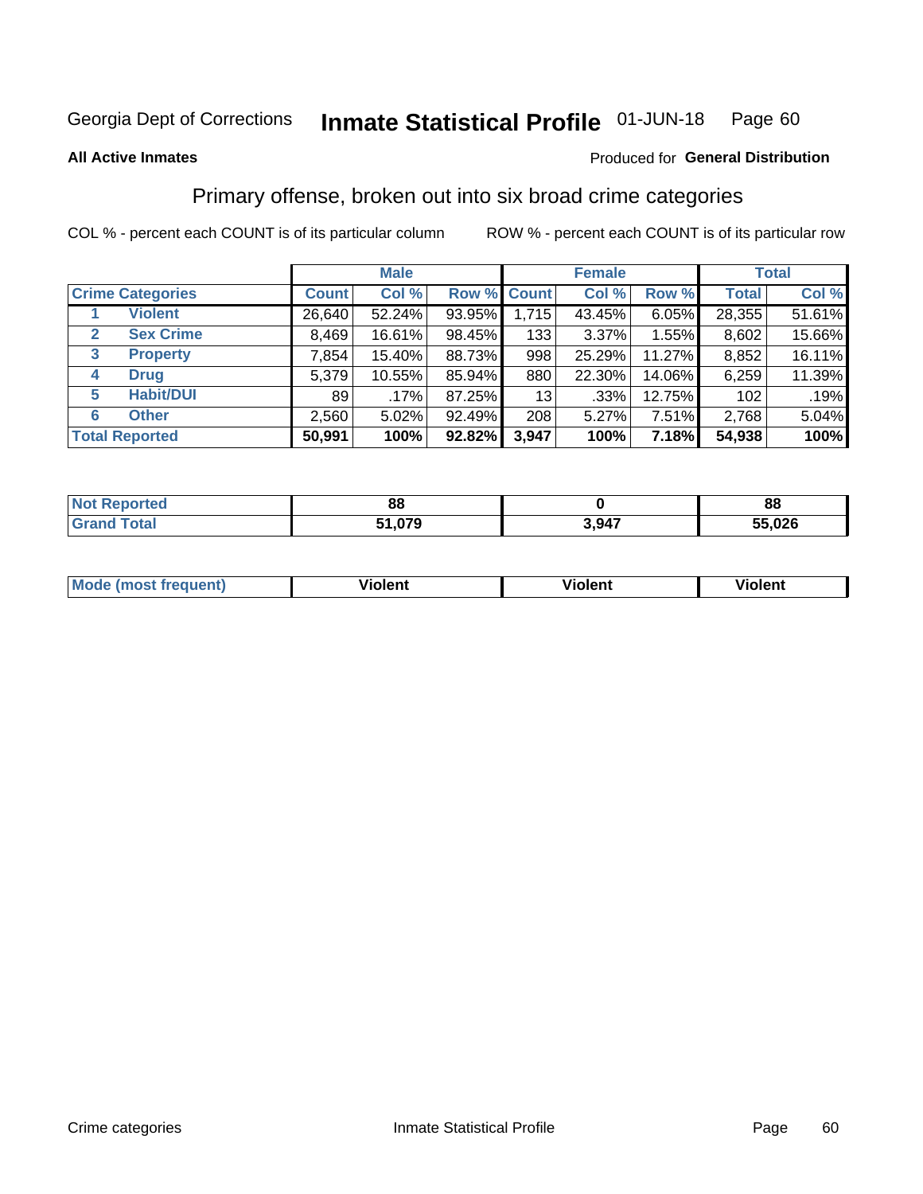Georgia Dept of Corrections **Inmate Statistical Profile** 01-JUN-18

**All Active Inmates**

Produced for **General Distribution**

## Primary offense, broken out into six broad crime categories

COL % - percent each COUNT is of its particular column    ROW % - percent each COUNT is of its particular row

| | | Male | | | Female | | | Total | |
|---|---|---|---|---|---|---|---|---|---|
| **Crime Categories** | | **Count** | **Col %** | **Row %** | **Count** | **Col %** | **Row %** | **Total** | **Col %** |
| 1 | **Violent** | 26,640 | 52.24% | 93.95% | 1,715 | 43.45% | 6.05% | 28,355 | 51.61% |
| 2 | **Sex Crime** | 8,469 | 16.61% | 98.45% | 133 | 3.37% | 1.55% | 8,602 | 15.66% |
| 3 | **Property** | 7,854 | 15.40% | 88.73% | 998 | 25.29% | 11.27% | 8,852 | 16.11% |
| 4 | **Drug** | 5,379 | 10.55% | 85.94% | 880 | 22.30% | 14.06% | 6,259 | 11.39% |
| 5 | **Habit/DUI** | 89 | .17% | 87.25% | 13 | .33% | 12.75% | 102 | .19% |
| 6 | **Other** | 2,560 | 5.02% | 92.49% | 208 | 5.27% | 7.51% | 2,768 | 5.04% |
| **Total Reported** | | **50,991** | **100%** | **92.82%** | **3,947** | **100%** | **7.18%** | **54,938** | **100%** |

| | Male | Female | Total |
|---|---|---|---|
| **Not Reported** | **88** | **0** | **88** |
| **Grand Total** | **51,079** | **3,947** | **55,026** |

| | Male | Female | Total |
|---|---|---|---|
| **Mode (most frequent)** | **Violent** | **Violent** | **Violent** |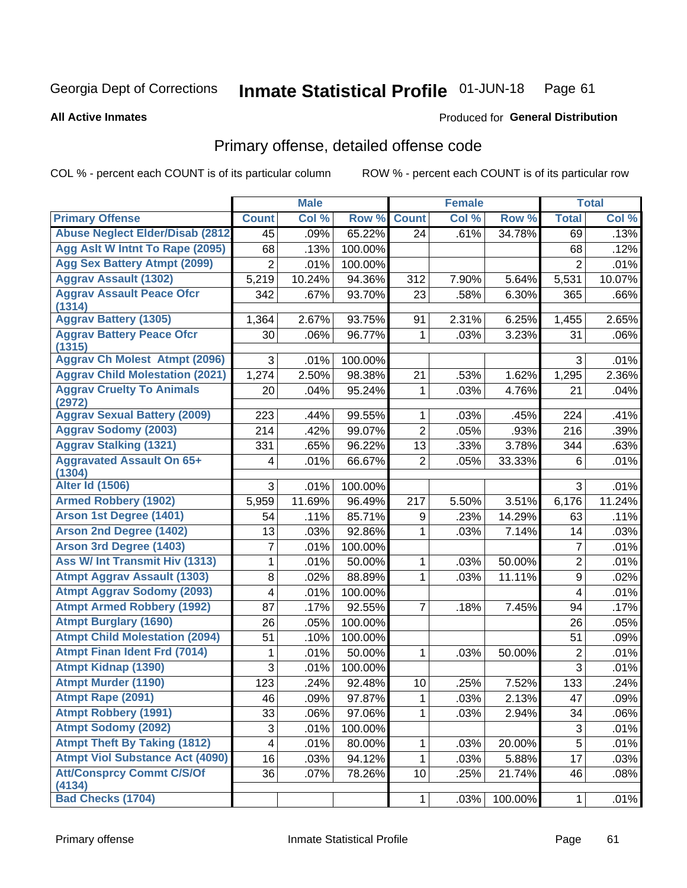Georgia Dept of Corrections **Inmate Statistical Profile** 01-JUN-18

**All Active Inmates**

Produced for **General Distribution**

## Primary offense, detailed offense code

COL % - percent each COUNT is of its particular column

ROW % - percent each COUNT is of its particular row

| | Male | | | Female | | | Total | |
|---|---|---|---|---|---|---|---|---|
| **Primary Offense** | **Count** | **Col %** | **Row %** | **Count** | **Col %** | **Row %** | **Total** | **Col %** |
| Abuse Neglect Elder/Disab (2812 | 45 | .09% | 65.22% | 24 | .61% | 34.78% | 69 | .13% |
| Agg Aslt W Intnt To Rape (2095) | 68 | .13% | 100.00% | | | | 68 | .12% |
| Agg Sex Battery Atmpt (2099) | 2 | .01% | 100.00% | | | | 2 | .01% |
| Aggrav Assault (1302) | 5,219 | 10.24% | 94.36% | 312 | 7.90% | 5.64% | 5,531 | 10.07% |
| Aggrav Assault Peace Ofcr (1314) | 342 | .67% | 93.70% | 23 | .58% | 6.30% | 365 | .66% |
| Aggrav Battery (1305) | 1,364 | 2.67% | 93.75% | 91 | 2.31% | 6.25% | 1,455 | 2.65% |
| Aggrav Battery Peace Ofcr (1315) | 30 | .06% | 96.77% | 1 | .03% | 3.23% | 31 | .06% |
| Aggrav Ch Molest Atmpt (2096) | 3 | .01% | 100.00% | | | | 3 | .01% |
| Aggrav Child Molestation (2021) | 1,274 | 2.50% | 98.38% | 21 | .53% | 1.62% | 1,295 | 2.36% |
| Aggrav Cruelty To Animals (2972) | 20 | .04% | 95.24% | 1 | .03% | 4.76% | 21 | .04% |
| Aggrav Sexual Battery (2009) | 223 | .44% | 99.55% | 1 | .03% | .45% | 224 | .41% |
| Aggrav Sodomy (2003) | 214 | .42% | 99.07% | 2 | .05% | .93% | 216 | .39% |
| Aggrav Stalking (1321) | 331 | .65% | 96.22% | 13 | .33% | 3.78% | 344 | .63% |
| Aggravated Assault On 65+ (1304) | 4 | .01% | 66.67% | 2 | .05% | 33.33% | 6 | .01% |
| Alter Id (1506) | 3 | .01% | 100.00% | | | | 3 | .01% |
| Armed Robbery (1902) | 5,959 | 11.69% | 96.49% | 217 | 5.50% | 3.51% | 6,176 | 11.24% |
| Arson 1st Degree (1401) | 54 | .11% | 85.71% | 9 | .23% | 14.29% | 63 | .11% |
| Arson 2nd Degree (1402) | 13 | .03% | 92.86% | 1 | .03% | 7.14% | 14 | .03% |
| Arson 3rd Degree (1403) | 7 | .01% | 100.00% | | | | 7 | .01% |
| Ass W/ Int Transmit Hiv (1313) | 1 | .01% | 50.00% | 1 | .03% | 50.00% | 2 | .01% |
| Atmpt Aggrav Assault (1303) | 8 | .02% | 88.89% | 1 | .03% | 11.11% | 9 | .02% |
| Atmpt Aggrav Sodomy (2093) | 4 | .01% | 100.00% | | | | 4 | .01% |
| Atmpt Armed Robbery (1992) | 87 | .17% | 92.55% | 7 | .18% | 7.45% | 94 | .17% |
| Atmpt Burglary (1690) | 26 | .05% | 100.00% | | | | 26 | .05% |
| Atmpt Child Molestation (2094) | 51 | .10% | 100.00% | | | | 51 | .09% |
| Atmpt Finan Ident Frd (7014) | 1 | .01% | 50.00% | 1 | .03% | 50.00% | 2 | .01% |
| Atmpt Kidnap (1390) | 3 | .01% | 100.00% | | | | 3 | .01% |
| Atmpt Murder (1190) | 123 | .24% | 92.48% | 10 | .25% | 7.52% | 133 | .24% |
| Atmpt Rape (2091) | 46 | .09% | 97.87% | 1 | .03% | 2.13% | 47 | .09% |
| Atmpt Robbery (1991) | 33 | .06% | 97.06% | 1 | .03% | 2.94% | 34 | .06% |
| Atmpt Sodomy (2092) | 3 | .01% | 100.00% | | | | 3 | .01% |
| Atmpt Theft By Taking (1812) | 4 | .01% | 80.00% | 1 | .03% | 20.00% | 5 | .01% |
| Atmpt Viol Substance Act (4090) | 16 | .03% | 94.12% | 1 | .03% | 5.88% | 17 | .03% |
| Att/Consprcy Commt C/S/Of (4134) | 36 | .07% | 78.26% | 10 | .25% | 21.74% | 46 | .08% |
| Bad Checks (1704) | | | | 1 | .03% | 100.00% | 1 | .01% |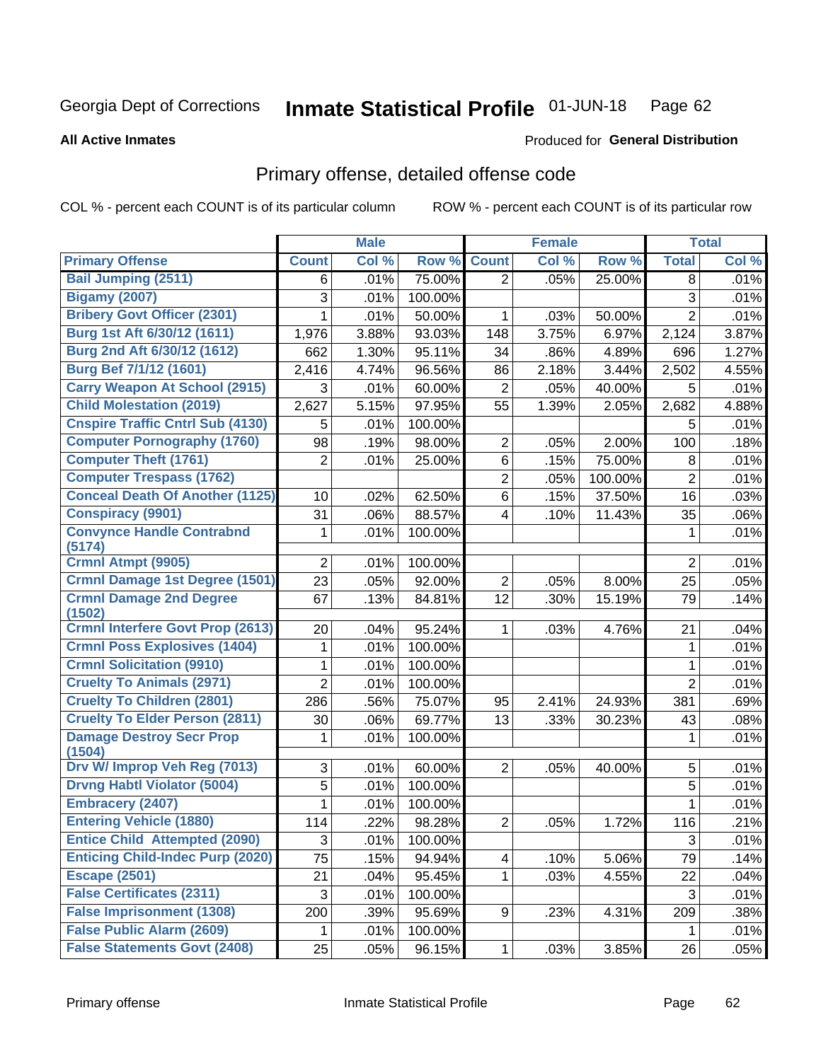Georgia Dept of Corrections **Inmate Statistical Profile** 01-JUN-18

**All Active Inmates**

Produced for **General Distribution**

## Primary offense, detailed offense code

COL % - percent each COUNT is of its particular column ROW % - percent each COUNT is of its particular row

| | Male | | | Female | | | Total | |
|---|---|---|---|---|---|---|---|---|
| **Primary Offense** | **Count** | **Col %** | **Row %** | **Count** | **Col %** | **Row %** | **Total** | **Col %** |
| Bail Jumping (2511) | 6 | .01% | 75.00% | 2 | .05% | 25.00% | 8 | .01% |
| Bigamy (2007) | 3 | .01% | 100.00% | | | | 3 | .01% |
| Bribery Govt Officer (2301) | 1 | .01% | 50.00% | 1 | .03% | 50.00% | 2 | .01% |
| Burg 1st Aft 6/30/12 (1611) | 1,976 | 3.88% | 93.03% | 148 | 3.75% | 6.97% | 2,124 | 3.87% |
| Burg 2nd Aft 6/30/12 (1612) | 662 | 1.30% | 95.11% | 34 | .86% | 4.89% | 696 | 1.27% |
| Burg Bef 7/1/12 (1601) | 2,416 | 4.74% | 96.56% | 86 | 2.18% | 3.44% | 2,502 | 4.55% |
| Carry Weapon At School (2915) | 3 | .01% | 60.00% | 2 | .05% | 40.00% | 5 | .01% |
| Child Molestation (2019) | 2,627 | 5.15% | 97.95% | 55 | 1.39% | 2.05% | 2,682 | 4.88% |
| Cnspire Traffic Cntrl Sub (4130) | 5 | .01% | 100.00% | | | | 5 | .01% |
| Computer Pornography (1760) | 98 | .19% | 98.00% | 2 | .05% | 2.00% | 100 | .18% |
| Computer Theft (1761) | 2 | .01% | 25.00% | 6 | .15% | 75.00% | 8 | .01% |
| Computer Trespass (1762) | | | | 2 | .05% | 100.00% | 2 | .01% |
| Conceal Death Of Another (1125) | 10 | .02% | 62.50% | 6 | .15% | 37.50% | 16 | .03% |
| Conspiracy (9901) | 31 | .06% | 88.57% | 4 | .10% | 11.43% | 35 | .06% |
| Convynce Handle Contrabnd (5174) | 1 | .01% | 100.00% | | | | 1 | .01% |
| Crmnl Atmpt (9905) | 2 | .01% | 100.00% | | | | 2 | .01% |
| Crmnl Damage 1st Degree (1501) | 23 | .05% | 92.00% | 2 | .05% | 8.00% | 25 | .05% |
| Crmnl Damage 2nd Degree (1502) | 67 | .13% | 84.81% | 12 | .30% | 15.19% | 79 | .14% |
| Crmnl Interfere Govt Prop (2613) | 20 | .04% | 95.24% | 1 | .03% | 4.76% | 21 | .04% |
| Crmnl Poss Explosives (1404) | 1 | .01% | 100.00% | | | | 1 | .01% |
| Crmnl Solicitation (9910) | 1 | .01% | 100.00% | | | | 1 | .01% |
| Cruelty To Animals (2971) | 2 | .01% | 100.00% | | | | 2 | .01% |
| Cruelty To Children (2801) | 286 | .56% | 75.07% | 95 | 2.41% | 24.93% | 381 | .69% |
| Cruelty To Elder Person (2811) | 30 | .06% | 69.77% | 13 | .33% | 30.23% | 43 | .08% |
| Damage Destroy Secr Prop (1504) | 1 | .01% | 100.00% | | | | 1 | .01% |
| Drv W/ Improp Veh Reg (7013) | 3 | .01% | 60.00% | 2 | .05% | 40.00% | 5 | .01% |
| Drvng Habtl Violator (5004) | 5 | .01% | 100.00% | | | | 5 | .01% |
| Embracery (2407) | 1 | .01% | 100.00% | | | | 1 | .01% |
| Entering Vehicle (1880) | 114 | .22% | 98.28% | 2 | .05% | 1.72% | 116 | .21% |
| Entice Child Attempted (2090) | 3 | .01% | 100.00% | | | | 3 | .01% |
| Enticing Child-Indec Purp (2020) | 75 | .15% | 94.94% | 4 | .10% | 5.06% | 79 | .14% |
| Escape (2501) | 21 | .04% | 95.45% | 1 | .03% | 4.55% | 22 | .04% |
| False Certificates (2311) | 3 | .01% | 100.00% | | | | 3 | .01% |
| False Imprisonment (1308) | 200 | .39% | 95.69% | 9 | .23% | 4.31% | 209 | .38% |
| False Public Alarm (2609) | 1 | .01% | 100.00% | | | | 1 | .01% |
| False Statements Govt (2408) | 25 | .05% | 96.15% | 1 | .03% | 3.85% | 26 | .05% |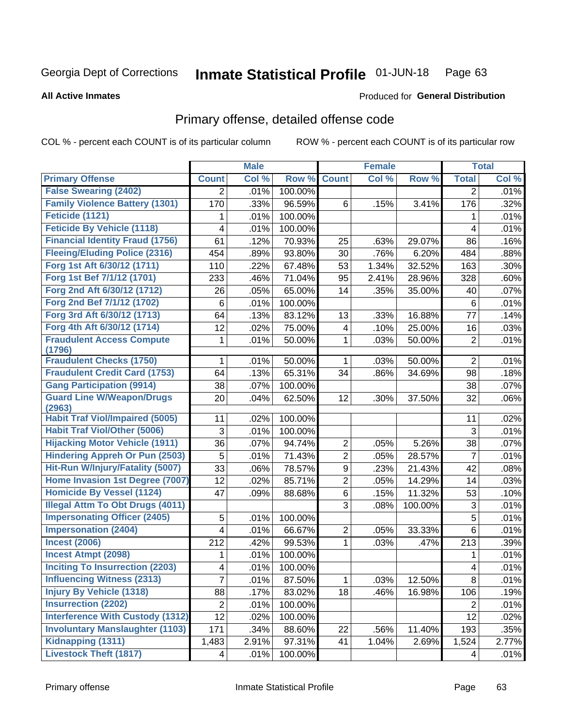Georgia Dept of Corrections **Inmate Statistical Profile** 01-JUN-18

**All Active Inmates**

Produced for **General Distribution**

## Primary offense, detailed offense code

COL % - percent each COUNT is of its particular column ROW % - percent each COUNT is of its particular row

| | Male | | | Female | | | Total | |
|---|---|---|---|---|---|---|---|---|
| Primary Offense | Count | Col % | Row % | Count | Col % | Row % | Total | Col % |
| False Swearing (2402) | 2 | .01% | 100.00% | | | | 2 | .01% |
| Family Violence Battery (1301) | 170 | .33% | 96.59% | 6 | .15% | 3.41% | 176 | .32% |
| Feticide (1121) | 1 | .01% | 100.00% | | | | 1 | .01% |
| Feticide By Vehicle (1118) | 4 | .01% | 100.00% | | | | 4 | .01% |
| Financial Identity Fraud (1756) | 61 | .12% | 70.93% | 25 | .63% | 29.07% | 86 | .16% |
| Fleeing/Eluding Police (2316) | 454 | .89% | 93.80% | 30 | .76% | 6.20% | 484 | .88% |
| Forg 1st Aft 6/30/12 (1711) | 110 | .22% | 67.48% | 53 | 1.34% | 32.52% | 163 | .30% |
| Forg 1st Bef 7/1/12 (1701) | 233 | .46% | 71.04% | 95 | 2.41% | 28.96% | 328 | .60% |
| Forg 2nd Aft 6/30/12 (1712) | 26 | .05% | 65.00% | 14 | .35% | 35.00% | 40 | .07% |
| Forg 2nd Bef 7/1/12 (1702) | 6 | .01% | 100.00% | | | | 6 | .01% |
| Forg 3rd Aft 6/30/12 (1713) | 64 | .13% | 83.12% | 13 | .33% | 16.88% | 77 | .14% |
| Forg 4th Aft 6/30/12 (1714) | 12 | .02% | 75.00% | 4 | .10% | 25.00% | 16 | .03% |
| Fraudulent Access Compute (1796) | 1 | .01% | 50.00% | 1 | .03% | 50.00% | 2 | .01% |
| Fraudulent Checks (1750) | 1 | .01% | 50.00% | 1 | .03% | 50.00% | 2 | .01% |
| Fraudulent Credit Card (1753) | 64 | .13% | 65.31% | 34 | .86% | 34.69% | 98 | .18% |
| Gang Participation (9914) | 38 | .07% | 100.00% | | | | 38 | .07% |
| Guard Line W/Weapon/Drugs (2963) | 20 | .04% | 62.50% | 12 | .30% | 37.50% | 32 | .06% |
| Habit Traf Viol/Impaired (5005) | 11 | .02% | 100.00% | | | | 11 | .02% |
| Habit Traf Viol/Other (5006) | 3 | .01% | 100.00% | | | | 3 | .01% |
| Hijacking Motor Vehicle (1911) | 36 | .07% | 94.74% | 2 | .05% | 5.26% | 38 | .07% |
| Hindering Appreh Or Pun (2503) | 5 | .01% | 71.43% | 2 | .05% | 28.57% | 7 | .01% |
| Hit-Run W/Injury/Fatality (5007) | 33 | .06% | 78.57% | 9 | .23% | 21.43% | 42 | .08% |
| Home Invasion 1st Degree (7007) | 12 | .02% | 85.71% | 2 | .05% | 14.29% | 14 | .03% |
| Homicide By Vessel (1124) | 47 | .09% | 88.68% | 6 | .15% | 11.32% | 53 | .10% |
| Illegal Attm To Obt Drugs (4011) | | | | 3 | .08% | 100.00% | 3 | .01% |
| Impersonating Officer (2405) | 5 | .01% | 100.00% | | | | 5 | .01% |
| Impersonation (2404) | 4 | .01% | 66.67% | 2 | .05% | 33.33% | 6 | .01% |
| Incest (2006) | 212 | .42% | 99.53% | 1 | .03% | .47% | 213 | .39% |
| Incest Atmpt (2098) | 1 | .01% | 100.00% | | | | 1 | .01% |
| Inciting To Insurrection (2203) | 4 | .01% | 100.00% | | | | 4 | .01% |
| Influencing Witness (2313) | 7 | .01% | 87.50% | 1 | .03% | 12.50% | 8 | .01% |
| Injury By Vehicle (1318) | 88 | .17% | 83.02% | 18 | .46% | 16.98% | 106 | .19% |
| Insurrection (2202) | 2 | .01% | 100.00% | | | | 2 | .01% |
| Interference With Custody (1312) | 12 | .02% | 100.00% | | | | 12 | .02% |
| Involuntary Manslaughter (1103) | 171 | .34% | 88.60% | 22 | .56% | 11.40% | 193 | .35% |
| Kidnapping (1311) | 1,483 | 2.91% | 97.31% | 41 | 1.04% | 2.69% | 1,524 | 2.77% |
| Livestock Theft (1817) | 4 | .01% | 100.00% | | | | 4 | .01% |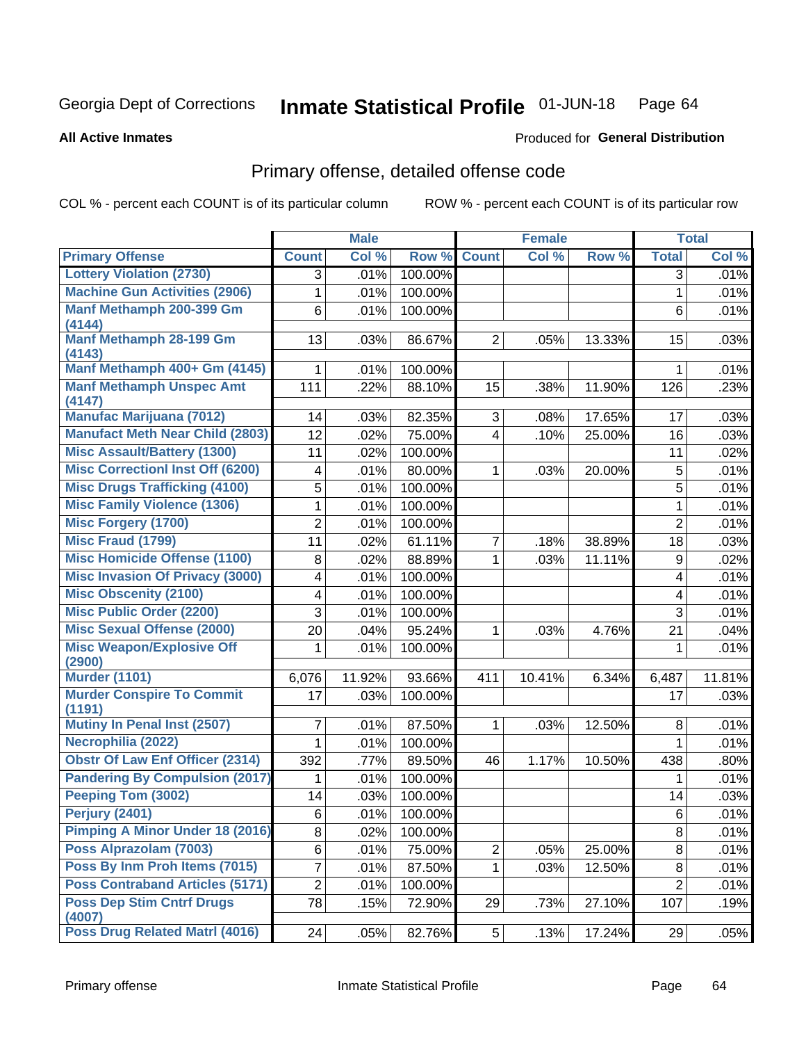Georgia Dept of Corrections **Inmate Statistical Profile** 01-JUN-18

**All Active Inmates**

Produced for **General Distribution**

## Primary offense, detailed offense code

COL % - percent each COUNT is of its particular column

ROW % - percent each COUNT is of its particular row

| | Male | | | Female | | | Total | |
|---|---|---|---|---|---|---|---|---|
| **Primary Offense** | **Count** | **Col %** | **Row %** | **Count** | **Col %** | **Row %** | **Total** | **Col %** |
| Lottery Violation (2730) | 3 | .01% | 100.00% | | | | 3 | .01% |
| Machine Gun Activities (2906) | 1 | .01% | 100.00% | | | | 1 | .01% |
| Manf Methamph 200-399 Gm (4144) | 6 | .01% | 100.00% | | | | 6 | .01% |
| Manf Methamph 28-199 Gm (4143) | 13 | .03% | 86.67% | 2 | .05% | 13.33% | 15 | .03% |
| Manf Methamph 400+ Gm (4145) | 1 | .01% | 100.00% | | | | 1 | .01% |
| Manf Methamph Unspec Amt (4147) | 111 | .22% | 88.10% | 15 | .38% | 11.90% | 126 | .23% |
| Manufac Marijuana (7012) | 14 | .03% | 82.35% | 3 | .08% | 17.65% | 17 | .03% |
| Manufact Meth Near Child (2803) | 12 | .02% | 75.00% | 4 | .10% | 25.00% | 16 | .03% |
| Misc Assault/Battery (1300) | 11 | .02% | 100.00% | | | | 11 | .02% |
| Misc Correctionl Inst Off (6200) | 4 | .01% | 80.00% | 1 | .03% | 20.00% | 5 | .01% |
| Misc Drugs Trafficking (4100) | 5 | .01% | 100.00% | | | | 5 | .01% |
| Misc Family Violence (1306) | 1 | .01% | 100.00% | | | | 1 | .01% |
| Misc Forgery (1700) | 2 | .01% | 100.00% | | | | 2 | .01% |
| Misc Fraud (1799) | 11 | .02% | 61.11% | 7 | .18% | 38.89% | 18 | .03% |
| Misc Homicide Offense (1100) | 8 | .02% | 88.89% | 1 | .03% | 11.11% | 9 | .02% |
| Misc Invasion Of Privacy (3000) | 4 | .01% | 100.00% | | | | 4 | .01% |
| Misc Obscenity (2100) | 4 | .01% | 100.00% | | | | 4 | .01% |
| Misc Public Order (2200) | 3 | .01% | 100.00% | | | | 3 | .01% |
| Misc Sexual Offense (2000) | 20 | .04% | 95.24% | 1 | .03% | 4.76% | 21 | .04% |
| Misc Weapon/Explosive Off (2900) | 1 | .01% | 100.00% | | | | 1 | .01% |
| Murder (1101) | 6,076 | 11.92% | 93.66% | 411 | 10.41% | 6.34% | 6,487 | 11.81% |
| Murder Conspire To Commit (1191) | 17 | .03% | 100.00% | | | | 17 | .03% |
| Mutiny In Penal Inst (2507) | 7 | .01% | 87.50% | 1 | .03% | 12.50% | 8 | .01% |
| Necrophilia (2022) | 1 | .01% | 100.00% | | | | 1 | .01% |
| Obstr Of Law Enf Officer (2314) | 392 | .77% | 89.50% | 46 | 1.17% | 10.50% | 438 | .80% |
| Pandering By Compulsion (2017) | 1 | .01% | 100.00% | | | | 1 | .01% |
| Peeping Tom (3002) | 14 | .03% | 100.00% | | | | 14 | .03% |
| Perjury (2401) | 6 | .01% | 100.00% | | | | 6 | .01% |
| Pimping A Minor Under 18 (2016) | 8 | .02% | 100.00% | | | | 8 | .01% |
| Poss Alprazolam (7003) | 6 | .01% | 75.00% | 2 | .05% | 25.00% | 8 | .01% |
| Poss By Inm Proh Items (7015) | 7 | .01% | 87.50% | 1 | .03% | 12.50% | 8 | .01% |
| Poss Contraband Articles (5171) | 2 | .01% | 100.00% | | | | 2 | .01% |
| Poss Dep Stim Cntrf Drugs (4007) | 78 | .15% | 72.90% | 29 | .73% | 27.10% | 107 | .19% |
| Poss Drug Related Matrl (4016) | 24 | .05% | 82.76% | 5 | .13% | 17.24% | 29 | .05% |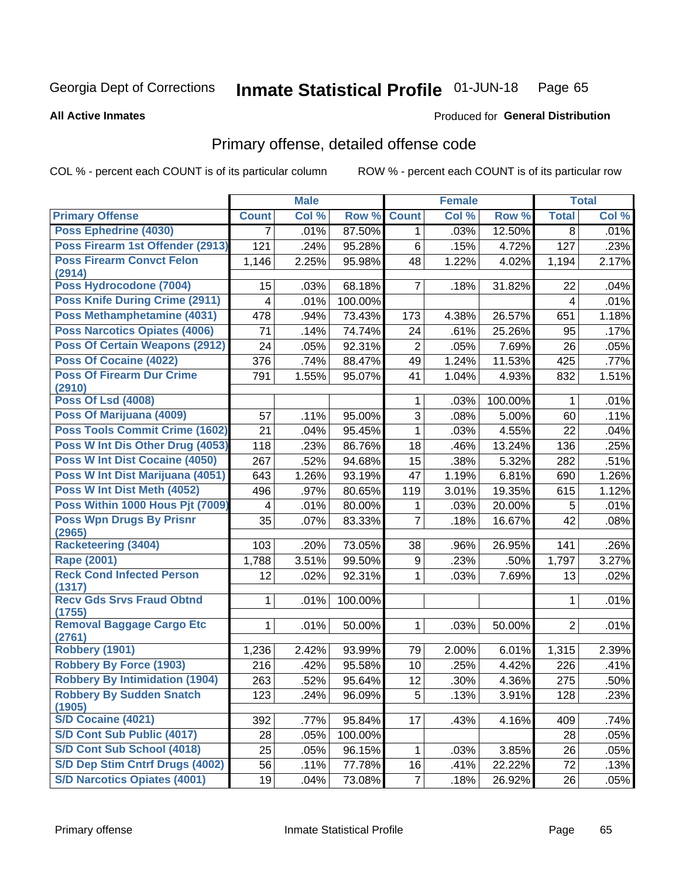Georgia Dept of Corrections **Inmate Statistical Profile** 01-JUN-18

**All Active Inmates**

Produced for **General Distribution**

## Primary offense, detailed offense code

COL % - percent each COUNT is of its particular column ROW % - percent each COUNT is of its particular row

| | Male | | | Female | | | Total | |
|---|---|---|---|---|---|---|---|---|
| **Primary Offense** | **Count** | **Col %** | **Row %** | **Count** | **Col %** | **Row %** | **Total** | **Col %** |
| Poss Ephedrine (4030) | 7 | .01% | 87.50% | 1 | .03% | 12.50% | 8 | .01% |
| Poss Firearm 1st Offender (2913) | 121 | .24% | 95.28% | 6 | .15% | 4.72% | 127 | .23% |
| Poss Firearm Convct Felon (2914) | 1,146 | 2.25% | 95.98% | 48 | 1.22% | 4.02% | 1,194 | 2.17% |
| Poss Hydrocodone (7004) | 15 | .03% | 68.18% | 7 | .18% | 31.82% | 22 | .04% |
| Poss Knife During Crime (2911) | 4 | .01% | 100.00% | | | | 4 | .01% |
| Poss Methamphetamine (4031) | 478 | .94% | 73.43% | 173 | 4.38% | 26.57% | 651 | 1.18% |
| Poss Narcotics Opiates (4006) | 71 | .14% | 74.74% | 24 | .61% | 25.26% | 95 | .17% |
| Poss Of Certain Weapons (2912) | 24 | .05% | 92.31% | 2 | .05% | 7.69% | 26 | .05% |
| Poss Of Cocaine (4022) | 376 | .74% | 88.47% | 49 | 1.24% | 11.53% | 425 | .77% |
| Poss Of Firearm Dur Crime (2910) | 791 | 1.55% | 95.07% | 41 | 1.04% | 4.93% | 832 | 1.51% |
| Poss Of Lsd (4008) | | | | 1 | .03% | 100.00% | 1 | .01% |
| Poss Of Marijuana (4009) | 57 | .11% | 95.00% | 3 | .08% | 5.00% | 60 | .11% |
| Poss Tools Commit Crime (1602) | 21 | .04% | 95.45% | 1 | .03% | 4.55% | 22 | .04% |
| Poss W Int Dis Other Drug (4053) | 118 | .23% | 86.76% | 18 | .46% | 13.24% | 136 | .25% |
| Poss W Int Dist Cocaine (4050) | 267 | .52% | 94.68% | 15 | .38% | 5.32% | 282 | .51% |
| Poss W Int Dist Marijuana (4051) | 643 | 1.26% | 93.19% | 47 | 1.19% | 6.81% | 690 | 1.26% |
| Poss W Int Dist Meth (4052) | 496 | .97% | 80.65% | 119 | 3.01% | 19.35% | 615 | 1.12% |
| Poss Within 1000 Hous Pjt (7009) | 4 | .01% | 80.00% | 1 | .03% | 20.00% | 5 | .01% |
| Poss Wpn Drugs By Prisnr (2965) | 35 | .07% | 83.33% | 7 | .18% | 16.67% | 42 | .08% |
| Racketeering (3404) | 103 | .20% | 73.05% | 38 | .96% | 26.95% | 141 | .26% |
| Rape (2001) | 1,788 | 3.51% | 99.50% | 9 | .23% | .50% | 1,797 | 3.27% |
| Reck Cond Infected Person (1317) | 12 | .02% | 92.31% | 1 | .03% | 7.69% | 13 | .02% |
| Recv Gds Srvs Fraud Obtnd (1755) | 1 | .01% | 100.00% | | | | 1 | .01% |
| Removal Baggage Cargo Etc (2761) | 1 | .01% | 50.00% | 1 | .03% | 50.00% | 2 | .01% |
| Robbery (1901) | 1,236 | 2.42% | 93.99% | 79 | 2.00% | 6.01% | 1,315 | 2.39% |
| Robbery By Force (1903) | 216 | .42% | 95.58% | 10 | .25% | 4.42% | 226 | .41% |
| Robbery By Intimidation (1904) | 263 | .52% | 95.64% | 12 | .30% | 4.36% | 275 | .50% |
| Robbery By Sudden Snatch (1905) | 123 | .24% | 96.09% | 5 | .13% | 3.91% | 128 | .23% |
| S/D Cocaine (4021) | 392 | .77% | 95.84% | 17 | .43% | 4.16% | 409 | .74% |
| S/D Cont Sub Public (4017) | 28 | .05% | 100.00% | | | | 28 | .05% |
| S/D Cont Sub School (4018) | 25 | .05% | 96.15% | 1 | .03% | 3.85% | 26 | .05% |
| S/D Dep Stim Cntrf Drugs (4002) | 56 | .11% | 77.78% | 16 | .41% | 22.22% | 72 | .13% |
| S/D Narcotics Opiates (4001) | 19 | .04% | 73.08% | 7 | .18% | 26.92% | 26 | .05% |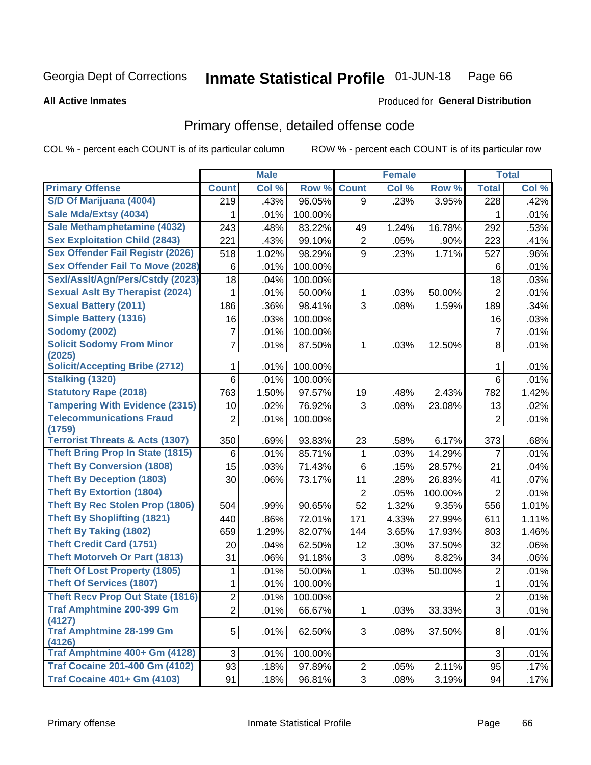Georgia Dept of Corrections **Inmate Statistical Profile** 01-JUN-18

**All Active Inmates**

Produced for **General Distribution**

## Primary offense, detailed offense code

COL % - percent each COUNT is of its particular column ROW % - percent each COUNT is of its particular row

| | Male | | | Female | | | Total | |
|---|---|---|---|---|---|---|---|---|
| Primary Offense | Count | Col % | Row % | Count | Col % | Row % | Total | Col % |
| S/D Of Marijuana (4004) | 219 | .43% | 96.05% | 9 | .23% | 3.95% | 228 | .42% |
| Sale Mda/Extsy (4034) | 1 | .01% | 100.00% | | | | 1 | .01% |
| Sale Methamphetamine (4032) | 243 | .48% | 83.22% | 49 | 1.24% | 16.78% | 292 | .53% |
| Sex Exploitation Child (2843) | 221 | .43% | 99.10% | 2 | .05% | .90% | 223 | .41% |
| Sex Offender Fail Registr (2026) | 518 | 1.02% | 98.29% | 9 | .23% | 1.71% | 527 | .96% |
| Sex Offender Fail To Move (2028) | 6 | .01% | 100.00% | | | | 6 | .01% |
| Sexl/Asslt/Agn/Pers/Cstdy (2023) | 18 | .04% | 100.00% | | | | 18 | .03% |
| Sexual Aslt By Therapist (2024) | 1 | .01% | 50.00% | 1 | .03% | 50.00% | 2 | .01% |
| Sexual Battery (2011) | 186 | .36% | 98.41% | 3 | .08% | 1.59% | 189 | .34% |
| Simple Battery (1316) | 16 | .03% | 100.00% | | | | 16 | .03% |
| Sodomy (2002) | 7 | .01% | 100.00% | | | | 7 | .01% |
| Solicit Sodomy From Minor (2025) | 7 | .01% | 87.50% | 1 | .03% | 12.50% | 8 | .01% |
| Solicit/Accepting Bribe (2712) | 1 | .01% | 100.00% | | | | 1 | .01% |
| Stalking (1320) | 6 | .01% | 100.00% | | | | 6 | .01% |
| Statutory Rape (2018) | 763 | 1.50% | 97.57% | 19 | .48% | 2.43% | 782 | 1.42% |
| Tampering With Evidence (2315) | 10 | .02% | 76.92% | 3 | .08% | 23.08% | 13 | .02% |
| Telecommunications Fraud (1759) | 2 | .01% | 100.00% | | | | 2 | .01% |
| Terrorist Threats & Acts (1307) | 350 | .69% | 93.83% | 23 | .58% | 6.17% | 373 | .68% |
| Theft Bring Prop In State (1815) | 6 | .01% | 85.71% | 1 | .03% | 14.29% | 7 | .01% |
| Theft By Conversion (1808) | 15 | .03% | 71.43% | 6 | .15% | 28.57% | 21 | .04% |
| Theft By Deception (1803) | 30 | .06% | 73.17% | 11 | .28% | 26.83% | 41 | .07% |
| Theft By Extortion (1804) | | | | 2 | .05% | 100.00% | 2 | .01% |
| Theft By Rec Stolen Prop (1806) | 504 | .99% | 90.65% | 52 | 1.32% | 9.35% | 556 | 1.01% |
| Theft By Shoplifting (1821) | 440 | .86% | 72.01% | 171 | 4.33% | 27.99% | 611 | 1.11% |
| Theft By Taking (1802) | 659 | 1.29% | 82.07% | 144 | 3.65% | 17.93% | 803 | 1.46% |
| Theft Credit Card (1751) | 20 | .04% | 62.50% | 12 | .30% | 37.50% | 32 | .06% |
| Theft Motorveh Or Part (1813) | 31 | .06% | 91.18% | 3 | .08% | 8.82% | 34 | .06% |
| Theft Of Lost Property (1805) | 1 | .01% | 50.00% | 1 | .03% | 50.00% | 2 | .01% |
| Theft Of Services (1807) | 1 | .01% | 100.00% | | | | 1 | .01% |
| Theft Recv Prop Out State (1816) | 2 | .01% | 100.00% | | | | 2 | .01% |
| Traf Amphtmine 200-399 Gm (4127) | 2 | .01% | 66.67% | 1 | .03% | 33.33% | 3 | .01% |
| Traf Amphtmine 28-199 Gm (4126) | 5 | .01% | 62.50% | 3 | .08% | 37.50% | 8 | .01% |
| Traf Amphtmine 400+ Gm (4128) | 3 | .01% | 100.00% | | | | 3 | .01% |
| Traf Cocaine 201-400 Gm (4102) | 93 | .18% | 97.89% | 2 | .05% | 2.11% | 95 | .17% |
| Traf Cocaine 401+ Gm (4103) | 91 | .18% | 96.81% | 3 | .08% | 3.19% | 94 | .17% |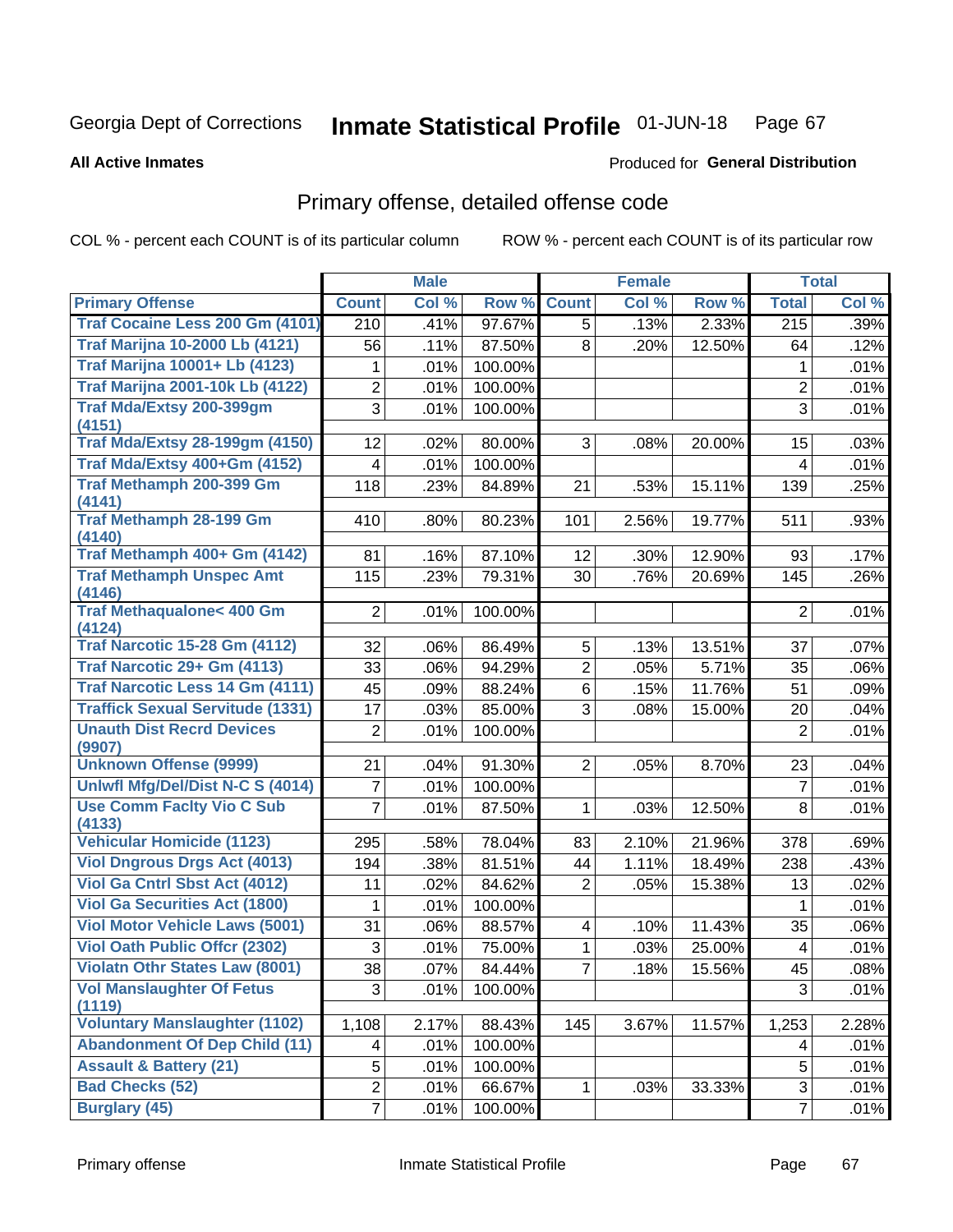Georgia Dept of Corrections **Inmate Statistical Profile** 01-JUN-18

**All Active Inmates**

Produced for **General Distribution**

## Primary offense, detailed offense code

COL % - percent each COUNT is of its particular column ROW % - percent each COUNT is of its particular row

| | Male | | | Female | | | Total | |
|---|---|---|---|---|---|---|---|---|
| **Primary Offense** | **Count** | **Col %** | **Row %** | **Count** | **Col %** | **Row %** | **Total** | **Col %** |
| Traf Cocaine Less 200 Gm (4101) | 210 | .41% | 97.67% | 5 | .13% | 2.33% | 215 | .39% |
| Traf Marijna 10-2000 Lb (4121) | 56 | .11% | 87.50% | 8 | .20% | 12.50% | 64 | .12% |
| Traf Marijna 10001+ Lb (4123) | 1 | .01% | 100.00% | | | | 1 | .01% |
| Traf Marijna 2001-10k Lb (4122) | 2 | .01% | 100.00% | | | | 2 | .01% |
| Traf Mda/Extsy 200-399gm (4151) | 3 | .01% | 100.00% | | | | 3 | .01% |
| Traf Mda/Extsy 28-199gm (4150) | 12 | .02% | 80.00% | 3 | .08% | 20.00% | 15 | .03% |
| Traf Mda/Extsy 400+Gm (4152) | 4 | .01% | 100.00% | | | | 4 | .01% |
| Traf Methamph 200-399 Gm (4141) | 118 | .23% | 84.89% | 21 | .53% | 15.11% | 139 | .25% |
| Traf Methamph 28-199 Gm (4140) | 410 | .80% | 80.23% | 101 | 2.56% | 19.77% | 511 | .93% |
| Traf Methamph 400+ Gm (4142) | 81 | .16% | 87.10% | 12 | .30% | 12.90% | 93 | .17% |
| Traf Methamph Unspec Amt (4146) | 115 | .23% | 79.31% | 30 | .76% | 20.69% | 145 | .26% |
| Traf Methaqualone< 400 Gm (4124) | 2 | .01% | 100.00% | | | | 2 | .01% |
| Traf Narcotic 15-28 Gm (4112) | 32 | .06% | 86.49% | 5 | .13% | 13.51% | 37 | .07% |
| Traf Narcotic 29+ Gm (4113) | 33 | .06% | 94.29% | 2 | .05% | 5.71% | 35 | .06% |
| Traf Narcotic Less 14 Gm (4111) | 45 | .09% | 88.24% | 6 | .15% | 11.76% | 51 | .09% |
| Traffick Sexual Servitude (1331) | 17 | .03% | 85.00% | 3 | .08% | 15.00% | 20 | .04% |
| Unauth Dist Recrd Devices (9907) | 2 | .01% | 100.00% | | | | 2 | .01% |
| Unknown Offense (9999) | 21 | .04% | 91.30% | 2 | .05% | 8.70% | 23 | .04% |
| Unlwfl Mfg/Del/Dist N-C S (4014) | 7 | .01% | 100.00% | | | | 7 | .01% |
| Use Comm Faclty Vio C Sub (4133) | 7 | .01% | 87.50% | 1 | .03% | 12.50% | 8 | .01% |
| Vehicular Homicide (1123) | 295 | .58% | 78.04% | 83 | 2.10% | 21.96% | 378 | .69% |
| Viol Dngrous Drgs Act (4013) | 194 | .38% | 81.51% | 44 | 1.11% | 18.49% | 238 | .43% |
| Viol Ga Cntrl Sbst Act (4012) | 11 | .02% | 84.62% | 2 | .05% | 15.38% | 13 | .02% |
| Viol Ga Securities Act (1800) | 1 | .01% | 100.00% | | | | 1 | .01% |
| Viol Motor Vehicle Laws (5001) | 31 | .06% | 88.57% | 4 | .10% | 11.43% | 35 | .06% |
| Viol Oath Public Offcr (2302) | 3 | .01% | 75.00% | 1 | .03% | 25.00% | 4 | .01% |
| Violatn Othr States Law (8001) | 38 | .07% | 84.44% | 7 | .18% | 15.56% | 45 | .08% |
| Vol Manslaughter Of Fetus (1119) | 3 | .01% | 100.00% | | | | 3 | .01% |
| Voluntary Manslaughter (1102) | 1,108 | 2.17% | 88.43% | 145 | 3.67% | 11.57% | 1,253 | 2.28% |
| Abandonment Of Dep Child (11) | 4 | .01% | 100.00% | | | | 4 | .01% |
| Assault & Battery (21) | 5 | .01% | 100.00% | | | | 5 | .01% |
| Bad Checks (52) | 2 | .01% | 66.67% | 1 | .03% | 33.33% | 3 | .01% |
| Burglary (45) | 7 | .01% | 100.00% | | | | 7 | .01% |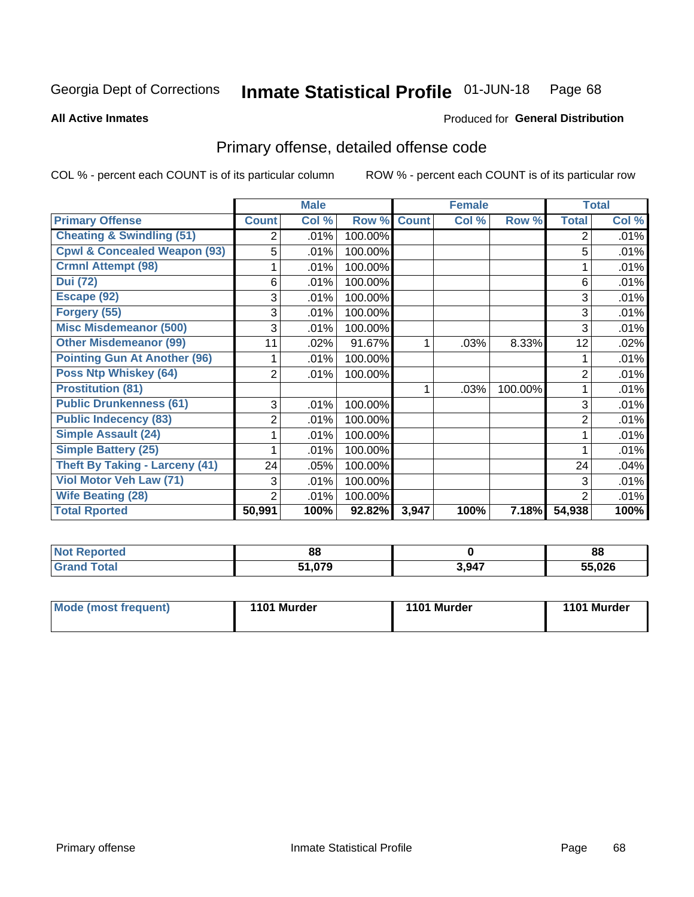Georgia Dept of Corrections **Inmate Statistical Profile** 01-JUN-18

**All Active Inmates**

Produced for **General Distribution**

## Primary offense, detailed offense code

COL % - percent each COUNT is of its particular column

ROW % - percent each COUNT is of its particular row

| | Male | | | Female | | | Total | |
|---|---|---|---|---|---|---|---|---|
| **Primary Offense** | **Count** | **Col %** | **Row %** | **Count** | **Col %** | **Row %** | **Total** | **Col %** |
| **Cheating & Swindling (51)** | 2 | .01% | 100.00% | | | | 2 | .01% |
| **Cpwl & Concealed Weapon (93)** | 5 | .01% | 100.00% | | | | 5 | .01% |
| **Crmnl Attempt (98)** | 1 | .01% | 100.00% | | | | 1 | .01% |
| **Dui (72)** | 6 | .01% | 100.00% | | | | 6 | .01% |
| **Escape (92)** | 3 | .01% | 100.00% | | | | 3 | .01% |
| **Forgery (55)** | 3 | .01% | 100.00% | | | | 3 | .01% |
| **Misc Misdemeanor (500)** | 3 | .01% | 100.00% | | | | 3 | .01% |
| **Other Misdemeanor (99)** | 11 | .02% | 91.67% | 1 | .03% | 8.33% | 12 | .02% |
| **Pointing Gun At Another (96)** | 1 | .01% | 100.00% | | | | 1 | .01% |
| **Poss Ntp Whiskey (64)** | 2 | .01% | 100.00% | | | | 2 | .01% |
| **Prostitution (81)** | | | | 1 | .03% | 100.00% | 1 | .01% |
| **Public Drunkenness (61)** | 3 | .01% | 100.00% | | | | 3 | .01% |
| **Public Indecency (83)** | 2 | .01% | 100.00% | | | | 2 | .01% |
| **Simple Assault (24)** | 1 | .01% | 100.00% | | | | 1 | .01% |
| **Simple Battery (25)** | 1 | .01% | 100.00% | | | | 1 | .01% |
| **Theft By Taking - Larceny (41)** | 24 | .05% | 100.00% | | | | 24 | .04% |
| **Viol Motor Veh Law (71)** | 3 | .01% | 100.00% | | | | 3 | .01% |
| **Wife Beating (28)** | 2 | .01% | 100.00% | | | | 2 | .01% |
| **Total Rported** | **50,991** | **100%** | **92.82%** | **3,947** | **100%** | **7.18%** | **54,938** | **100%** |

| | Male | Female | Total |
|---|---|---|---|
| **Not Reported** | **88** | **0** | **88** |
| **Grand Total** | **51,079** | **3,947** | **55,026** |

| | Male | Female | Total |
|---|---|---|---|
| **Mode (most frequent)** | **1101 Murder** | **1101 Murder** | **1101 Murder** |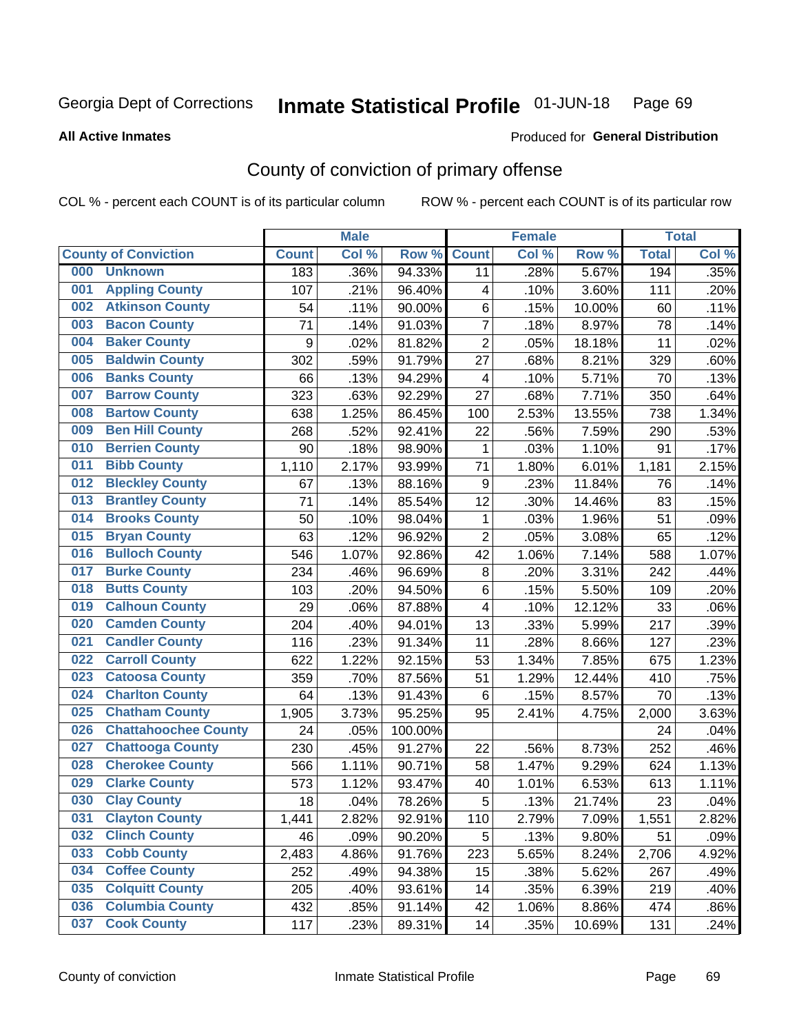Georgia Dept of Corrections **Inmate Statistical Profile** 01-JUN-18

**All Active Inmates**

Produced for **General Distribution**

## County of conviction of primary offense

COL % - percent each COUNT is of its particular column ROW % - percent each COUNT is of its particular row

| County of Conviction | Male | | | Female | | | Total | |
|---|---|---|---|---|---|---|---|---|
| | Count | Col % | Row % | Count | Col % | Row % | Total | Col % |
| 000 Unknown | 183 | .36% | 94.33% | 11 | .28% | 5.67% | 194 | .35% |
| 001 Appling County | 107 | .21% | 96.40% | 4 | .10% | 3.60% | 111 | .20% |
| 002 Atkinson County | 54 | .11% | 90.00% | 6 | .15% | 10.00% | 60 | .11% |
| 003 Bacon County | 71 | .14% | 91.03% | 7 | .18% | 8.97% | 78 | .14% |
| 004 Baker County | 9 | .02% | 81.82% | 2 | .05% | 18.18% | 11 | .02% |
| 005 Baldwin County | 302 | .59% | 91.79% | 27 | .68% | 8.21% | 329 | .60% |
| 006 Banks County | 66 | .13% | 94.29% | 4 | .10% | 5.71% | 70 | .13% |
| 007 Barrow County | 323 | .63% | 92.29% | 27 | .68% | 7.71% | 350 | .64% |
| 008 Bartow County | 638 | 1.25% | 86.45% | 100 | 2.53% | 13.55% | 738 | 1.34% |
| 009 Ben Hill County | 268 | .52% | 92.41% | 22 | .56% | 7.59% | 290 | .53% |
| 010 Berrien County | 90 | .18% | 98.90% | 1 | .03% | 1.10% | 91 | .17% |
| 011 Bibb County | 1,110 | 2.17% | 93.99% | 71 | 1.80% | 6.01% | 1,181 | 2.15% |
| 012 Bleckley County | 67 | .13% | 88.16% | 9 | .23% | 11.84% | 76 | .14% |
| 013 Brantley County | 71 | .14% | 85.54% | 12 | .30% | 14.46% | 83 | .15% |
| 014 Brooks County | 50 | .10% | 98.04% | 1 | .03% | 1.96% | 51 | .09% |
| 015 Bryan County | 63 | .12% | 96.92% | 2 | .05% | 3.08% | 65 | .12% |
| 016 Bulloch County | 546 | 1.07% | 92.86% | 42 | 1.06% | 7.14% | 588 | 1.07% |
| 017 Burke County | 234 | .46% | 96.69% | 8 | .20% | 3.31% | 242 | .44% |
| 018 Butts County | 103 | .20% | 94.50% | 6 | .15% | 5.50% | 109 | .20% |
| 019 Calhoun County | 29 | .06% | 87.88% | 4 | .10% | 12.12% | 33 | .06% |
| 020 Camden County | 204 | .40% | 94.01% | 13 | .33% | 5.99% | 217 | .39% |
| 021 Candler County | 116 | .23% | 91.34% | 11 | .28% | 8.66% | 127 | .23% |
| 022 Carroll County | 622 | 1.22% | 92.15% | 53 | 1.34% | 7.85% | 675 | 1.23% |
| 023 Catoosa County | 359 | .70% | 87.56% | 51 | 1.29% | 12.44% | 410 | .75% |
| 024 Charlton County | 64 | .13% | 91.43% | 6 | .15% | 8.57% | 70 | .13% |
| 025 Chatham County | 1,905 | 3.73% | 95.25% | 95 | 2.41% | 4.75% | 2,000 | 3.63% |
| 026 Chattahoochee County | 24 | .05% | 100.00% | | | | 24 | .04% |
| 027 Chattooga County | 230 | .45% | 91.27% | 22 | .56% | 8.73% | 252 | .46% |
| 028 Cherokee County | 566 | 1.11% | 90.71% | 58 | 1.47% | 9.29% | 624 | 1.13% |
| 029 Clarke County | 573 | 1.12% | 93.47% | 40 | 1.01% | 6.53% | 613 | 1.11% |
| 030 Clay County | 18 | .04% | 78.26% | 5 | .13% | 21.74% | 23 | .04% |
| 031 Clayton County | 1,441 | 2.82% | 92.91% | 110 | 2.79% | 7.09% | 1,551 | 2.82% |
| 032 Clinch County | 46 | .09% | 90.20% | 5 | .13% | 9.80% | 51 | .09% |
| 033 Cobb County | 2,483 | 4.86% | 91.76% | 223 | 5.65% | 8.24% | 2,706 | 4.92% |
| 034 Coffee County | 252 | .49% | 94.38% | 15 | .38% | 5.62% | 267 | .49% |
| 035 Colquitt County | 205 | .40% | 93.61% | 14 | .35% | 6.39% | 219 | .40% |
| 036 Columbia County | 432 | .85% | 91.14% | 42 | 1.06% | 8.86% | 474 | .86% |
| 037 Cook County | 117 | .23% | 89.31% | 14 | .35% | 10.69% | 131 | .24% |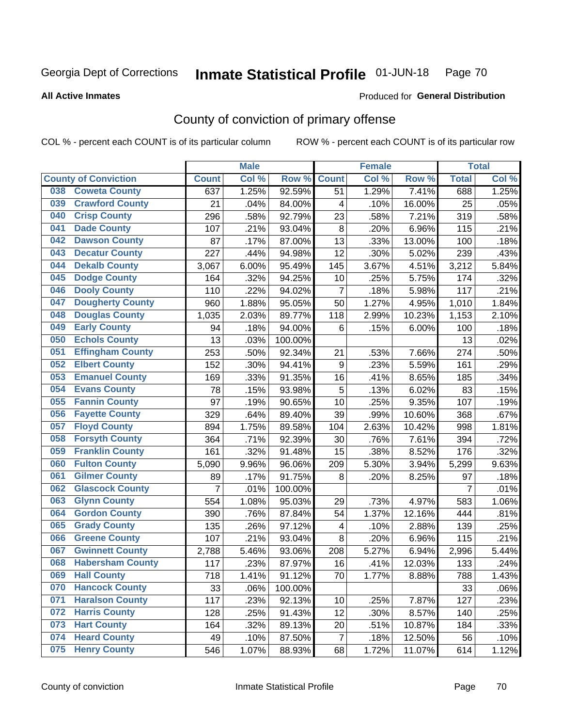Georgia Dept of Corrections **Inmate Statistical Profile** 01-JUN-18

**All Active Inmates**

Produced for **General Distribution**

## County of conviction of primary offense

COL % - percent each COUNT is of its particular column ROW % - percent each COUNT is of its particular row

| County of Conviction | Male | | | Female | | | Total | |
|---|---|---|---|---|---|---|---|---|
| | Count | Col % | Row % | Count | Col % | Row % | Total | Col % |
| 038 Coweta County | 637 | 1.25% | 92.59% | 51 | 1.29% | 7.41% | 688 | 1.25% |
| 039 Crawford County | 21 | .04% | 84.00% | 4 | .10% | 16.00% | 25 | .05% |
| 040 Crisp County | 296 | .58% | 92.79% | 23 | .58% | 7.21% | 319 | .58% |
| 041 Dade County | 107 | .21% | 93.04% | 8 | .20% | 6.96% | 115 | .21% |
| 042 Dawson County | 87 | .17% | 87.00% | 13 | .33% | 13.00% | 100 | .18% |
| 043 Decatur County | 227 | .44% | 94.98% | 12 | .30% | 5.02% | 239 | .43% |
| 044 Dekalb County | 3,067 | 6.00% | 95.49% | 145 | 3.67% | 4.51% | 3,212 | 5.84% |
| 045 Dodge County | 164 | .32% | 94.25% | 10 | .25% | 5.75% | 174 | .32% |
| 046 Dooly County | 110 | .22% | 94.02% | 7 | .18% | 5.98% | 117 | .21% |
| 047 Dougherty County | 960 | 1.88% | 95.05% | 50 | 1.27% | 4.95% | 1,010 | 1.84% |
| 048 Douglas County | 1,035 | 2.03% | 89.77% | 118 | 2.99% | 10.23% | 1,153 | 2.10% |
| 049 Early County | 94 | .18% | 94.00% | 6 | .15% | 6.00% | 100 | .18% |
| 050 Echols County | 13 | .03% | 100.00% | | | | 13 | .02% |
| 051 Effingham County | 253 | .50% | 92.34% | 21 | .53% | 7.66% | 274 | .50% |
| 052 Elbert County | 152 | .30% | 94.41% | 9 | .23% | 5.59% | 161 | .29% |
| 053 Emanuel County | 169 | .33% | 91.35% | 16 | .41% | 8.65% | 185 | .34% |
| 054 Evans County | 78 | .15% | 93.98% | 5 | .13% | 6.02% | 83 | .15% |
| 055 Fannin County | 97 | .19% | 90.65% | 10 | .25% | 9.35% | 107 | .19% |
| 056 Fayette County | 329 | .64% | 89.40% | 39 | .99% | 10.60% | 368 | .67% |
| 057 Floyd County | 894 | 1.75% | 89.58% | 104 | 2.63% | 10.42% | 998 | 1.81% |
| 058 Forsyth County | 364 | .71% | 92.39% | 30 | .76% | 7.61% | 394 | .72% |
| 059 Franklin County | 161 | .32% | 91.48% | 15 | .38% | 8.52% | 176 | .32% |
| 060 Fulton County | 5,090 | 9.96% | 96.06% | 209 | 5.30% | 3.94% | 5,299 | 9.63% |
| 061 Gilmer County | 89 | .17% | 91.75% | 8 | .20% | 8.25% | 97 | .18% |
| 062 Glascock County | 7 | .01% | 100.00% | | | | 7 | .01% |
| 063 Glynn County | 554 | 1.08% | 95.03% | 29 | .73% | 4.97% | 583 | 1.06% |
| 064 Gordon County | 390 | .76% | 87.84% | 54 | 1.37% | 12.16% | 444 | .81% |
| 065 Grady County | 135 | .26% | 97.12% | 4 | .10% | 2.88% | 139 | .25% |
| 066 Greene County | 107 | .21% | 93.04% | 8 | .20% | 6.96% | 115 | .21% |
| 067 Gwinnett County | 2,788 | 5.46% | 93.06% | 208 | 5.27% | 6.94% | 2,996 | 5.44% |
| 068 Habersham County | 117 | .23% | 87.97% | 16 | .41% | 12.03% | 133 | .24% |
| 069 Hall County | 718 | 1.41% | 91.12% | 70 | 1.77% | 8.88% | 788 | 1.43% |
| 070 Hancock County | 33 | .06% | 100.00% | | | | 33 | .06% |
| 071 Haralson County | 117 | .23% | 92.13% | 10 | .25% | 7.87% | 127 | .23% |
| 072 Harris County | 128 | .25% | 91.43% | 12 | .30% | 8.57% | 140 | .25% |
| 073 Hart County | 164 | .32% | 89.13% | 20 | .51% | 10.87% | 184 | .33% |
| 074 Heard County | 49 | .10% | 87.50% | 7 | .18% | 12.50% | 56 | .10% |
| 075 Henry County | 546 | 1.07% | 88.93% | 68 | 1.72% | 11.07% | 614 | 1.12% |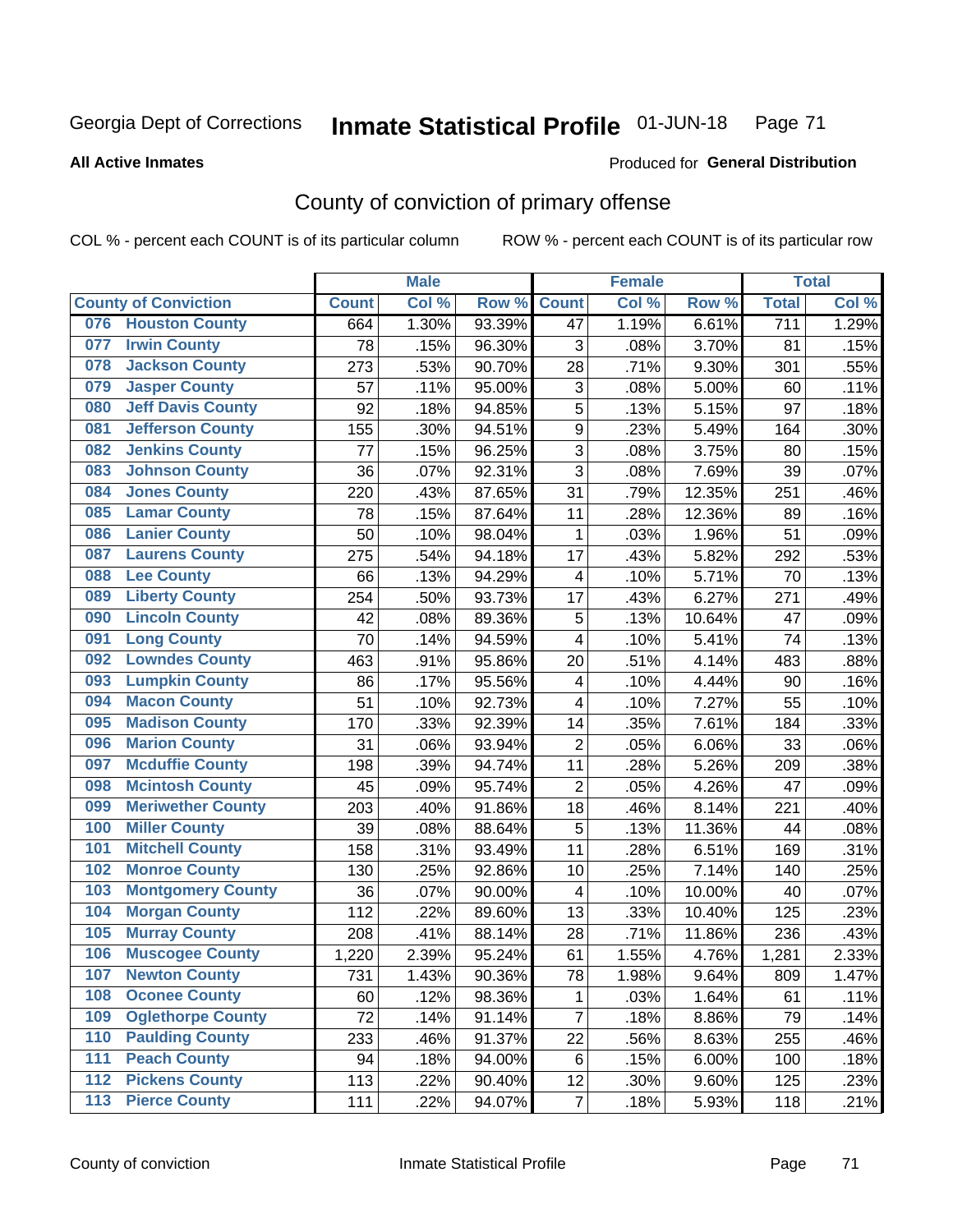Georgia Dept of Corrections **Inmate Statistical Profile** 01-JUN-18

**All Active Inmates**

Produced for **General Distribution**

## County of conviction of primary offense

COL % - percent each COUNT is of its particular column ROW % - percent each COUNT is of its particular row

| County of Conviction | Male | | | Female | | | Total | |
|---|---|---|---|---|---|---|---|---|
| | Count | Col % | Row % | Count | Col % | Row % | Total | Col % |
| 076 Houston County | 664 | 1.30% | 93.39% | 47 | 1.19% | 6.61% | 711 | 1.29% |
| 077 Irwin County | 78 | .15% | 96.30% | 3 | .08% | 3.70% | 81 | .15% |
| 078 Jackson County | 273 | .53% | 90.70% | 28 | .71% | 9.30% | 301 | .55% |
| 079 Jasper County | 57 | .11% | 95.00% | 3 | .08% | 5.00% | 60 | .11% |
| 080 Jeff Davis County | 92 | .18% | 94.85% | 5 | .13% | 5.15% | 97 | .18% |
| 081 Jefferson County | 155 | .30% | 94.51% | 9 | .23% | 5.49% | 164 | .30% |
| 082 Jenkins County | 77 | .15% | 96.25% | 3 | .08% | 3.75% | 80 | .15% |
| 083 Johnson County | 36 | .07% | 92.31% | 3 | .08% | 7.69% | 39 | .07% |
| 084 Jones County | 220 | .43% | 87.65% | 31 | .79% | 12.35% | 251 | .46% |
| 085 Lamar County | 78 | .15% | 87.64% | 11 | .28% | 12.36% | 89 | .16% |
| 086 Lanier County | 50 | .10% | 98.04% | 1 | .03% | 1.96% | 51 | .09% |
| 087 Laurens County | 275 | .54% | 94.18% | 17 | .43% | 5.82% | 292 | .53% |
| 088 Lee County | 66 | .13% | 94.29% | 4 | .10% | 5.71% | 70 | .13% |
| 089 Liberty County | 254 | .50% | 93.73% | 17 | .43% | 6.27% | 271 | .49% |
| 090 Lincoln County | 42 | .08% | 89.36% | 5 | .13% | 10.64% | 47 | .09% |
| 091 Long County | 70 | .14% | 94.59% | 4 | .10% | 5.41% | 74 | .13% |
| 092 Lowndes County | 463 | .91% | 95.86% | 20 | .51% | 4.14% | 483 | .88% |
| 093 Lumpkin County | 86 | .17% | 95.56% | 4 | .10% | 4.44% | 90 | .16% |
| 094 Macon County | 51 | .10% | 92.73% | 4 | .10% | 7.27% | 55 | .10% |
| 095 Madison County | 170 | .33% | 92.39% | 14 | .35% | 7.61% | 184 | .33% |
| 096 Marion County | 31 | .06% | 93.94% | 2 | .05% | 6.06% | 33 | .06% |
| 097 Mcduffie County | 198 | .39% | 94.74% | 11 | .28% | 5.26% | 209 | .38% |
| 098 Mcintosh County | 45 | .09% | 95.74% | 2 | .05% | 4.26% | 47 | .09% |
| 099 Meriwether County | 203 | .40% | 91.86% | 18 | .46% | 8.14% | 221 | .40% |
| 100 Miller County | 39 | .08% | 88.64% | 5 | .13% | 11.36% | 44 | .08% |
| 101 Mitchell County | 158 | .31% | 93.49% | 11 | .28% | 6.51% | 169 | .31% |
| 102 Monroe County | 130 | .25% | 92.86% | 10 | .25% | 7.14% | 140 | .25% |
| 103 Montgomery County | 36 | .07% | 90.00% | 4 | .10% | 10.00% | 40 | .07% |
| 104 Morgan County | 112 | .22% | 89.60% | 13 | .33% | 10.40% | 125 | .23% |
| 105 Murray County | 208 | .41% | 88.14% | 28 | .71% | 11.86% | 236 | .43% |
| 106 Muscogee County | 1,220 | 2.39% | 95.24% | 61 | 1.55% | 4.76% | 1,281 | 2.33% |
| 107 Newton County | 731 | 1.43% | 90.36% | 78 | 1.98% | 9.64% | 809 | 1.47% |
| 108 Oconee County | 60 | .12% | 98.36% | 1 | .03% | 1.64% | 61 | .11% |
| 109 Oglethorpe County | 72 | .14% | 91.14% | 7 | .18% | 8.86% | 79 | .14% |
| 110 Paulding County | 233 | .46% | 91.37% | 22 | .56% | 8.63% | 255 | .46% |
| 111 Peach County | 94 | .18% | 94.00% | 6 | .15% | 6.00% | 100 | .18% |
| 112 Pickens County | 113 | .22% | 90.40% | 12 | .30% | 9.60% | 125 | .23% |
| 113 Pierce County | 111 | .22% | 94.07% | 7 | .18% | 5.93% | 118 | .21% |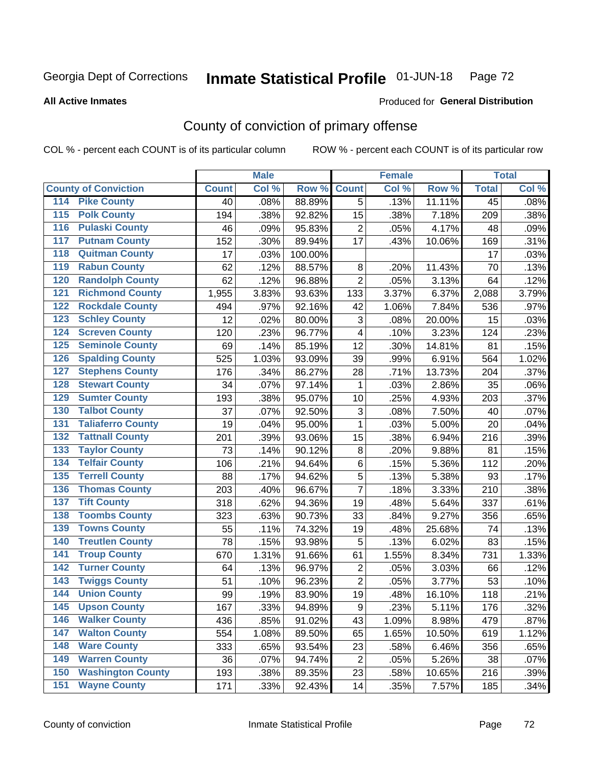Georgia Dept of Corrections **Inmate Statistical Profile** 01-JUN-18

**All Active Inmates**

Produced for **General Distribution**

## County of conviction of primary offense

COL % - percent each COUNT is of its particular column ROW % - percent each COUNT is of its particular row

| County of Conviction | Male | | | Female | | | Total | |
|---|---|---|---|---|---|---|---|---|
| | Count | Col % | Row % | Count | Col % | Row % | Total | Col % |
| 114 Pike County | 40 | .08% | 88.89% | 5 | .13% | 11.11% | 45 | .08% |
| 115 Polk County | 194 | .38% | 92.82% | 15 | .38% | 7.18% | 209 | .38% |
| 116 Pulaski County | 46 | .09% | 95.83% | 2 | .05% | 4.17% | 48 | .09% |
| 117 Putnam County | 152 | .30% | 89.94% | 17 | .43% | 10.06% | 169 | .31% |
| 118 Quitman County | 17 | .03% | 100.00% | | | | 17 | .03% |
| 119 Rabun County | 62 | .12% | 88.57% | 8 | .20% | 11.43% | 70 | .13% |
| 120 Randolph County | 62 | .12% | 96.88% | 2 | .05% | 3.13% | 64 | .12% |
| 121 Richmond County | 1,955 | 3.83% | 93.63% | 133 | 3.37% | 6.37% | 2,088 | 3.79% |
| 122 Rockdale County | 494 | .97% | 92.16% | 42 | 1.06% | 7.84% | 536 | .97% |
| 123 Schley County | 12 | .02% | 80.00% | 3 | .08% | 20.00% | 15 | .03% |
| 124 Screven County | 120 | .23% | 96.77% | 4 | .10% | 3.23% | 124 | .23% |
| 125 Seminole County | 69 | .14% | 85.19% | 12 | .30% | 14.81% | 81 | .15% |
| 126 Spalding County | 525 | 1.03% | 93.09% | 39 | .99% | 6.91% | 564 | 1.02% |
| 127 Stephens County | 176 | .34% | 86.27% | 28 | .71% | 13.73% | 204 | .37% |
| 128 Stewart County | 34 | .07% | 97.14% | 1 | .03% | 2.86% | 35 | .06% |
| 129 Sumter County | 193 | .38% | 95.07% | 10 | .25% | 4.93% | 203 | .37% |
| 130 Talbot County | 37 | .07% | 92.50% | 3 | .08% | 7.50% | 40 | .07% |
| 131 Taliaferro County | 19 | .04% | 95.00% | 1 | .03% | 5.00% | 20 | .04% |
| 132 Tattnall County | 201 | .39% | 93.06% | 15 | .38% | 6.94% | 216 | .39% |
| 133 Taylor County | 73 | .14% | 90.12% | 8 | .20% | 9.88% | 81 | .15% |
| 134 Telfair County | 106 | .21% | 94.64% | 6 | .15% | 5.36% | 112 | .20% |
| 135 Terrell County | 88 | .17% | 94.62% | 5 | .13% | 5.38% | 93 | .17% |
| 136 Thomas County | 203 | .40% | 96.67% | 7 | .18% | 3.33% | 210 | .38% |
| 137 Tift County | 318 | .62% | 94.36% | 19 | .48% | 5.64% | 337 | .61% |
| 138 Toombs County | 323 | .63% | 90.73% | 33 | .84% | 9.27% | 356 | .65% |
| 139 Towns County | 55 | .11% | 74.32% | 19 | .48% | 25.68% | 74 | .13% |
| 140 Treutlen County | 78 | .15% | 93.98% | 5 | .13% | 6.02% | 83 | .15% |
| 141 Troup County | 670 | 1.31% | 91.66% | 61 | 1.55% | 8.34% | 731 | 1.33% |
| 142 Turner County | 64 | .13% | 96.97% | 2 | .05% | 3.03% | 66 | .12% |
| 143 Twiggs County | 51 | .10% | 96.23% | 2 | .05% | 3.77% | 53 | .10% |
| 144 Union County | 99 | .19% | 83.90% | 19 | .48% | 16.10% | 118 | .21% |
| 145 Upson County | 167 | .33% | 94.89% | 9 | .23% | 5.11% | 176 | .32% |
| 146 Walker County | 436 | .85% | 91.02% | 43 | 1.09% | 8.98% | 479 | .87% |
| 147 Walton County | 554 | 1.08% | 89.50% | 65 | 1.65% | 10.50% | 619 | 1.12% |
| 148 Ware County | 333 | .65% | 93.54% | 23 | .58% | 6.46% | 356 | .65% |
| 149 Warren County | 36 | .07% | 94.74% | 2 | .05% | 5.26% | 38 | .07% |
| 150 Washington County | 193 | .38% | 89.35% | 23 | .58% | 10.65% | 216 | .39% |
| 151 Wayne County | 171 | .33% | 92.43% | 14 | .35% | 7.57% | 185 | .34% |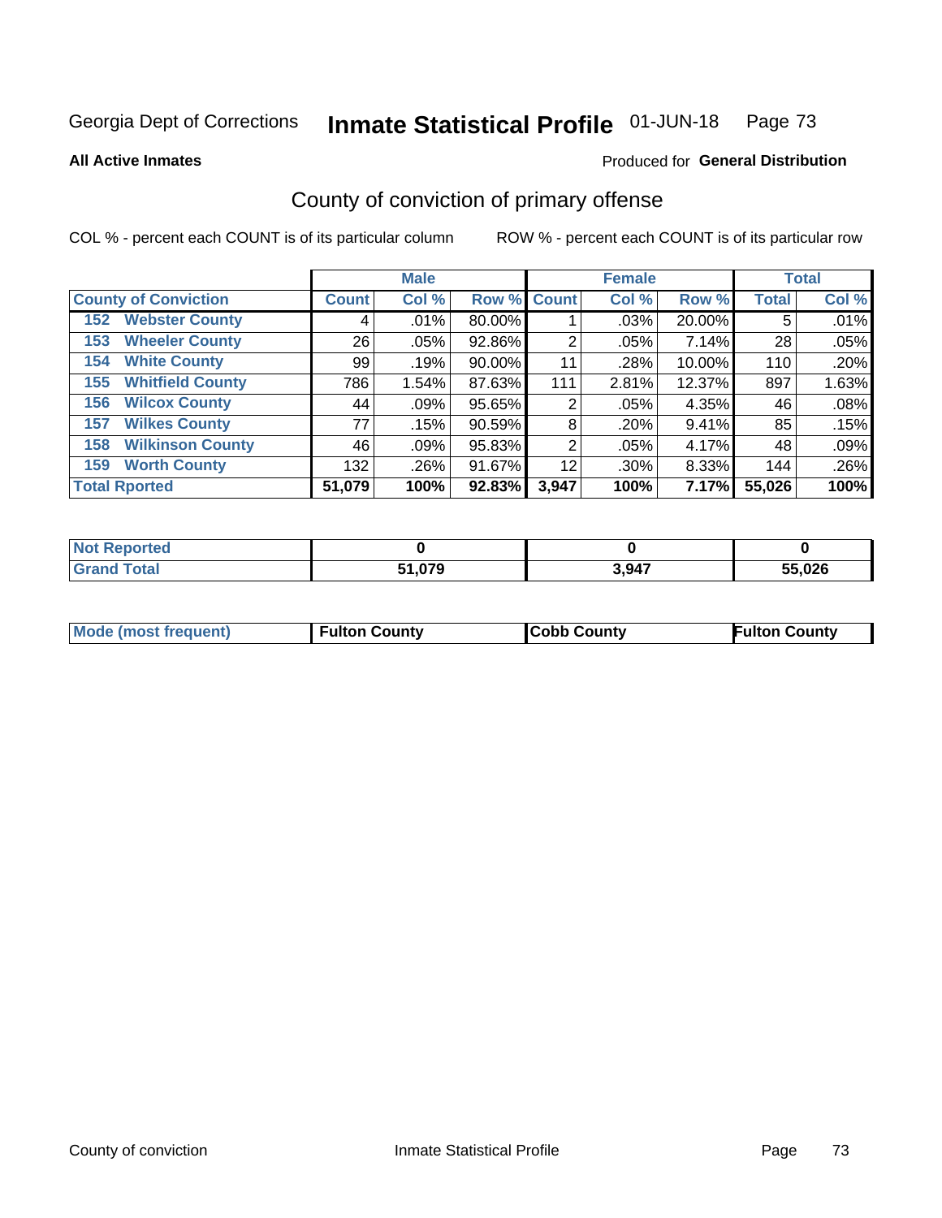Georgia Dept of Corrections **Inmate Statistical Profile** 01-JUN-18

**All Active Inmates**

Produced for **General Distribution**

## County of conviction of primary offense

COL % - percent each COUNT is of its particular column

ROW % - percent each COUNT is of its particular row

| County of Conviction | Male | | | Female | | | Total | |
|---|---|---|---|---|---|---|---|---|
| | Count | Col % | Row % | Count | Col % | Row % | Total | Col % |
| 152 Webster County | 4 | .01% | 80.00% | 1 | .03% | 20.00% | 5 | .01% |
| 153 Wheeler County | 26 | .05% | 92.86% | 2 | .05% | 7.14% | 28 | .05% |
| 154 White County | 99 | .19% | 90.00% | 11 | .28% | 10.00% | 110 | .20% |
| 155 Whitfield County | 786 | 1.54% | 87.63% | 111 | 2.81% | 12.37% | 897 | 1.63% |
| 156 Wilcox County | 44 | .09% | 95.65% | 2 | .05% | 4.35% | 46 | .08% |
| 157 Wilkes County | 77 | .15% | 90.59% | 8 | .20% | 9.41% | 85 | .15% |
| 158 Wilkinson County | 46 | .09% | 95.83% | 2 | .05% | 4.17% | 48 | .09% |
| 159 Worth County | 132 | .26% | 91.67% | 12 | .30% | 8.33% | 144 | .26% |
| **Total Rported** | **51,079** | **100%** | **92.83%** | **3,947** | **100%** | **7.17%** | **55,026** | **100%** |

| | Male | Female | Total |
|---|---|---|---|
| Not Reported | 0 | 0 | 0 |
| Grand Total | 51,079 | 3,947 | 55,026 |

| | Male | Female | Total |
|---|---|---|---|
| Mode (most frequent) | Fulton County | Cobb County | Fulton County |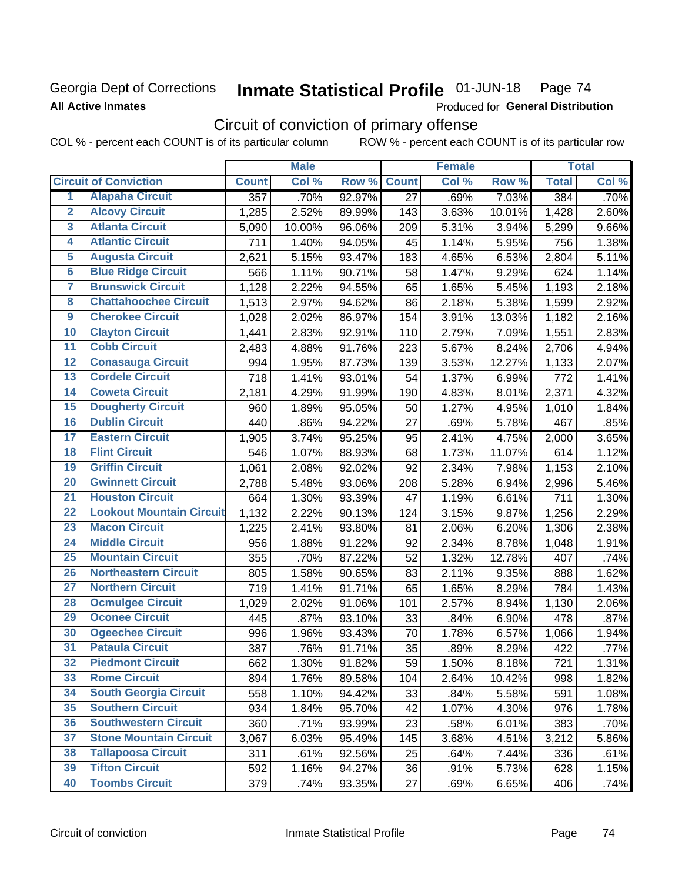Georgia Dept of Corrections
**All Active Inmates**

# Inmate Statistical Profile 01-JUN-18 Page 74

Produced for **General Distribution**

## Circuit of conviction of primary offense

COL % - percent each COUNT is of its particular column ROW % - percent each COUNT is of its particular row

| | | Male | | | Female | | | Total | |
|---|---|---|---|---|---|---|---|---|---|
| **Circuit of Conviction** | | **Count** | **Col %** | **Row %** | **Count** | **Col %** | **Row %** | **Total** | **Col %** |
| 1 | Alapaha Circuit | 357 | .70% | 92.97% | 27 | .69% | 7.03% | 384 | .70% |
| 2 | Alcovy Circuit | 1,285 | 2.52% | 89.99% | 143 | 3.63% | 10.01% | 1,428 | 2.60% |
| 3 | Atlanta Circuit | 5,090 | 10.00% | 96.06% | 209 | 5.31% | 3.94% | 5,299 | 9.66% |
| 4 | Atlantic Circuit | 711 | 1.40% | 94.05% | 45 | 1.14% | 5.95% | 756 | 1.38% |
| 5 | Augusta Circuit | 2,621 | 5.15% | 93.47% | 183 | 4.65% | 6.53% | 2,804 | 5.11% |
| 6 | Blue Ridge Circuit | 566 | 1.11% | 90.71% | 58 | 1.47% | 9.29% | 624 | 1.14% |
| 7 | Brunswick Circuit | 1,128 | 2.22% | 94.55% | 65 | 1.65% | 5.45% | 1,193 | 2.18% |
| 8 | Chattahoochee Circuit | 1,513 | 2.97% | 94.62% | 86 | 2.18% | 5.38% | 1,599 | 2.92% |
| 9 | Cherokee Circuit | 1,028 | 2.02% | 86.97% | 154 | 3.91% | 13.03% | 1,182 | 2.16% |
| 10 | Clayton Circuit | 1,441 | 2.83% | 92.91% | 110 | 2.79% | 7.09% | 1,551 | 2.83% |
| 11 | Cobb Circuit | 2,483 | 4.88% | 91.76% | 223 | 5.67% | 8.24% | 2,706 | 4.94% |
| 12 | Conasauga Circuit | 994 | 1.95% | 87.73% | 139 | 3.53% | 12.27% | 1,133 | 2.07% |
| 13 | Cordele Circuit | 718 | 1.41% | 93.01% | 54 | 1.37% | 6.99% | 772 | 1.41% |
| 14 | Coweta Circuit | 2,181 | 4.29% | 91.99% | 190 | 4.83% | 8.01% | 2,371 | 4.32% |
| 15 | Dougherty Circuit | 960 | 1.89% | 95.05% | 50 | 1.27% | 4.95% | 1,010 | 1.84% |
| 16 | Dublin Circuit | 440 | .86% | 94.22% | 27 | .69% | 5.78% | 467 | .85% |
| 17 | Eastern Circuit | 1,905 | 3.74% | 95.25% | 95 | 2.41% | 4.75% | 2,000 | 3.65% |
| 18 | Flint Circuit | 546 | 1.07% | 88.93% | 68 | 1.73% | 11.07% | 614 | 1.12% |
| 19 | Griffin Circuit | 1,061 | 2.08% | 92.02% | 92 | 2.34% | 7.98% | 1,153 | 2.10% |
| 20 | Gwinnett Circuit | 2,788 | 5.48% | 93.06% | 208 | 5.28% | 6.94% | 2,996 | 5.46% |
| 21 | Houston Circuit | 664 | 1.30% | 93.39% | 47 | 1.19% | 6.61% | 711 | 1.30% |
| 22 | Lookout Mountain Circuit | 1,132 | 2.22% | 90.13% | 124 | 3.15% | 9.87% | 1,256 | 2.29% |
| 23 | Macon Circuit | 1,225 | 2.41% | 93.80% | 81 | 2.06% | 6.20% | 1,306 | 2.38% |
| 24 | Middle Circuit | 956 | 1.88% | 91.22% | 92 | 2.34% | 8.78% | 1,048 | 1.91% |
| 25 | Mountain Circuit | 355 | .70% | 87.22% | 52 | 1.32% | 12.78% | 407 | .74% |
| 26 | Northeastern Circuit | 805 | 1.58% | 90.65% | 83 | 2.11% | 9.35% | 888 | 1.62% |
| 27 | Northern Circuit | 719 | 1.41% | 91.71% | 65 | 1.65% | 8.29% | 784 | 1.43% |
| 28 | Ocmulgee Circuit | 1,029 | 2.02% | 91.06% | 101 | 2.57% | 8.94% | 1,130 | 2.06% |
| 29 | Oconee Circuit | 445 | .87% | 93.10% | 33 | .84% | 6.90% | 478 | .87% |
| 30 | Ogeechee Circuit | 996 | 1.96% | 93.43% | 70 | 1.78% | 6.57% | 1,066 | 1.94% |
| 31 | Pataula Circuit | 387 | .76% | 91.71% | 35 | .89% | 8.29% | 422 | .77% |
| 32 | Piedmont Circuit | 662 | 1.30% | 91.82% | 59 | 1.50% | 8.18% | 721 | 1.31% |
| 33 | Rome Circuit | 894 | 1.76% | 89.58% | 104 | 2.64% | 10.42% | 998 | 1.82% |
| 34 | South Georgia Circuit | 558 | 1.10% | 94.42% | 33 | .84% | 5.58% | 591 | 1.08% |
| 35 | Southern Circuit | 934 | 1.84% | 95.70% | 42 | 1.07% | 4.30% | 976 | 1.78% |
| 36 | Southwestern Circuit | 360 | .71% | 93.99% | 23 | .58% | 6.01% | 383 | .70% |
| 37 | Stone Mountain Circuit | 3,067 | 6.03% | 95.49% | 145 | 3.68% | 4.51% | 3,212 | 5.86% |
| 38 | Tallapoosa Circuit | 311 | .61% | 92.56% | 25 | .64% | 7.44% | 336 | .61% |
| 39 | Tifton Circuit | 592 | 1.16% | 94.27% | 36 | .91% | 5.73% | 628 | 1.15% |
| 40 | Toombs Circuit | 379 | .74% | 93.35% | 27 | .69% | 6.65% | 406 | .74% |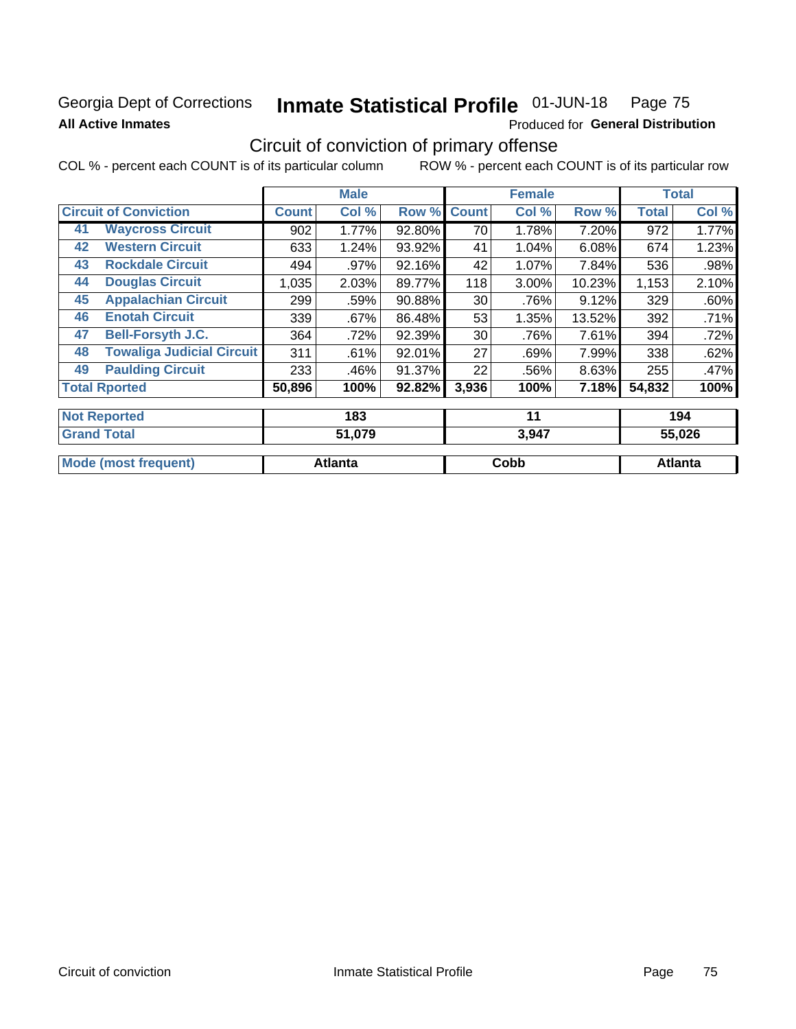Georgia Dept of Corrections **Inmate Statistical Profile** 01-JUN-18 Page 75

**All Active Inmates**

Produced for **General Distribution**

## Circuit of conviction of primary offense

COL % - percent each COUNT is of its particular column ROW % - percent each COUNT is of its particular row

| Circuit of Conviction | | Male | | | Female | | | Total | |
|---|---|---|---|---|---|---|---|---|---|
| | | Count | Col % | Row % | Count | Col % | Row % | Total | Col % |
| 41 | Waycross Circuit | 902 | 1.77% | 92.80% | 70 | 1.78% | 7.20% | 972 | 1.77% |
| 42 | Western Circuit | 633 | 1.24% | 93.92% | 41 | 1.04% | 6.08% | 674 | 1.23% |
| 43 | Rockdale Circuit | 494 | .97% | 92.16% | 42 | 1.07% | 7.84% | 536 | .98% |
| 44 | Douglas Circuit | 1,035 | 2.03% | 89.77% | 118 | 3.00% | 10.23% | 1,153 | 2.10% |
| 45 | Appalachian Circuit | 299 | .59% | 90.88% | 30 | .76% | 9.12% | 329 | .60% |
| 46 | Enotah Circuit | 339 | .67% | 86.48% | 53 | 1.35% | 13.52% | 392 | .71% |
| 47 | Bell-Forsyth J.C. | 364 | .72% | 92.39% | 30 | .76% | 7.61% | 394 | .72% |
| 48 | Towaliga Judicial Circuit | 311 | .61% | 92.01% | 27 | .69% | 7.99% | 338 | .62% |
| 49 | Paulding Circuit | 233 | .46% | 91.37% | 22 | .56% | 8.63% | 255 | .47% |
| **Total Rported** | | **50,896** | **100%** | **92.82%** | **3,936** | **100%** | **7.18%** | **54,832** | **100%** |
| **Not Reported** | | **183** | | | **11** | | | **194** | |
| **Grand Total** | | **51,079** | | | **3,947** | | | **55,026** | |
| **Mode (most frequent)** | | **Atlanta** | | | **Cobb** | | | **Atlanta** | |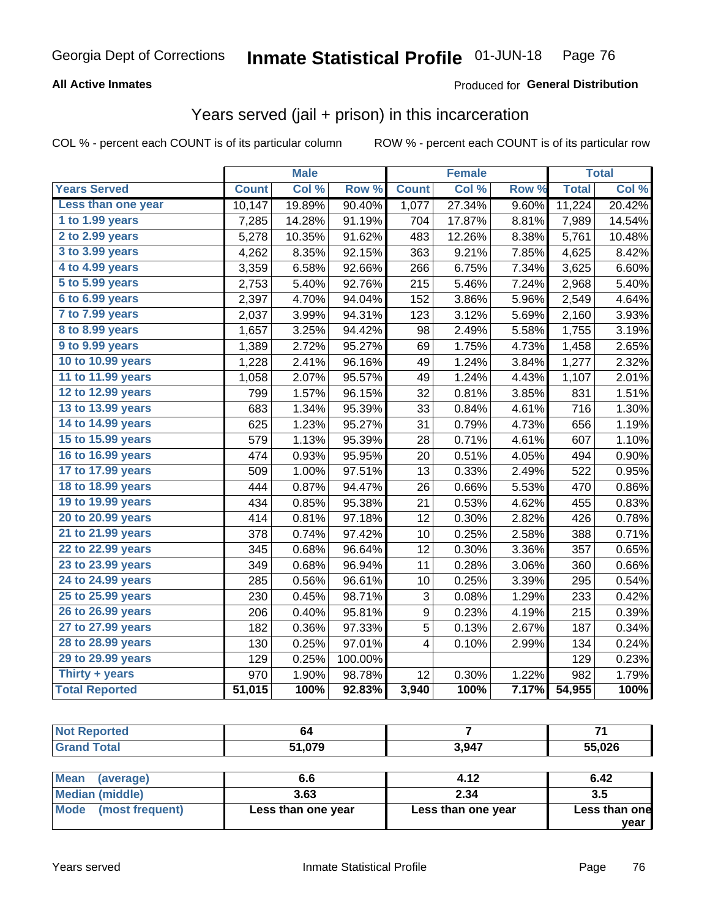# Georgia Dept of Corrections — Inmate Statistical Profile — 01-JUN-18

**All Active Inmates** — Produced for **General Distribution**

## Years served (jail + prison) in this incarceration

COL % - percent each COUNT is of its particular column    ROW % - percent each COUNT is of its particular row

| | Male | | | Female | | | Total | |
|---|---|---|---|---|---|---|---|---|
| **Years Served** | **Count** | **Col %** | **Row %** | **Count** | **Col %** | **Row %** | **Total** | **Col %** |
| Less than one year | 10,147 | 19.89% | 90.40% | 1,077 | 27.34% | 9.60% | 11,224 | 20.42% |
| 1 to 1.99 years | 7,285 | 14.28% | 91.19% | 704 | 17.87% | 8.81% | 7,989 | 14.54% |
| 2 to 2.99 years | 5,278 | 10.35% | 91.62% | 483 | 12.26% | 8.38% | 5,761 | 10.48% |
| 3 to 3.99 years | 4,262 | 8.35% | 92.15% | 363 | 9.21% | 7.85% | 4,625 | 8.42% |
| 4 to 4.99 years | 3,359 | 6.58% | 92.66% | 266 | 6.75% | 7.34% | 3,625 | 6.60% |
| 5 to 5.99 years | 2,753 | 5.40% | 92.76% | 215 | 5.46% | 7.24% | 2,968 | 5.40% |
| 6 to 6.99 years | 2,397 | 4.70% | 94.04% | 152 | 3.86% | 5.96% | 2,549 | 4.64% |
| 7 to 7.99 years | 2,037 | 3.99% | 94.31% | 123 | 3.12% | 5.69% | 2,160 | 3.93% |
| 8 to 8.99 years | 1,657 | 3.25% | 94.42% | 98 | 2.49% | 5.58% | 1,755 | 3.19% |
| 9 to 9.99 years | 1,389 | 2.72% | 95.27% | 69 | 1.75% | 4.73% | 1,458 | 2.65% |
| 10 to 10.99 years | 1,228 | 2.41% | 96.16% | 49 | 1.24% | 3.84% | 1,277 | 2.32% |
| 11 to 11.99 years | 1,058 | 2.07% | 95.57% | 49 | 1.24% | 4.43% | 1,107 | 2.01% |
| 12 to 12.99 years | 799 | 1.57% | 96.15% | 32 | 0.81% | 3.85% | 831 | 1.51% |
| 13 to 13.99 years | 683 | 1.34% | 95.39% | 33 | 0.84% | 4.61% | 716 | 1.30% |
| 14 to 14.99 years | 625 | 1.23% | 95.27% | 31 | 0.79% | 4.73% | 656 | 1.19% |
| 15 to 15.99 years | 579 | 1.13% | 95.39% | 28 | 0.71% | 4.61% | 607 | 1.10% |
| 16 to 16.99 years | 474 | 0.93% | 95.95% | 20 | 0.51% | 4.05% | 494 | 0.90% |
| 17 to 17.99 years | 509 | 1.00% | 97.51% | 13 | 0.33% | 2.49% | 522 | 0.95% |
| 18 to 18.99 years | 444 | 0.87% | 94.47% | 26 | 0.66% | 5.53% | 470 | 0.86% |
| 19 to 19.99 years | 434 | 0.85% | 95.38% | 21 | 0.53% | 4.62% | 455 | 0.83% |
| 20 to 20.99 years | 414 | 0.81% | 97.18% | 12 | 0.30% | 2.82% | 426 | 0.78% |
| 21 to 21.99 years | 378 | 0.74% | 97.42% | 10 | 0.25% | 2.58% | 388 | 0.71% |
| 22 to 22.99 years | 345 | 0.68% | 96.64% | 12 | 0.30% | 3.36% | 357 | 0.65% |
| 23 to 23.99 years | 349 | 0.68% | 96.94% | 11 | 0.28% | 3.06% | 360 | 0.66% |
| 24 to 24.99 years | 285 | 0.56% | 96.61% | 10 | 0.25% | 3.39% | 295 | 0.54% |
| 25 to 25.99 years | 230 | 0.45% | 98.71% | 3 | 0.08% | 1.29% | 233 | 0.42% |
| 26 to 26.99 years | 206 | 0.40% | 95.81% | 9 | 0.23% | 4.19% | 215 | 0.39% |
| 27 to 27.99 years | 182 | 0.36% | 97.33% | 5 | 0.13% | 2.67% | 187 | 0.34% |
| 28 to 28.99 years | 130 | 0.25% | 97.01% | 4 | 0.10% | 2.99% | 134 | 0.24% |
| 29 to 29.99 years | 129 | 0.25% | 100.00% | | | | 129 | 0.23% |
| Thirty + years | 970 | 1.90% | 98.78% | 12 | 0.30% | 1.22% | 982 | 1.79% |
| **Total Reported** | **51,015** | **100%** | **92.83%** | **3,940** | **100%** | **7.17%** | **54,955** | **100%** |

| | Male | Female | Total |
|---|---|---|---|
| Not Reported | 64 | 7 | 71 |
| Grand Total | 51,079 | 3,947 | 55,026 |

| | Male | Female | Total |
|---|---|---|---|
| Mean (average) | 6.6 | 4.12 | 6.42 |
| Median (middle) | 3.63 | 2.34 | 3.5 |
| Mode (most frequent) | Less than one year | Less than one year | Less than one year |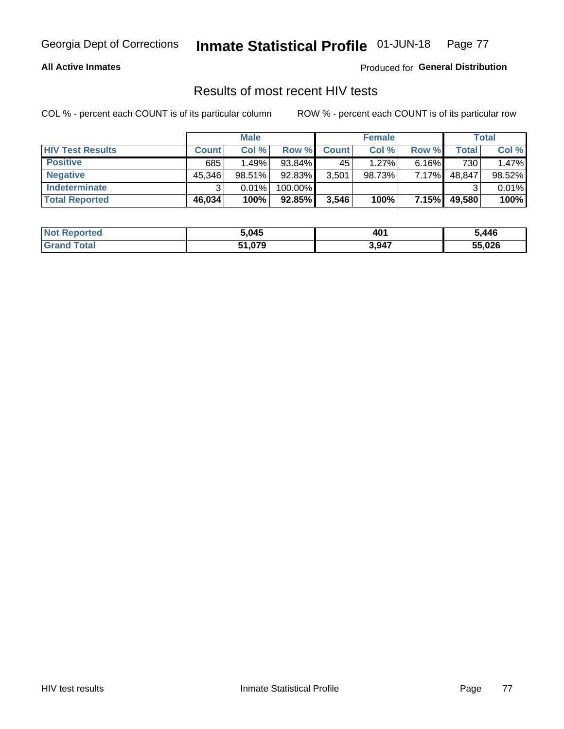Georgia Dept of Corrections **Inmate Statistical Profile** 01-JUN-18

**All Active Inmates**

Produced for **General Distribution**

## Results of most recent HIV tests

COL % - percent each COUNT is of its particular column

ROW % - percent each COUNT is of its particular row

| | Male | | | Female | | | Total | |
|---|---|---|---|---|---|---|---|---|
| **HIV Test Results** | **Count** | **Col %** | **Row %** | **Count** | **Col %** | **Row %** | **Total** | **Col %** |
| **Positive** | 685 | 1.49% | 93.84% | 45 | 1.27% | 6.16% | 730 | 1.47% |
| **Negative** | 45,346 | 98.51% | 92.83% | 3,501 | 98.73% | 7.17% | 48,847 | 98.52% |
| **Indeterminate** | 3 | 0.01% | 100.00% | | | | 3 | 0.01% |
| **Total Reported** | **46,034** | **100%** | **92.85%** | **3,546** | **100%** | **7.15%** | **49,580** | **100%** |

| | Male | Female | Total |
|---|---|---|---|
| **Not Reported** | **5,045** | **401** | **5,446** |
| **Grand Total** | **51,079** | **3,947** | **55,026** |

HIV test results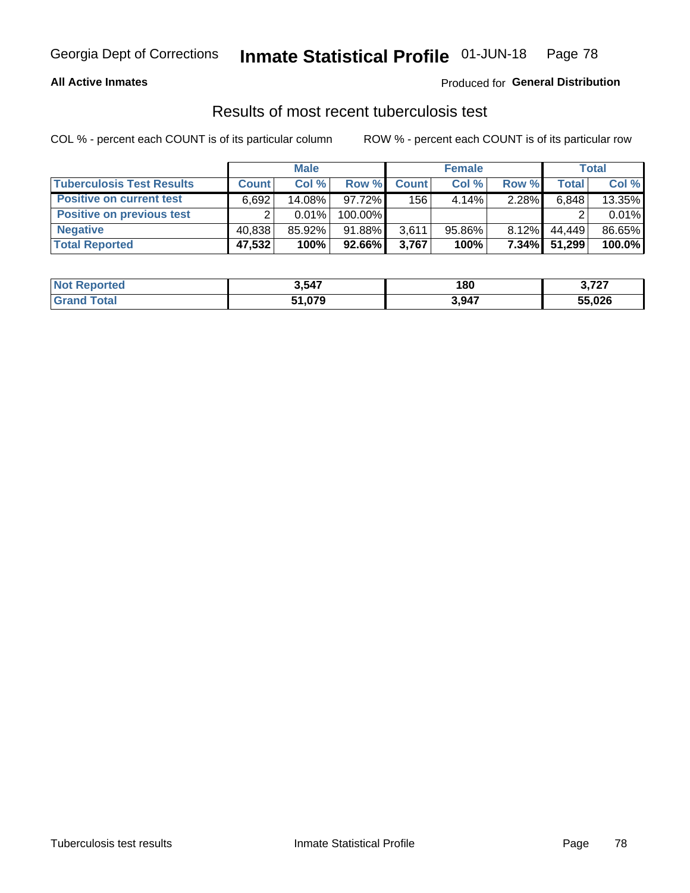Georgia Dept of Corrections **Inmate Statistical Profile** 01-JUN-18

**All Active Inmates**

Produced for **General Distribution**

## Results of most recent tuberculosis test

COL % - percent each COUNT is of its particular column

ROW % - percent each COUNT is of its particular row

| | Male | | | Female | | | Total | |
|---|---|---|---|---|---|---|---|---|
| **Tuberculosis Test Results** | **Count** | **Col %** | **Row %** | **Count** | **Col %** | **Row %** | **Total** | **Col %** |
| **Positive on current test** | 6,692 | 14.08% | 97.72% | 156 | 4.14% | 2.28% | 6,848 | 13.35% |
| **Positive on previous test** | 2 | 0.01% | 100.00% | | | | 2 | 0.01% |
| **Negative** | 40,838 | 85.92% | 91.88% | 3,611 | 95.86% | 8.12% | 44,449 | 86.65% |
| **Total Reported** | **47,532** | **100%** | **92.66%** | **3,767** | **100%** | **7.34%** | **51,299** | **100.0%** |

| | Male | Female | Total |
|---|---|---|---|
| **Not Reported** | **3,547** | **180** | **3,727** |
| **Grand Total** | **51,079** | **3,947** | **55,026** |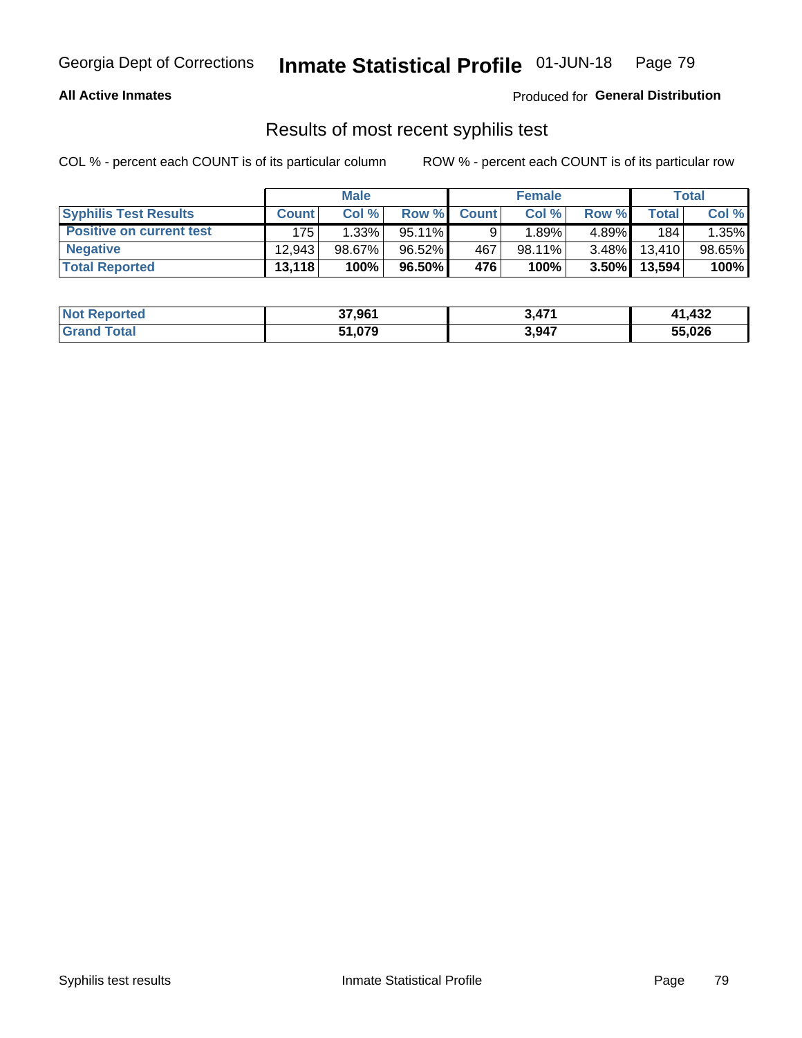# Georgia Dept of Corrections — Inmate Statistical Profile — 01-JUN-18

**All Active Inmates** — Produced for **General Distribution**

## Results of most recent syphilis test

COL % - percent each COUNT is of its particular column    ROW % - percent each COUNT is of its particular row

| | Male | | | Female | | | Total | |
|---|---|---|---|---|---|---|---|---|
| **Syphilis Test Results** | **Count** | **Col %** | **Row %** | **Count** | **Col %** | **Row %** | **Total** | **Col %** |
| **Positive on current test** | 175 | 1.33% | 95.11% | 9 | 1.89% | 4.89% | 184 | 1.35% |
| **Negative** | 12,943 | 98.67% | 96.52% | 467 | 98.11% | 3.48% | 13,410 | 98.65% |
| **Total Reported** | **13,118** | **100%** | **96.50%** | **476** | **100%** | **3.50%** | **13,594** | **100%** |

| | Male | Female | Total |
|---|---|---|---|
| **Not Reported** | **37,961** | **3,471** | **41,432** |
| **Grand Total** | **51,079** | **3,947** | **55,026** |

Syphilis test results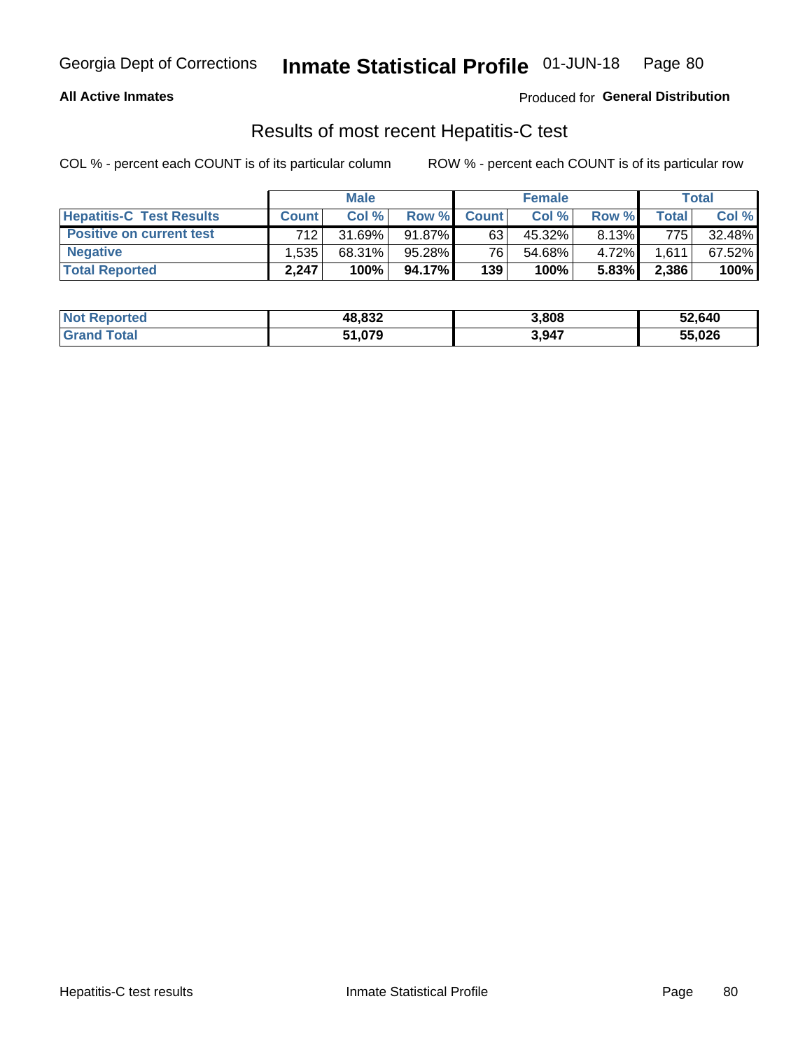Georgia Dept of Corrections **Inmate Statistical Profile** 01-JUN-18

**All Active Inmates**

Produced for **General Distribution**

## Results of most recent Hepatitis-C test

COL % - percent each COUNT is of its particular column

ROW % - percent each COUNT is of its particular row

| | Male | | | Female | | | Total | |
|---|---|---|---|---|---|---|---|---|
| **Hepatitis-C Test Results** | **Count** | **Col %** | **Row %** | **Count** | **Col %** | **Row %** | **Total** | **Col %** |
| **Positive on current test** | 712 | 31.69% | 91.87% | 63 | 45.32% | 8.13% | 775 | 32.48% |
| **Negative** | 1,535 | 68.31% | 95.28% | 76 | 54.68% | 4.72% | 1,611 | 67.52% |
| **Total Reported** | **2,247** | **100%** | **94.17%** | **139** | **100%** | **5.83%** | **2,386** | **100%** |

| | Male | Female | Total |
|---|---|---|---|
| **Not Reported** | **48,832** | **3,808** | **52,640** |
| **Grand Total** | **51,079** | **3,947** | **55,026** |

Hepatitis-C test results